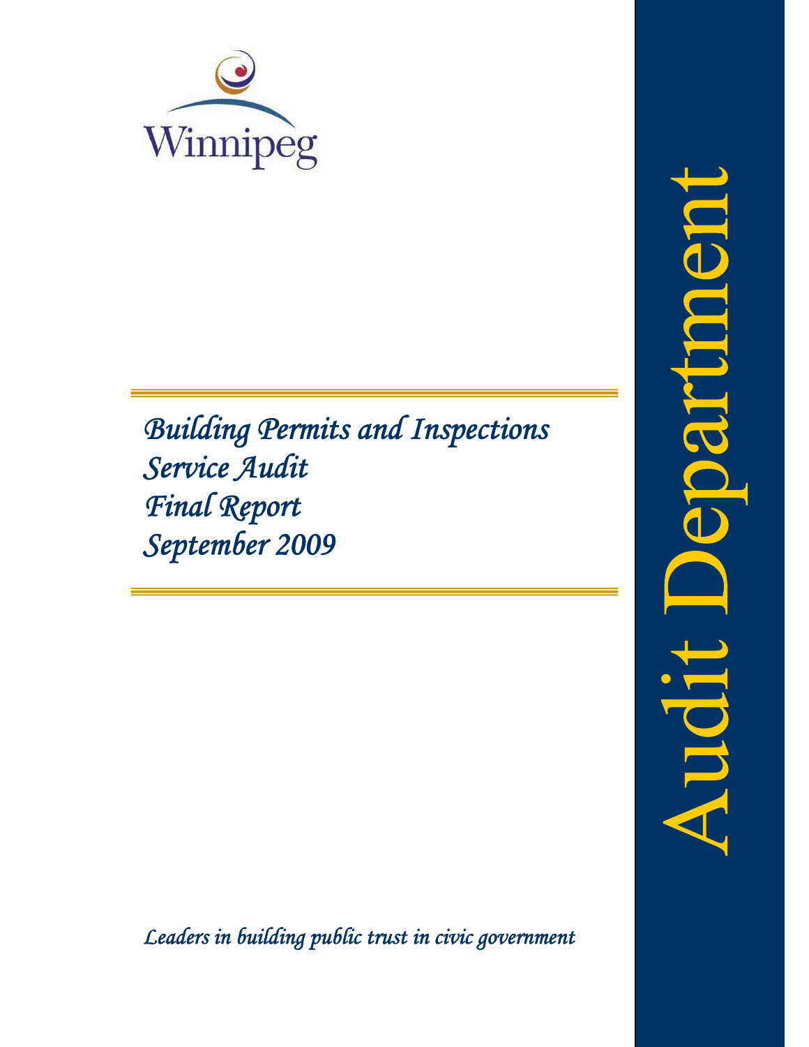Winnipeg

# Building Permits and Inspections Service Audit Final Report September 2009

*Leaders in building public trust in civic government*

Audit Department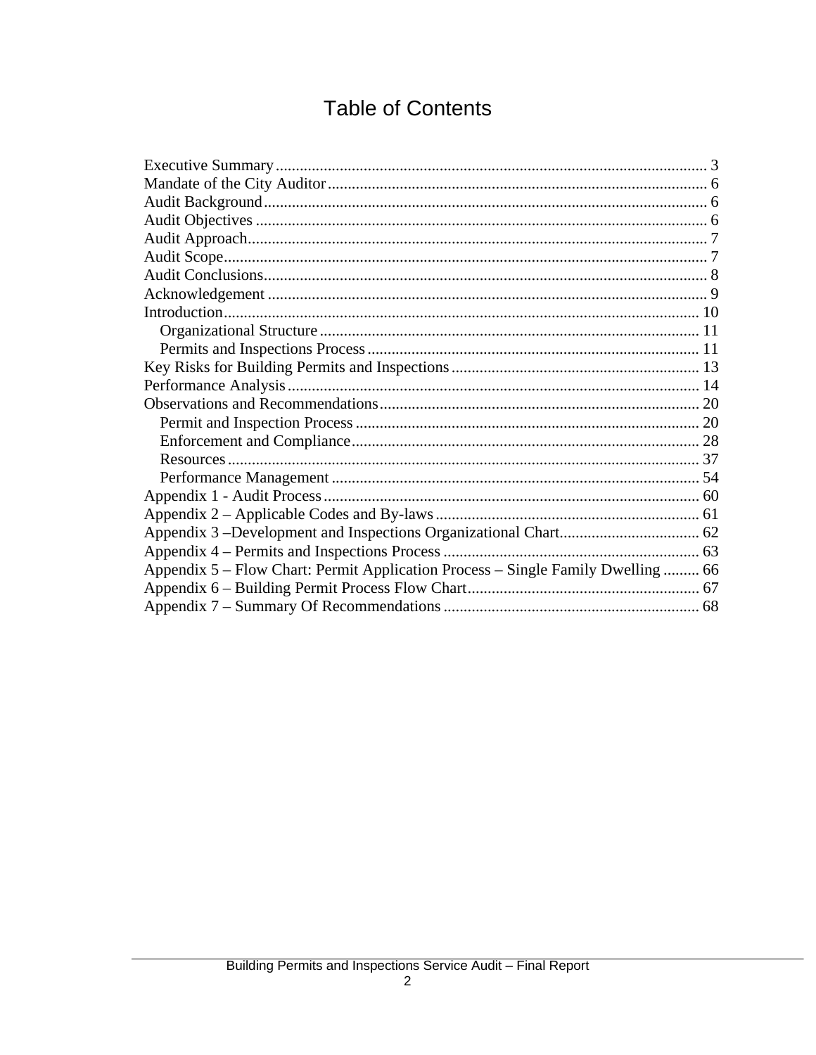# Table of Contents

Executive Summary ........................................................................................................... 3
Mandate of the City Auditor.............................................................................................. 6
Audit Background.............................................................................................................. 6
Audit Objectives ................................................................................................................ 6
Audit Approach.................................................................................................................. 7
Audit Scope........................................................................................................................ 7
Audit Conclusions.............................................................................................................. 8
Acknowledgement ............................................................................................................. 9
Introduction...................................................................................................................... 10
- Organizational Structure ............................................................................................... 11
- Permits and Inspections Process ................................................................................... 11

Key Risks for Building Permits and Inspections .............................................................. 13
Performance Analysis ....................................................................................................... 14
Observations and Recommendations................................................................................ 20
- Permit and Inspection Process ...................................................................................... 20
- Enforcement and Compliance....................................................................................... 28
- Resources ...................................................................................................................... 37
- Performance Management ............................................................................................ 54

Appendix 1 - Audit Process.............................................................................................. 60
Appendix 2 – Applicable Codes and By-laws.................................................................. 61
Appendix 3 –Development and Inspections Organizational Chart................................... 62
Appendix 4 – Permits and Inspections Process ................................................................ 63
Appendix 5 – Flow Chart: Permit Application Process – Single Family Dwelling ......... 66
Appendix 6 – Building Permit Process Flow Chart.......................................................... 67
Appendix 7 – Summary Of Recommendations ................................................................ 68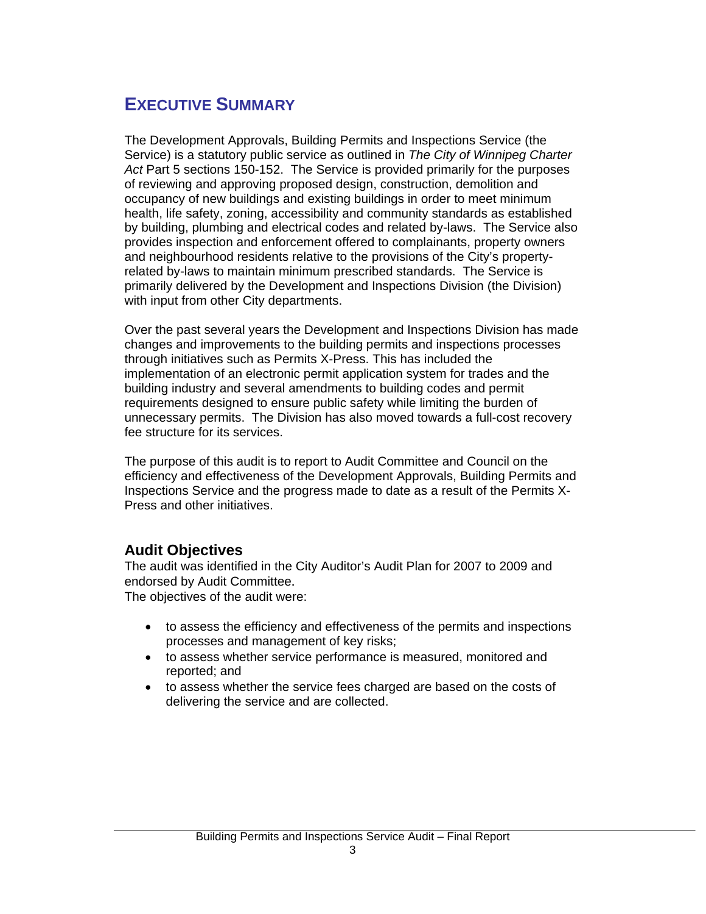# EXECUTIVE SUMMARY

The Development Approvals, Building Permits and Inspections Service (the Service) is a statutory public service as outlined in *The City of Winnipeg Charter Act* Part 5 sections 150-152. The Service is provided primarily for the purposes of reviewing and approving proposed design, construction, demolition and occupancy of new buildings and existing buildings in order to meet minimum health, life safety, zoning, accessibility and community standards as established by building, plumbing and electrical codes and related by-laws. The Service also provides inspection and enforcement offered to complainants, property owners and neighbourhood residents relative to the provisions of the City's property-related by-laws to maintain minimum prescribed standards. The Service is primarily delivered by the Development and Inspections Division (the Division) with input from other City departments.

Over the past several years the Development and Inspections Division has made changes and improvements to the building permits and inspections processes through initiatives such as Permits X-Press. This has included the implementation of an electronic permit application system for trades and the building industry and several amendments to building codes and permit requirements designed to ensure public safety while limiting the burden of unnecessary permits. The Division has also moved towards a full-cost recovery fee structure for its services.

The purpose of this audit is to report to Audit Committee and Council on the efficiency and effectiveness of the Development Approvals, Building Permits and Inspections Service and the progress made to date as a result of the Permits X-Press and other initiatives.

## Audit Objectives

The audit was identified in the City Auditor's Audit Plan for 2007 to 2009 and endorsed by Audit Committee.
The objectives of the audit were:

- to assess the efficiency and effectiveness of the permits and inspections processes and management of key risks;
- to assess whether service performance is measured, monitored and reported; and
- to assess whether the service fees charged are based on the costs of delivering the service and are collected.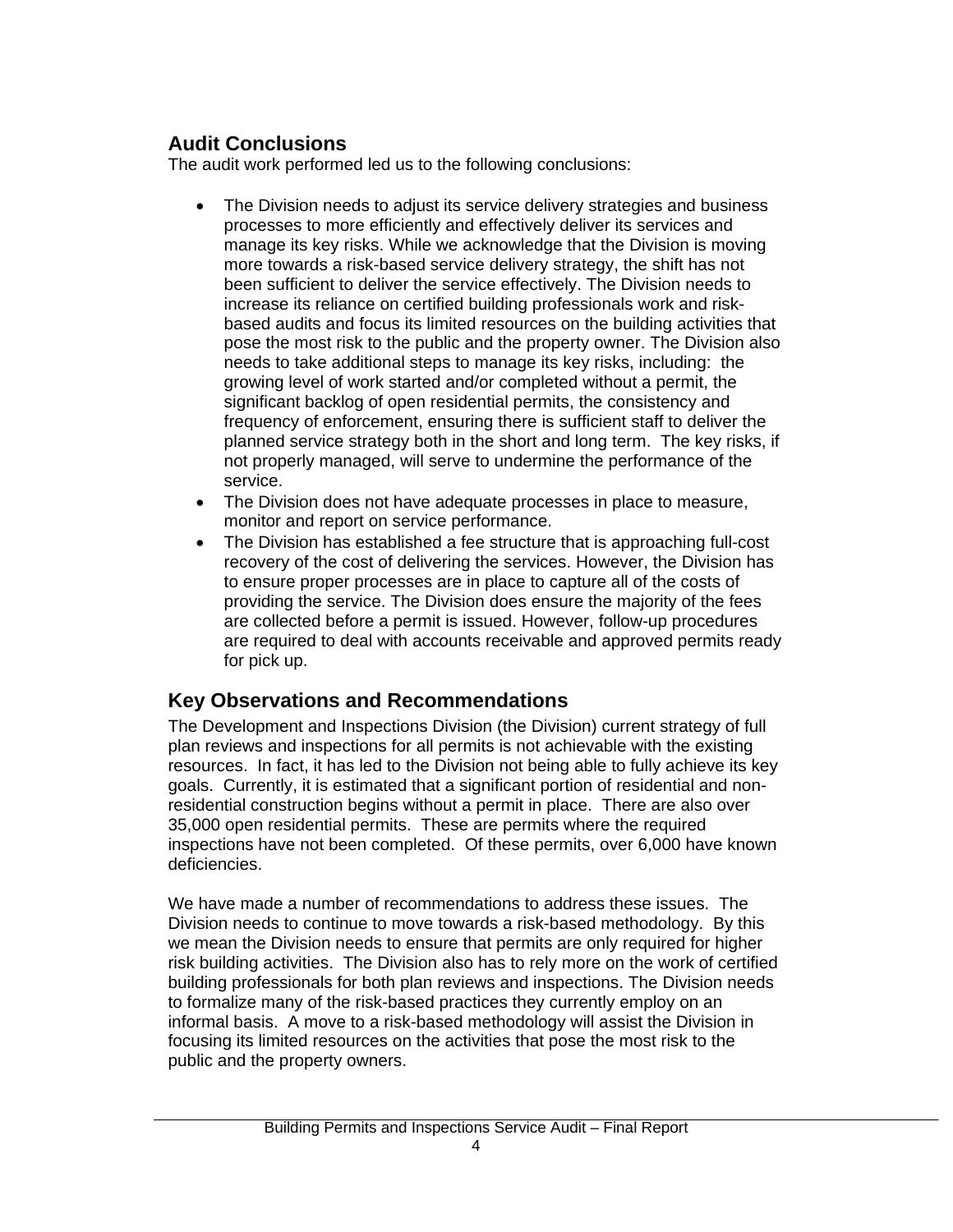## Audit Conclusions

The audit work performed led us to the following conclusions:

- The Division needs to adjust its service delivery strategies and business processes to more efficiently and effectively deliver its services and manage its key risks. While we acknowledge that the Division is moving more towards a risk-based service delivery strategy, the shift has not been sufficient to deliver the service effectively. The Division needs to increase its reliance on certified building professionals work and risk-based audits and focus its limited resources on the building activities that pose the most risk to the public and the property owner. The Division also needs to take additional steps to manage its key risks, including: the growing level of work started and/or completed without a permit, the significant backlog of open residential permits, the consistency and frequency of enforcement, ensuring there is sufficient staff to deliver the planned service strategy both in the short and long term. The key risks, if not properly managed, will serve to undermine the performance of the service.
- The Division does not have adequate processes in place to measure, monitor and report on service performance.
- The Division has established a fee structure that is approaching full-cost recovery of the cost of delivering the services. However, the Division has to ensure proper processes are in place to capture all of the costs of providing the service. The Division does ensure the majority of the fees are collected before a permit is issued. However, follow-up procedures are required to deal with accounts receivable and approved permits ready for pick up.

## Key Observations and Recommendations

The Development and Inspections Division (the Division) current strategy of full plan reviews and inspections for all permits is not achievable with the existing resources. In fact, it has led to the Division not being able to fully achieve its key goals. Currently, it is estimated that a significant portion of residential and non-residential construction begins without a permit in place. There are also over 35,000 open residential permits. These are permits where the required inspections have not been completed. Of these permits, over 6,000 have known deficiencies.

We have made a number of recommendations to address these issues. The Division needs to continue to move towards a risk-based methodology. By this we mean the Division needs to ensure that permits are only required for higher risk building activities. The Division also has to rely more on the work of certified building professionals for both plan reviews and inspections. The Division needs to formalize many of the risk-based practices they currently employ on an informal basis. A move to a risk-based methodology will assist the Division in focusing its limited resources on the activities that pose the most risk to the public and the property owners.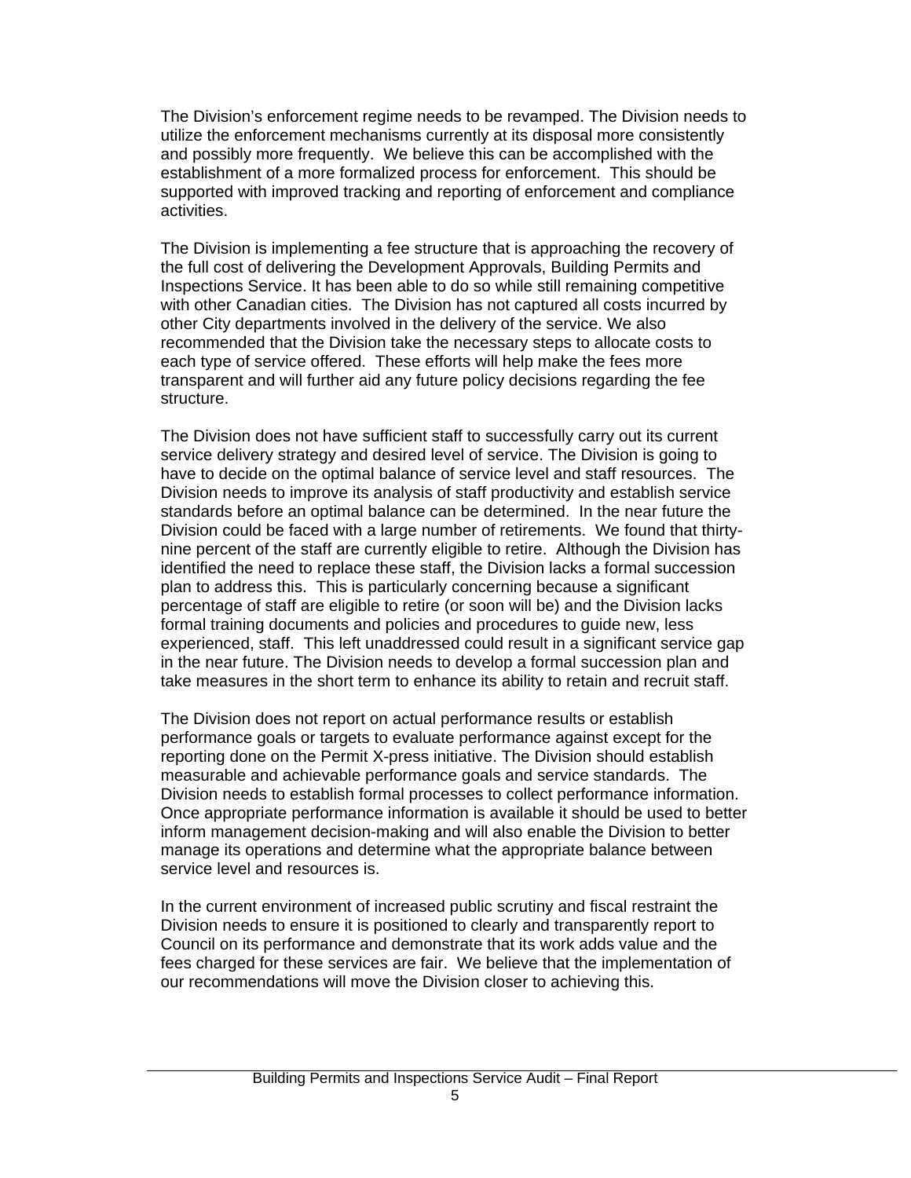The Division's enforcement regime needs to be revamped. The Division needs to utilize the enforcement mechanisms currently at its disposal more consistently and possibly more frequently. We believe this can be accomplished with the establishment of a more formalized process for enforcement. This should be supported with improved tracking and reporting of enforcement and compliance activities.

The Division is implementing a fee structure that is approaching the recovery of the full cost of delivering the Development Approvals, Building Permits and Inspections Service. It has been able to do so while still remaining competitive with other Canadian cities. The Division has not captured all costs incurred by other City departments involved in the delivery of the service. We also recommended that the Division take the necessary steps to allocate costs to each type of service offered. These efforts will help make the fees more transparent and will further aid any future policy decisions regarding the fee structure.

The Division does not have sufficient staff to successfully carry out its current service delivery strategy and desired level of service. The Division is going to have to decide on the optimal balance of service level and staff resources. The Division needs to improve its analysis of staff productivity and establish service standards before an optimal balance can be determined. In the near future the Division could be faced with a large number of retirements. We found that thirty-nine percent of the staff are currently eligible to retire. Although the Division has identified the need to replace these staff, the Division lacks a formal succession plan to address this. This is particularly concerning because a significant percentage of staff are eligible to retire (or soon will be) and the Division lacks formal training documents and policies and procedures to guide new, less experienced, staff. This left unaddressed could result in a significant service gap in the near future. The Division needs to develop a formal succession plan and take measures in the short term to enhance its ability to retain and recruit staff.

The Division does not report on actual performance results or establish performance goals or targets to evaluate performance against except for the reporting done on the Permit X-press initiative. The Division should establish measurable and achievable performance goals and service standards. The Division needs to establish formal processes to collect performance information. Once appropriate performance information is available it should be used to better inform management decision-making and will also enable the Division to better manage its operations and determine what the appropriate balance between service level and resources is.

In the current environment of increased public scrutiny and fiscal restraint the Division needs to ensure it is positioned to clearly and transparently report to Council on its performance and demonstrate that its work adds value and the fees charged for these services are fair. We believe that the implementation of our recommendations will move the Division closer to achieving this.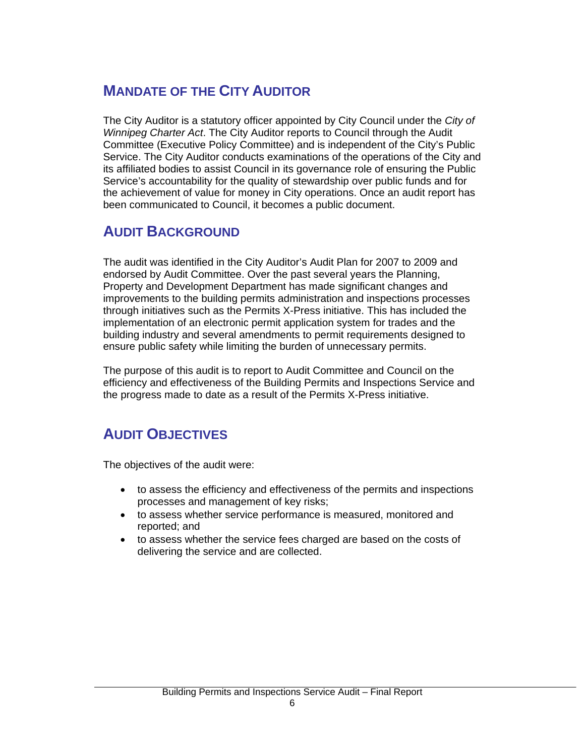## Mandate of the City Auditor

The City Auditor is a statutory officer appointed by City Council under the *City of Winnipeg Charter Act*. The City Auditor reports to Council through the Audit Committee (Executive Policy Committee) and is independent of the City's Public Service. The City Auditor conducts examinations of the operations of the City and its affiliated bodies to assist Council in its governance role of ensuring the Public Service's accountability for the quality of stewardship over public funds and for the achievement of value for money in City operations. Once an audit report has been communicated to Council, it becomes a public document.

## Audit Background

The audit was identified in the City Auditor's Audit Plan for 2007 to 2009 and endorsed by Audit Committee. Over the past several years the Planning, Property and Development Department has made significant changes and improvements to the building permits administration and inspections processes through initiatives such as the Permits X-Press initiative. This has included the implementation of an electronic permit application system for trades and the building industry and several amendments to permit requirements designed to ensure public safety while limiting the burden of unnecessary permits.

The purpose of this audit is to report to Audit Committee and Council on the efficiency and effectiveness of the Building Permits and Inspections Service and the progress made to date as a result of the Permits X-Press initiative.

## Audit Objectives

The objectives of the audit were:

- to assess the efficiency and effectiveness of the permits and inspections processes and management of key risks;
- to assess whether service performance is measured, monitored and reported; and
- to assess whether the service fees charged are based on the costs of delivering the service and are collected.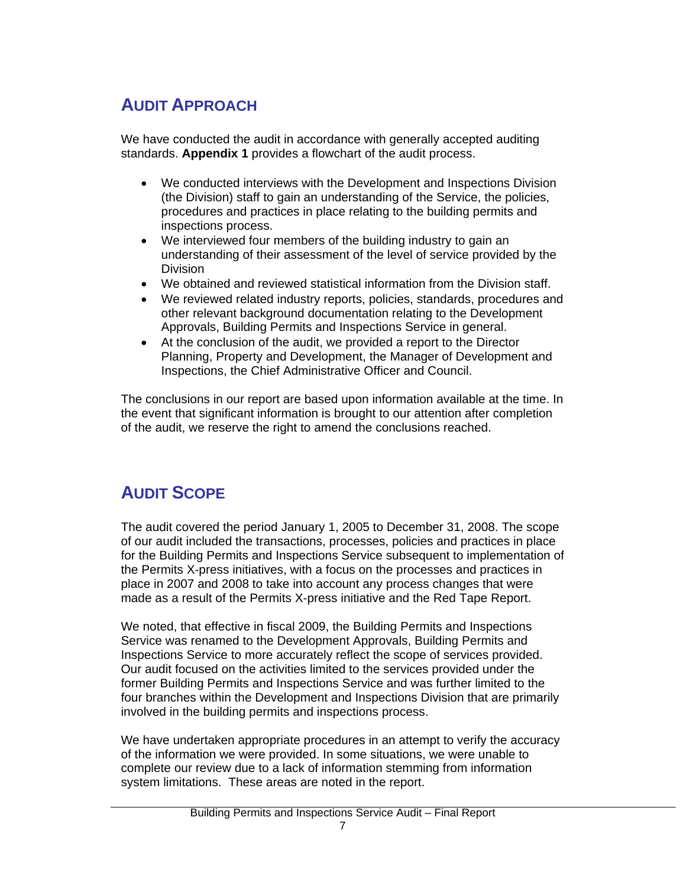## AUDIT APPROACH

We have conducted the audit in accordance with generally accepted auditing standards. **Appendix 1** provides a flowchart of the audit process.

- We conducted interviews with the Development and Inspections Division (the Division) staff to gain an understanding of the Service, the policies, procedures and practices in place relating to the building permits and inspections process.
- We interviewed four members of the building industry to gain an understanding of their assessment of the level of service provided by the Division
- We obtained and reviewed statistical information from the Division staff.
- We reviewed related industry reports, policies, standards, procedures and other relevant background documentation relating to the Development Approvals, Building Permits and Inspections Service in general.
- At the conclusion of the audit, we provided a report to the Director Planning, Property and Development, the Manager of Development and Inspections, the Chief Administrative Officer and Council.

The conclusions in our report are based upon information available at the time. In the event that significant information is brought to our attention after completion of the audit, we reserve the right to amend the conclusions reached.

## AUDIT SCOPE

The audit covered the period January 1, 2005 to December 31, 2008. The scope of our audit included the transactions, processes, policies and practices in place for the Building Permits and Inspections Service subsequent to implementation of the Permits X-press initiatives, with a focus on the processes and practices in place in 2007 and 2008 to take into account any process changes that were made as a result of the Permits X-press initiative and the Red Tape Report.

We noted, that effective in fiscal 2009, the Building Permits and Inspections Service was renamed to the Development Approvals, Building Permits and Inspections Service to more accurately reflect the scope of services provided. Our audit focused on the activities limited to the services provided under the former Building Permits and Inspections Service and was further limited to the four branches within the Development and Inspections Division that are primarily involved in the building permits and inspections process.

We have undertaken appropriate procedures in an attempt to verify the accuracy of the information we were provided. In some situations, we were unable to complete our review due to a lack of information stemming from information system limitations. These areas are noted in the report.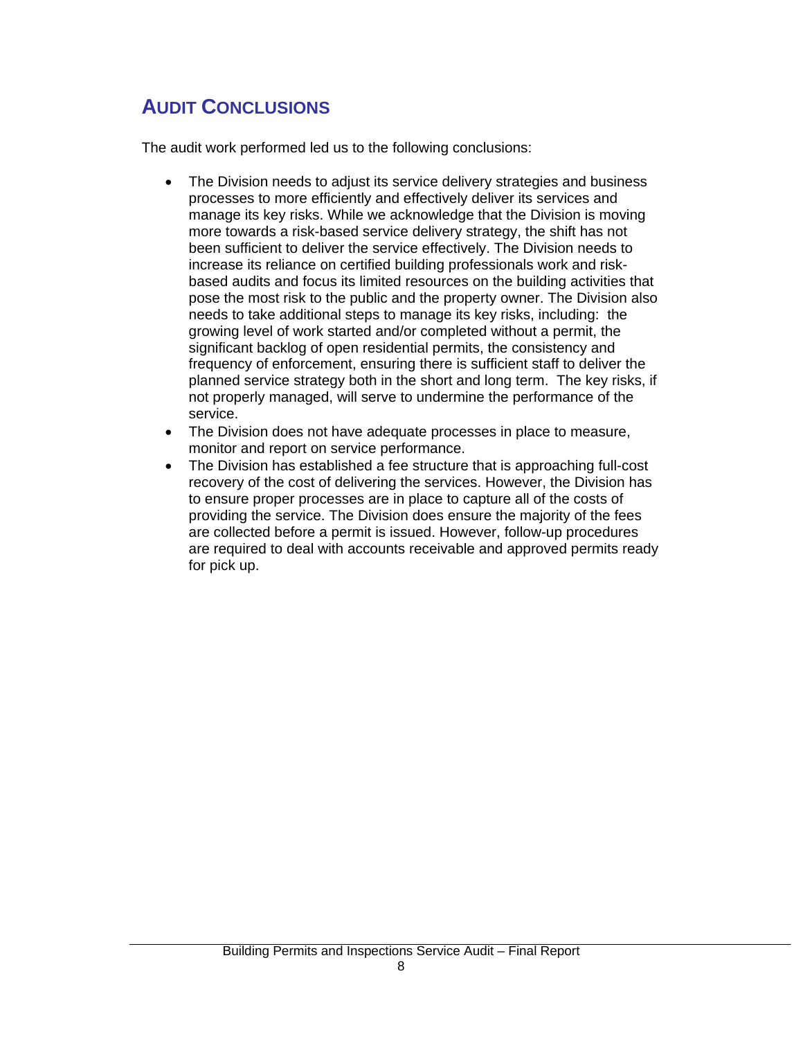## AUDIT CONCLUSIONS

The audit work performed led us to the following conclusions:

- The Division needs to adjust its service delivery strategies and business processes to more efficiently and effectively deliver its services and manage its key risks. While we acknowledge that the Division is moving more towards a risk-based service delivery strategy, the shift has not been sufficient to deliver the service effectively. The Division needs to increase its reliance on certified building professionals work and risk-based audits and focus its limited resources on the building activities that pose the most risk to the public and the property owner. The Division also needs to take additional steps to manage its key risks, including: the growing level of work started and/or completed without a permit, the significant backlog of open residential permits, the consistency and frequency of enforcement, ensuring there is sufficient staff to deliver the planned service strategy both in the short and long term. The key risks, if not properly managed, will serve to undermine the performance of the service.
- The Division does not have adequate processes in place to measure, monitor and report on service performance.
- The Division has established a fee structure that is approaching full-cost recovery of the cost of delivering the services. However, the Division has to ensure proper processes are in place to capture all of the costs of providing the service. The Division does ensure the majority of the fees are collected before a permit is issued. However, follow-up procedures are required to deal with accounts receivable and approved permits ready for pick up.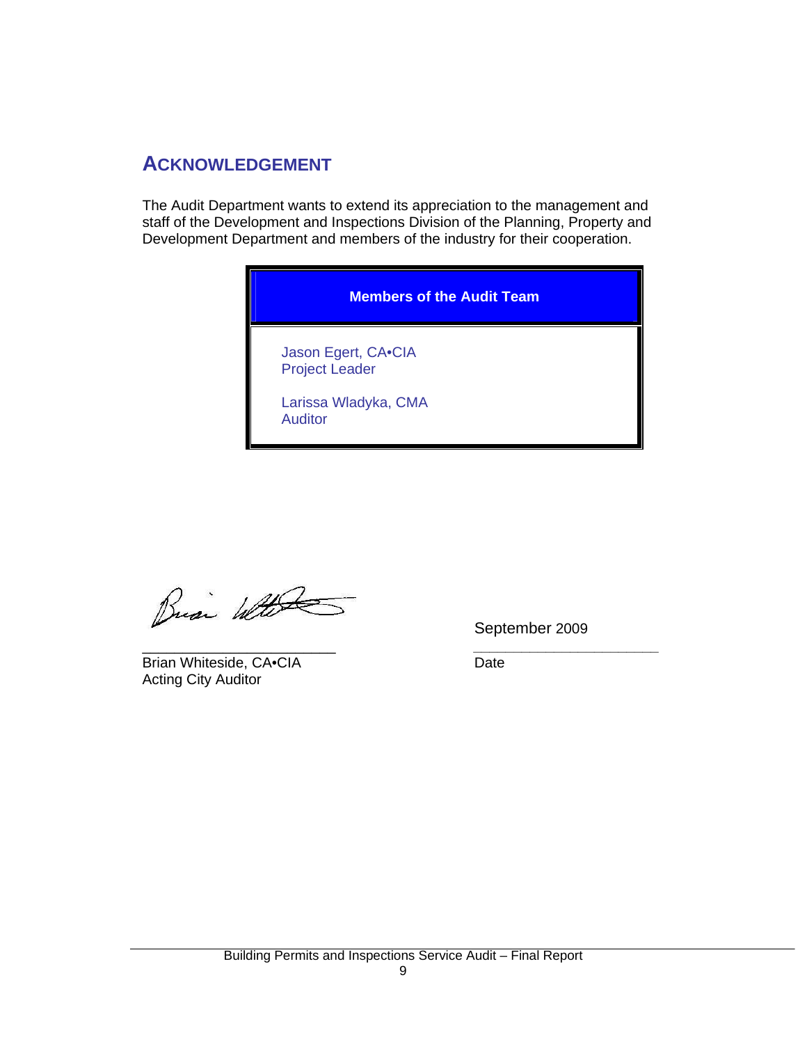## ACKNOWLEDGEMENT

The Audit Department wants to extend its appreciation to the management and staff of the Development and Inspections Division of the Planning, Property and Development Department and members of the industry for their cooperation.

| Members of the Audit Team |
|---|
| Jason Egert, CA•CIA<br>Project Leader<br><br>Larissa Wladyka, CMA<br>Auditor |

Brian Whiteside, CA•CIA
Acting City Auditor

September 2009
Date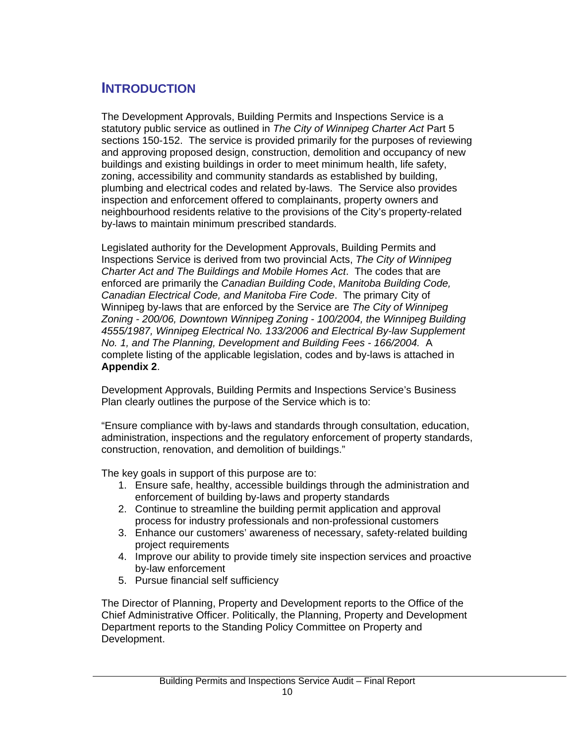## INTRODUCTION

The Development Approvals, Building Permits and Inspections Service is a statutory public service as outlined in *The City of Winnipeg Charter Act* Part 5 sections 150-152. The service is provided primarily for the purposes of reviewing and approving proposed design, construction, demolition and occupancy of new buildings and existing buildings in order to meet minimum health, life safety, zoning, accessibility and community standards as established by building, plumbing and electrical codes and related by-laws. The Service also provides inspection and enforcement offered to complainants, property owners and neighbourhood residents relative to the provisions of the City's property-related by-laws to maintain minimum prescribed standards.

Legislated authority for the Development Approvals, Building Permits and Inspections Service is derived from two provincial Acts, *The City of Winnipeg Charter Act and The Buildings and Mobile Homes Act*. The codes that are enforced are primarily the *Canadian Building Code*, *Manitoba Building Code, Canadian Electrical Code, and Manitoba Fire Code*. The primary City of Winnipeg by-laws that are enforced by the Service are *The City of Winnipeg Zoning - 200/06, Downtown Winnipeg Zoning - 100/2004, the Winnipeg Building 4555/1987, Winnipeg Electrical No. 133/2006 and Electrical By-law Supplement No. 1, and The Planning, Development and Building Fees - 166/2004.* A complete listing of the applicable legislation, codes and by-laws is attached in **Appendix 2**.

Development Approvals, Building Permits and Inspections Service's Business Plan clearly outlines the purpose of the Service which is to:

"Ensure compliance with by-laws and standards through consultation, education, administration, inspections and the regulatory enforcement of property standards, construction, renovation, and demolition of buildings."

The key goals in support of this purpose are to:

1. Ensure safe, healthy, accessible buildings through the administration and enforcement of building by-laws and property standards
2. Continue to streamline the building permit application and approval process for industry professionals and non-professional customers
3. Enhance our customers' awareness of necessary, safety-related building project requirements
4. Improve our ability to provide timely site inspection services and proactive by-law enforcement
5. Pursue financial self sufficiency

The Director of Planning, Property and Development reports to the Office of the Chief Administrative Officer. Politically, the Planning, Property and Development Department reports to the Standing Policy Committee on Property and Development.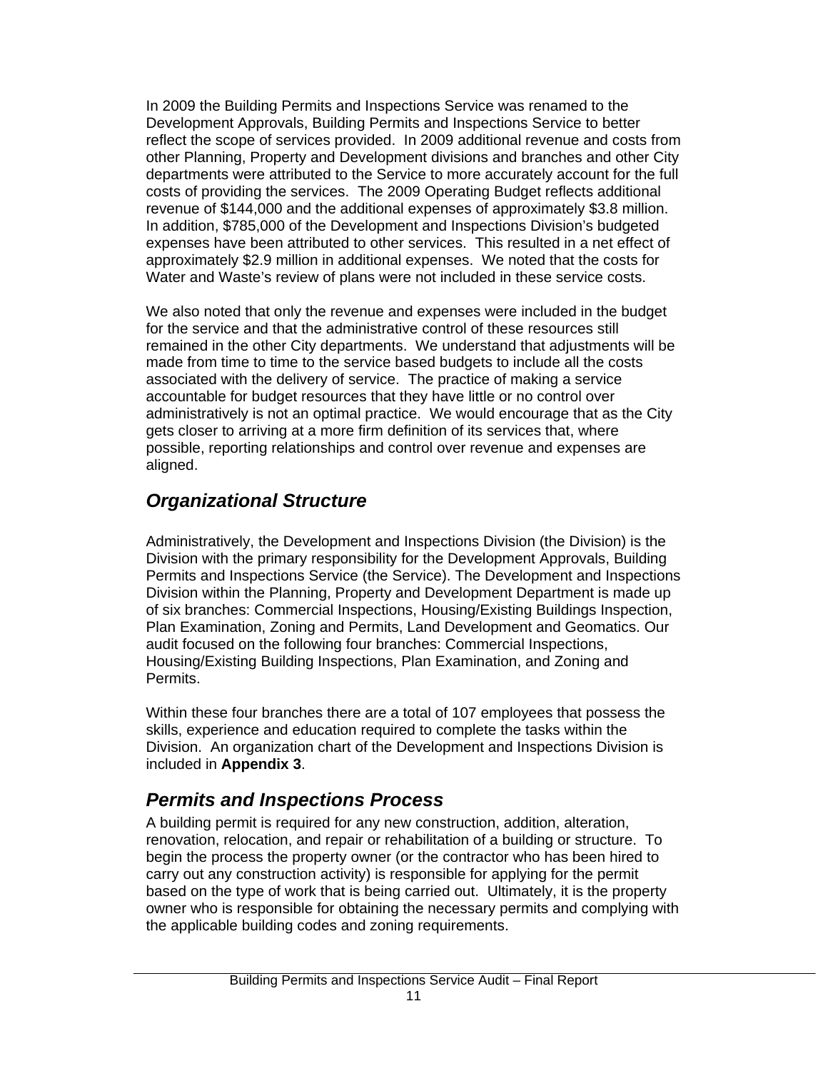In 2009 the Building Permits and Inspections Service was renamed to the Development Approvals, Building Permits and Inspections Service to better reflect the scope of services provided. In 2009 additional revenue and costs from other Planning, Property and Development divisions and branches and other City departments were attributed to the Service to more accurately account for the full costs of providing the services. The 2009 Operating Budget reflects additional revenue of $144,000 and the additional expenses of approximately $3.8 million. In addition, $785,000 of the Development and Inspections Division's budgeted expenses have been attributed to other services. This resulted in a net effect of approximately $2.9 million in additional expenses. We noted that the costs for Water and Waste's review of plans were not included in these service costs.

We also noted that only the revenue and expenses were included in the budget for the service and that the administrative control of these resources still remained in the other City departments. We understand that adjustments will be made from time to time to the service based budgets to include all the costs associated with the delivery of service. The practice of making a service accountable for budget resources that they have little or no control over administratively is not an optimal practice. We would encourage that as the City gets closer to arriving at a more firm definition of its services that, where possible, reporting relationships and control over revenue and expenses are aligned.

## *Organizational Structure*

Administratively, the Development and Inspections Division (the Division) is the Division with the primary responsibility for the Development Approvals, Building Permits and Inspections Service (the Service). The Development and Inspections Division within the Planning, Property and Development Department is made up of six branches: Commercial Inspections, Housing/Existing Buildings Inspection, Plan Examination, Zoning and Permits, Land Development and Geomatics. Our audit focused on the following four branches: Commercial Inspections, Housing/Existing Building Inspections, Plan Examination, and Zoning and Permits.

Within these four branches there are a total of 107 employees that possess the skills, experience and education required to complete the tasks within the Division. An organization chart of the Development and Inspections Division is included in **Appendix 3**.

## *Permits and Inspections Process*

A building permit is required for any new construction, addition, alteration, renovation, relocation, and repair or rehabilitation of a building or structure. To begin the process the property owner (or the contractor who has been hired to carry out any construction activity) is responsible for applying for the permit based on the type of work that is being carried out. Ultimately, it is the property owner who is responsible for obtaining the necessary permits and complying with the applicable building codes and zoning requirements.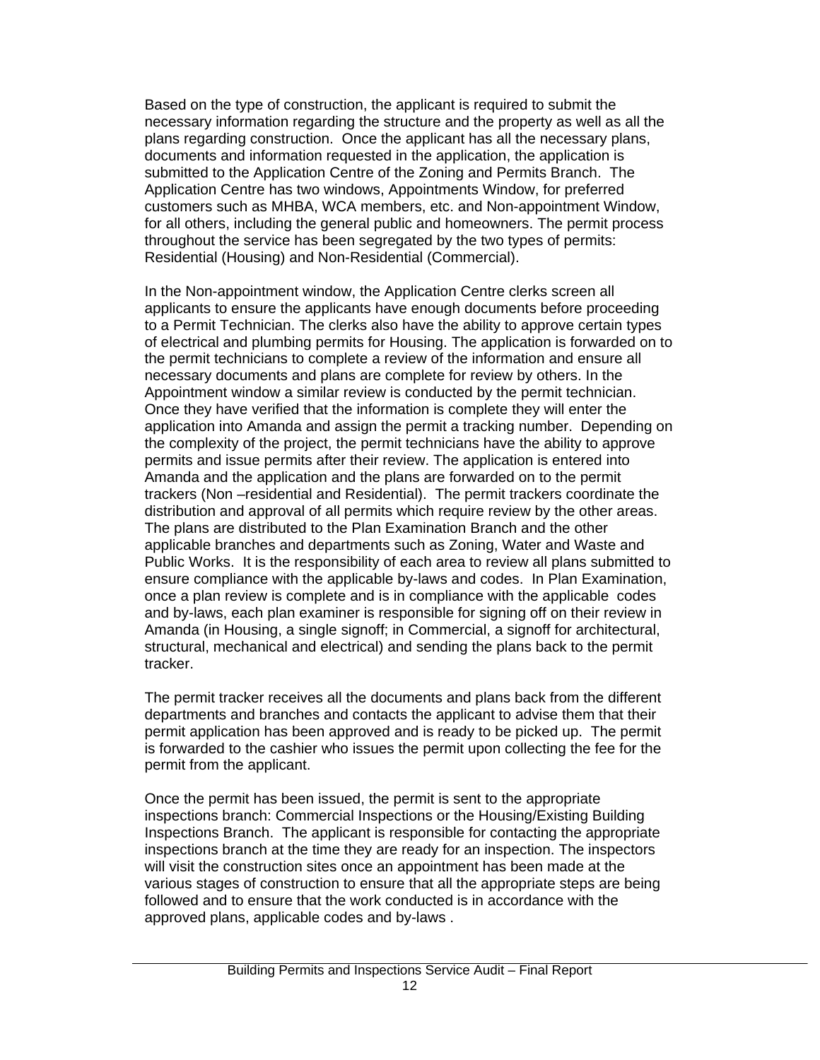Based on the type of construction, the applicant is required to submit the necessary information regarding the structure and the property as well as all the plans regarding construction.  Once the applicant has all the necessary plans, documents and information requested in the application, the application is submitted to the Application Centre of the Zoning and Permits Branch.  The Application Centre has two windows, Appointments Window, for preferred customers such as MHBA, WCA members, etc. and Non-appointment Window, for all others, including the general public and homeowners. The permit process throughout the service has been segregated by the two types of permits: Residential (Housing) and Non-Residential (Commercial).

In the Non-appointment window, the Application Centre clerks screen all applicants to ensure the applicants have enough documents before proceeding to a Permit Technician. The clerks also have the ability to approve certain types of electrical and plumbing permits for Housing. The application is forwarded on to the permit technicians to complete a review of the information and ensure all necessary documents and plans are complete for review by others. In the Appointment window a similar review is conducted by the permit technician. Once they have verified that the information is complete they will enter the application into Amanda and assign the permit a tracking number.  Depending on the complexity of the project, the permit technicians have the ability to approve permits and issue permits after their review. The application is entered into Amanda and the application and the plans are forwarded on to the permit trackers (Non –residential and Residential).  The permit trackers coordinate the distribution and approval of all permits which require review by the other areas. The plans are distributed to the Plan Examination Branch and the other applicable branches and departments such as Zoning, Water and Waste and Public Works.  It is the responsibility of each area to review all plans submitted to ensure compliance with the applicable by-laws and codes.  In Plan Examination, once a plan review is complete and is in compliance with the applicable  codes and by-laws, each plan examiner is responsible for signing off on their review in Amanda (in Housing, a single signoff; in Commercial, a signoff for architectural, structural, mechanical and electrical) and sending the plans back to the permit tracker.

The permit tracker receives all the documents and plans back from the different departments and branches and contacts the applicant to advise them that their permit application has been approved and is ready to be picked up.  The permit is forwarded to the cashier who issues the permit upon collecting the fee for the permit from the applicant.

Once the permit has been issued, the permit is sent to the appropriate inspections branch: Commercial Inspections or the Housing/Existing Building Inspections Branch.  The applicant is responsible for contacting the appropriate inspections branch at the time they are ready for an inspection. The inspectors will visit the construction sites once an appointment has been made at the various stages of construction to ensure that all the appropriate steps are being followed and to ensure that the work conducted is in accordance with the approved plans, applicable codes and by-laws .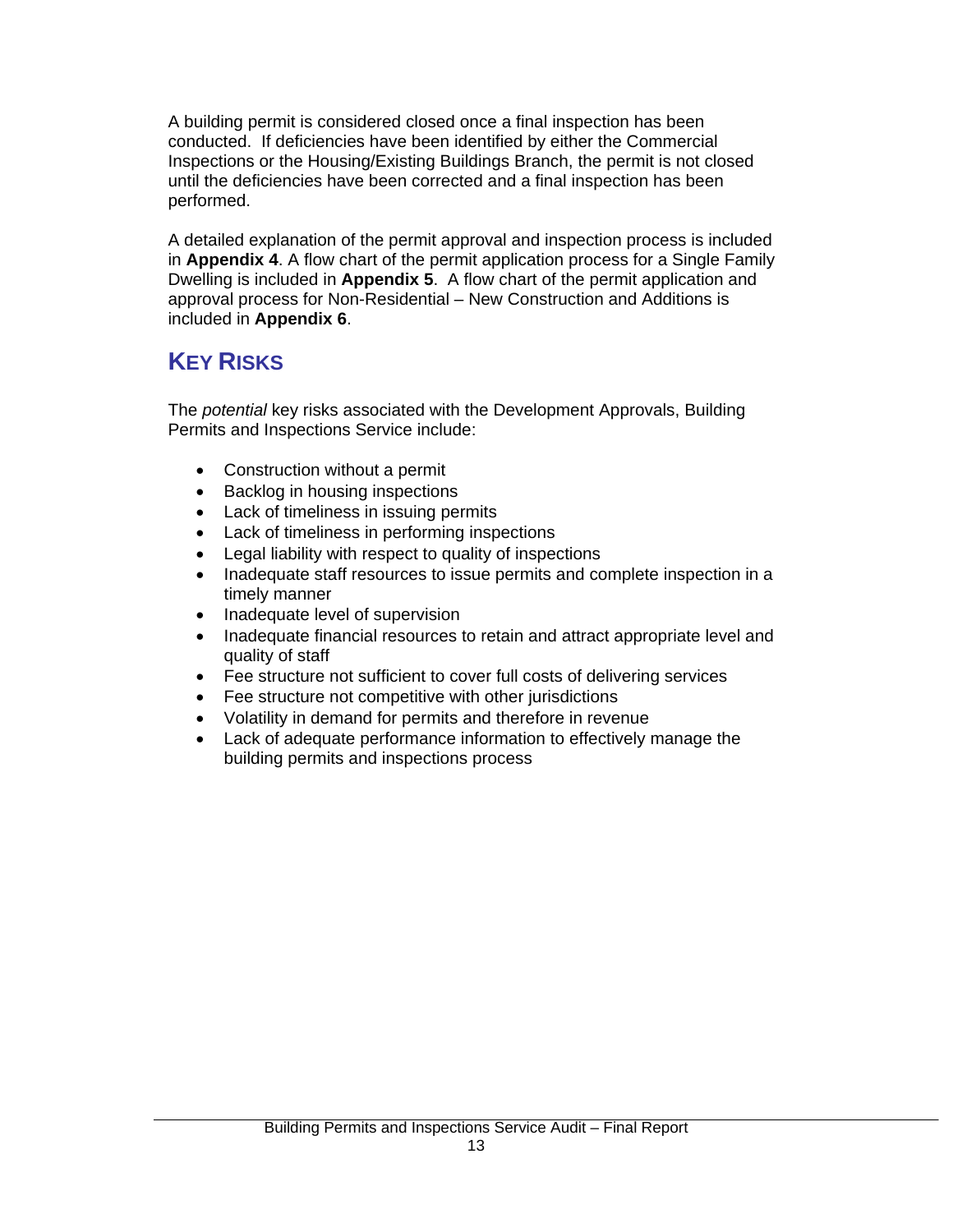A building permit is considered closed once a final inspection has been conducted. If deficiencies have been identified by either the Commercial Inspections or the Housing/Existing Buildings Branch, the permit is not closed until the deficiencies have been corrected and a final inspection has been performed.

A detailed explanation of the permit approval and inspection process is included in **Appendix 4**. A flow chart of the permit application process for a Single Family Dwelling is included in **Appendix 5**. A flow chart of the permit application and approval process for Non-Residential – New Construction and Additions is included in **Appendix 6**.

## KEY RISKS

The *potential* key risks associated with the Development Approvals, Building Permits and Inspections Service include:

- Construction without a permit
- Backlog in housing inspections
- Lack of timeliness in issuing permits
- Lack of timeliness in performing inspections
- Legal liability with respect to quality of inspections
- Inadequate staff resources to issue permits and complete inspection in a timely manner
- Inadequate level of supervision
- Inadequate financial resources to retain and attract appropriate level and quality of staff
- Fee structure not sufficient to cover full costs of delivering services
- Fee structure not competitive with other jurisdictions
- Volatility in demand for permits and therefore in revenue
- Lack of adequate performance information to effectively manage the building permits and inspections process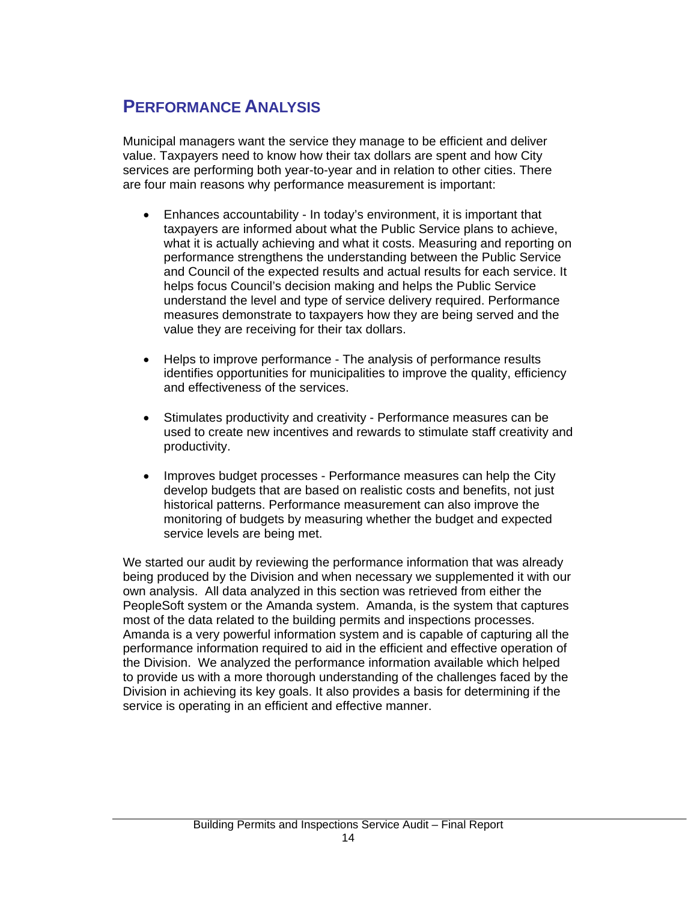## PERFORMANCE ANALYSIS

Municipal managers want the service they manage to be efficient and deliver value. Taxpayers need to know how their tax dollars are spent and how City services are performing both year-to-year and in relation to other cities. There are four main reasons why performance measurement is important:

- Enhances accountability - In today's environment, it is important that taxpayers are informed about what the Public Service plans to achieve, what it is actually achieving and what it costs. Measuring and reporting on performance strengthens the understanding between the Public Service and Council of the expected results and actual results for each service. It helps focus Council's decision making and helps the Public Service understand the level and type of service delivery required. Performance measures demonstrate to taxpayers how they are being served and the value they are receiving for their tax dollars.

- Helps to improve performance - The analysis of performance results identifies opportunities for municipalities to improve the quality, efficiency and effectiveness of the services.

- Stimulates productivity and creativity - Performance measures can be used to create new incentives and rewards to stimulate staff creativity and productivity.

- Improves budget processes - Performance measures can help the City develop budgets that are based on realistic costs and benefits, not just historical patterns. Performance measurement can also improve the monitoring of budgets by measuring whether the budget and expected service levels are being met.

We started our audit by reviewing the performance information that was already being produced by the Division and when necessary we supplemented it with our own analysis. All data analyzed in this section was retrieved from either the PeopleSoft system or the Amanda system. Amanda, is the system that captures most of the data related to the building permits and inspections processes. Amanda is a very powerful information system and is capable of capturing all the performance information required to aid in the efficient and effective operation of the Division. We analyzed the performance information available which helped to provide us with a more thorough understanding of the challenges faced by the Division in achieving its key goals. It also provides a basis for determining if the service is operating in an efficient and effective manner.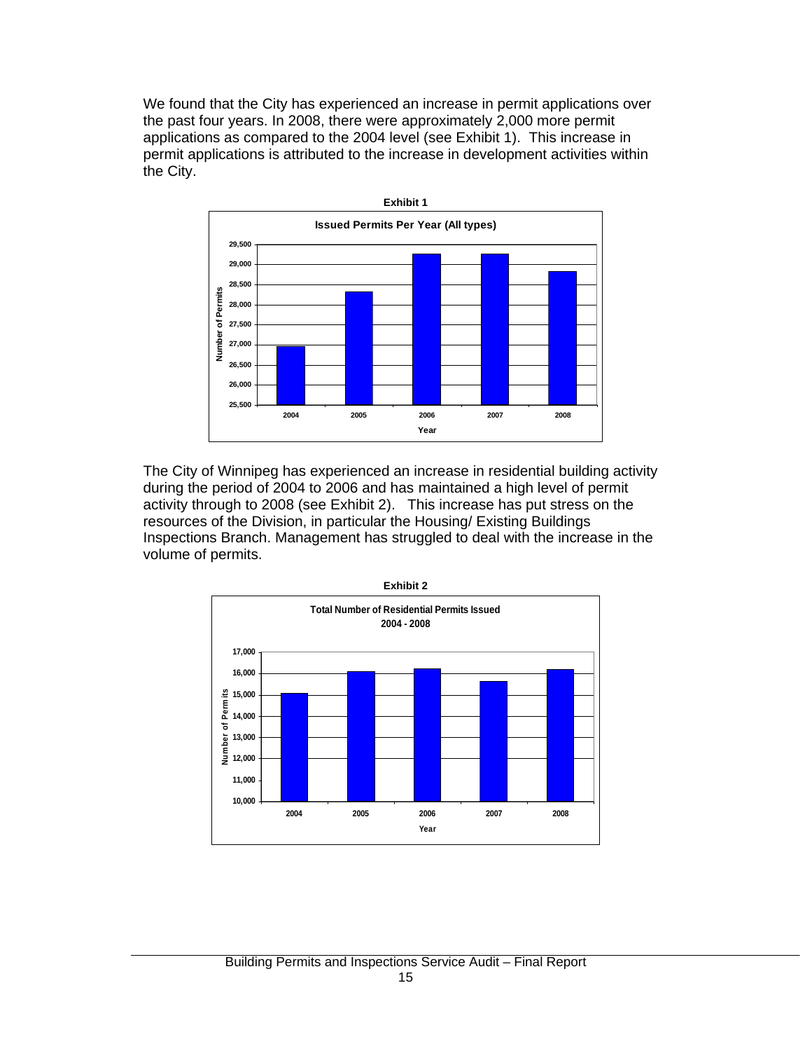We found that the City has experienced an increase in permit applications over the past four years. In 2008, there were approximately 2,000 more permit applications as compared to the 2004 level (see Exhibit 1). This increase in permit applications is attributed to the increase in development activities within the City.

**Exhibit 1**

**Issued Permits Per Year (All types)**

The City of Winnipeg has experienced an increase in residential building activity during the period of 2004 to 2006 and has maintained a high level of permit activity through to 2008 (see Exhibit 2). This increase has put stress on the resources of the Division, in particular the Housing/ Existing Buildings Inspections Branch. Management has struggled to deal with the increase in the volume of permits.

**Exhibit 2**

**Total Number of Residential Permits Issued 2004 - 2008**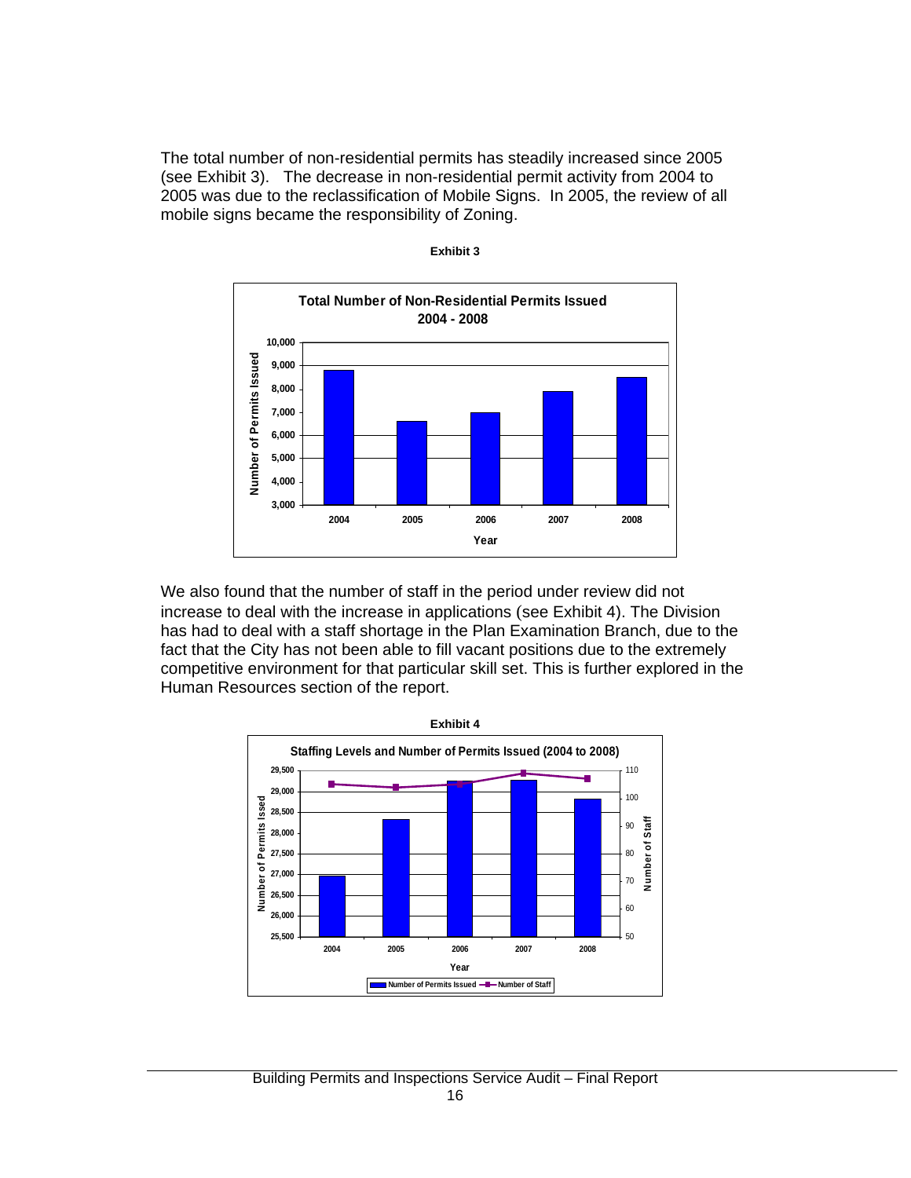The total number of non-residential permits has steadily increased since 2005 (see Exhibit 3). The decrease in non-residential permit activity from 2004 to 2005 was due to the reclassification of Mobile Signs. In 2005, the review of all mobile signs became the responsibility of Zoning.

**Exhibit 3**

**Total Number of Non-Residential Permits Issued 2004 - 2008**

We also found that the number of staff in the period under review did not increase to deal with the increase in applications (see Exhibit 4). The Division has had to deal with a staff shortage in the Plan Examination Branch, due to the fact that the City has not been able to fill vacant positions due to the extremely competitive environment for that particular skill set. This is further explored in the Human Resources section of the report.

**Exhibit 4**

**Staffing Levels and Number of Permits Issued (2004 to 2008)**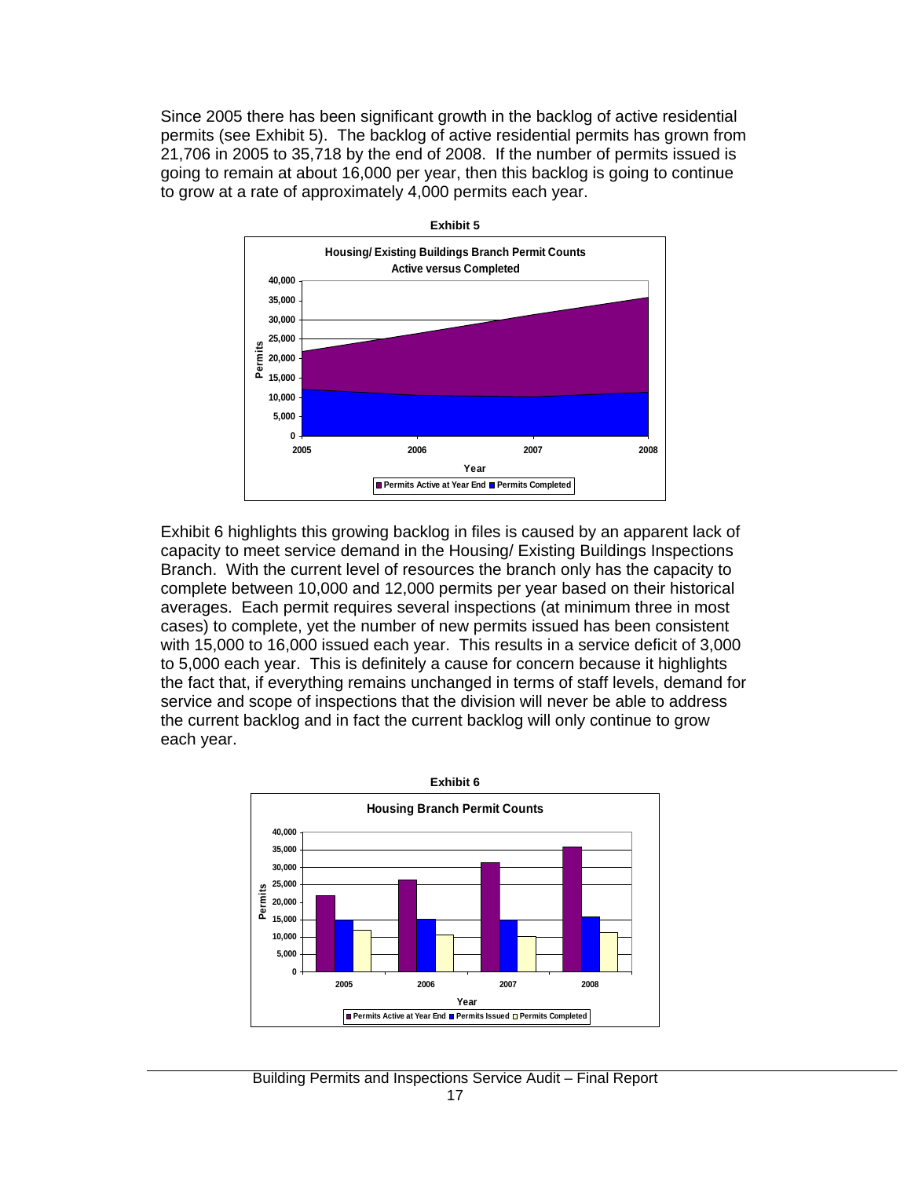Since 2005 there has been significant growth in the backlog of active residential permits (see Exhibit 5). The backlog of active residential permits has grown from 21,706 in 2005 to 35,718 by the end of 2008. If the number of permits issued is going to remain at about 16,000 per year, then this backlog is going to continue to grow at a rate of approximately 4,000 permits each year.

**Exhibit 5**

Exhibit 6 highlights this growing backlog in files is caused by an apparent lack of capacity to meet service demand in the Housing/ Existing Buildings Inspections Branch. With the current level of resources the branch only has the capacity to complete between 10,000 and 12,000 permits per year based on their historical averages. Each permit requires several inspections (at minimum three in most cases) to complete, yet the number of new permits issued has been consistent with 15,000 to 16,000 issued each year. This results in a service deficit of 3,000 to 5,000 each year. This is definitely a cause for concern because it highlights the fact that, if everything remains unchanged in terms of staff levels, demand for service and scope of inspections that the division will never be able to address the current backlog and in fact the current backlog will only continue to grow each year.

**Exhibit 6**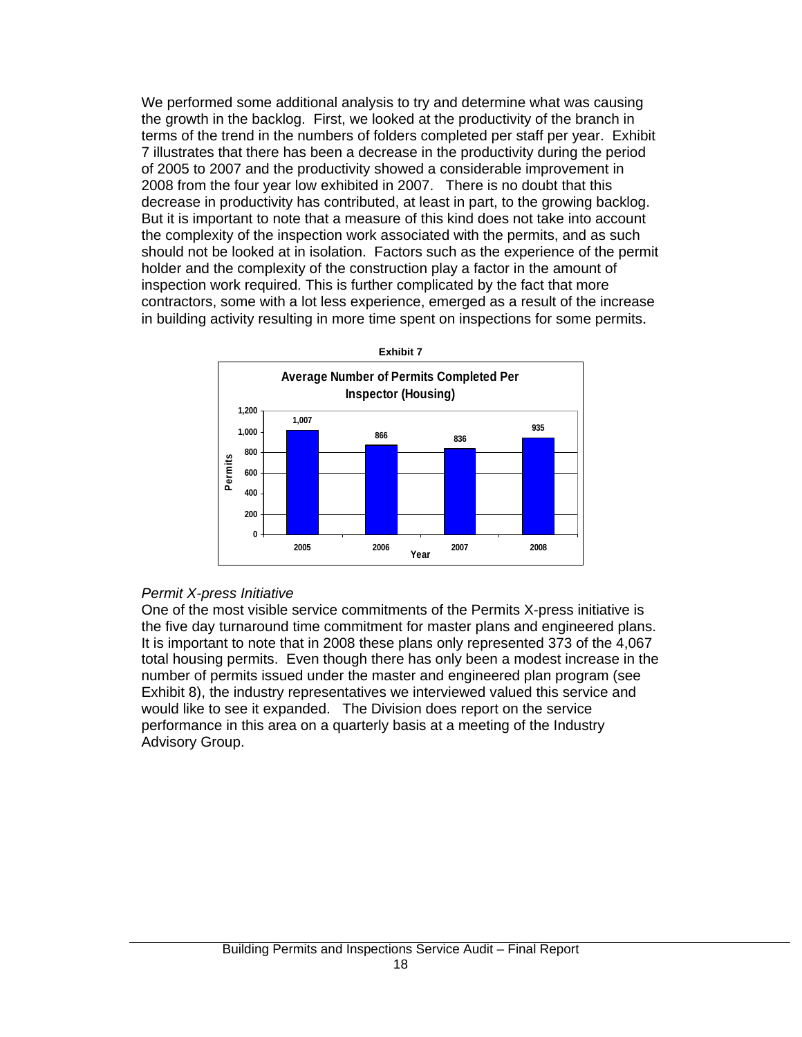We performed some additional analysis to try and determine what was causing the growth in the backlog. First, we looked at the productivity of the branch in terms of the trend in the numbers of folders completed per staff per year. Exhibit 7 illustrates that there has been a decrease in the productivity during the period of 2005 to 2007 and the productivity showed a considerable improvement in 2008 from the four year low exhibited in 2007. There is no doubt that this decrease in productivity has contributed, at least in part, to the growing backlog. But it is important to note that a measure of this kind does not take into account the complexity of the inspection work associated with the permits, and as such should not be looked at in isolation. Factors such as the experience of the permit holder and the complexity of the construction play a factor in the amount of inspection work required. This is further complicated by the fact that more contractors, some with a lot less experience, emerged as a result of the increase in building activity resulting in more time spent on inspections for some permits.

**Exhibit 7**

**Average Number of Permits Completed Per Inspector (Housing)**

| Year | Permits |
|---|---|
| 2005 | 1,007 |
| 2006 | 866 |
| 2007 | 836 |
| 2008 | 935 |

*Permit X-press Initiative*

One of the most visible service commitments of the Permits X-press initiative is the five day turnaround time commitment for master plans and engineered plans. It is important to note that in 2008 these plans only represented 373 of the 4,067 total housing permits. Even though there has only been a modest increase in the number of permits issued under the master and engineered plan program (see Exhibit 8), the industry representatives we interviewed valued this service and would like to see it expanded. The Division does report on the service performance in this area on a quarterly basis at a meeting of the Industry Advisory Group.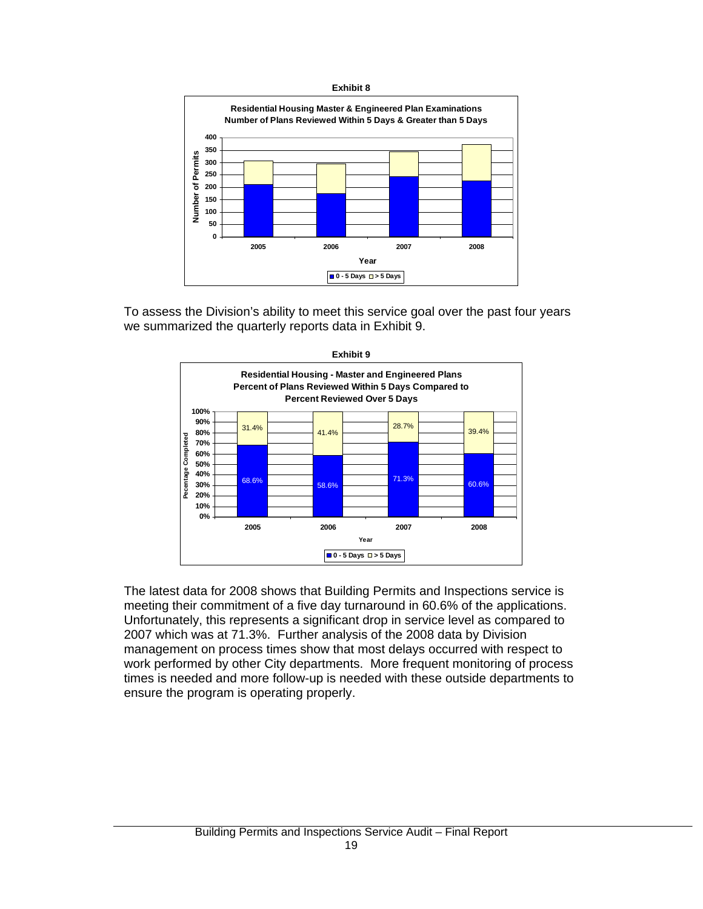**Exhibit 8**

**Residential Housing Master & Engineered Plan Examinations**
**Number of Plans Reviewed Within 5 Days & Greater than 5 Days**

To assess the Division's ability to meet this service goal over the past four years we summarized the quarterly reports data in Exhibit 9.

**Exhibit 9**

**Residential Housing - Master and Engineered Plans**
**Percent of Plans Reviewed Within 5 Days Compared to Percent Reviewed Over 5 Days**

| Year | 0 - 5 Days | > 5 Days |
|---|---|---|
| 2005 | 68.6% | 31.4% |
| 2006 | 58.6% | 41.4% |
| 2007 | 71.3% | 28.7% |
| 2008 | 60.6% | 39.4% |

The latest data for 2008 shows that Building Permits and Inspections service is meeting their commitment of a five day turnaround in 60.6% of the applications. Unfortunately, this represents a significant drop in service level as compared to 2007 which was at 71.3%. Further analysis of the 2008 data by Division management on process times show that most delays occurred with respect to work performed by other City departments. More frequent monitoring of process times is needed and more follow-up is needed with these outside departments to ensure the program is operating properly.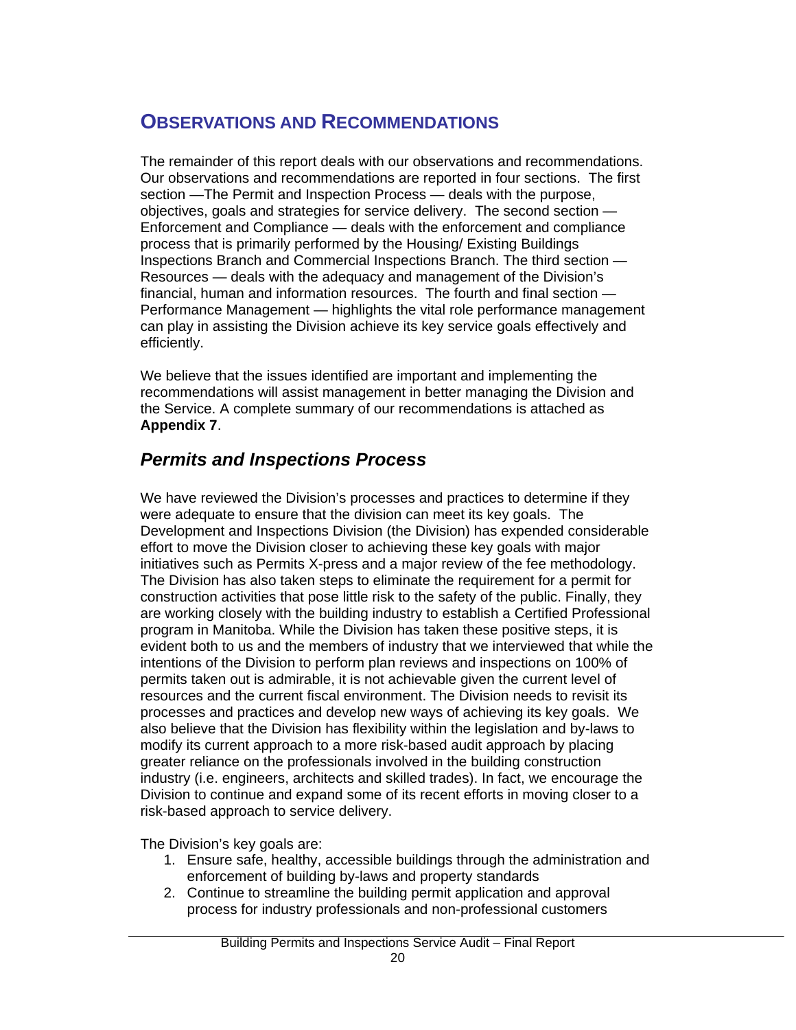## OBSERVATIONS AND RECOMMENDATIONS

The remainder of this report deals with our observations and recommendations. Our observations and recommendations are reported in four sections. The first section —The Permit and Inspection Process — deals with the purpose, objectives, goals and strategies for service delivery. The second section — Enforcement and Compliance — deals with the enforcement and compliance process that is primarily performed by the Housing/ Existing Buildings Inspections Branch and Commercial Inspections Branch. The third section — Resources — deals with the adequacy and management of the Division's financial, human and information resources. The fourth and final section — Performance Management — highlights the vital role performance management can play in assisting the Division achieve its key service goals effectively and efficiently.

We believe that the issues identified are important and implementing the recommendations will assist management in better managing the Division and the Service. A complete summary of our recommendations is attached as **Appendix 7**.

### *Permits and Inspections Process*

We have reviewed the Division's processes and practices to determine if they were adequate to ensure that the division can meet its key goals. The Development and Inspections Division (the Division) has expended considerable effort to move the Division closer to achieving these key goals with major initiatives such as Permits X-press and a major review of the fee methodology. The Division has also taken steps to eliminate the requirement for a permit for construction activities that pose little risk to the safety of the public. Finally, they are working closely with the building industry to establish a Certified Professional program in Manitoba. While the Division has taken these positive steps, it is evident both to us and the members of industry that we interviewed that while the intentions of the Division to perform plan reviews and inspections on 100% of permits taken out is admirable, it is not achievable given the current level of resources and the current fiscal environment. The Division needs to revisit its processes and practices and develop new ways of achieving its key goals. We also believe that the Division has flexibility within the legislation and by-laws to modify its current approach to a more risk-based audit approach by placing greater reliance on the professionals involved in the building construction industry (i.e. engineers, architects and skilled trades). In fact, we encourage the Division to continue and expand some of its recent efforts in moving closer to a risk-based approach to service delivery.

The Division's key goals are:

1. Ensure safe, healthy, accessible buildings through the administration and enforcement of building by-laws and property standards
2. Continue to streamline the building permit application and approval process for industry professionals and non-professional customers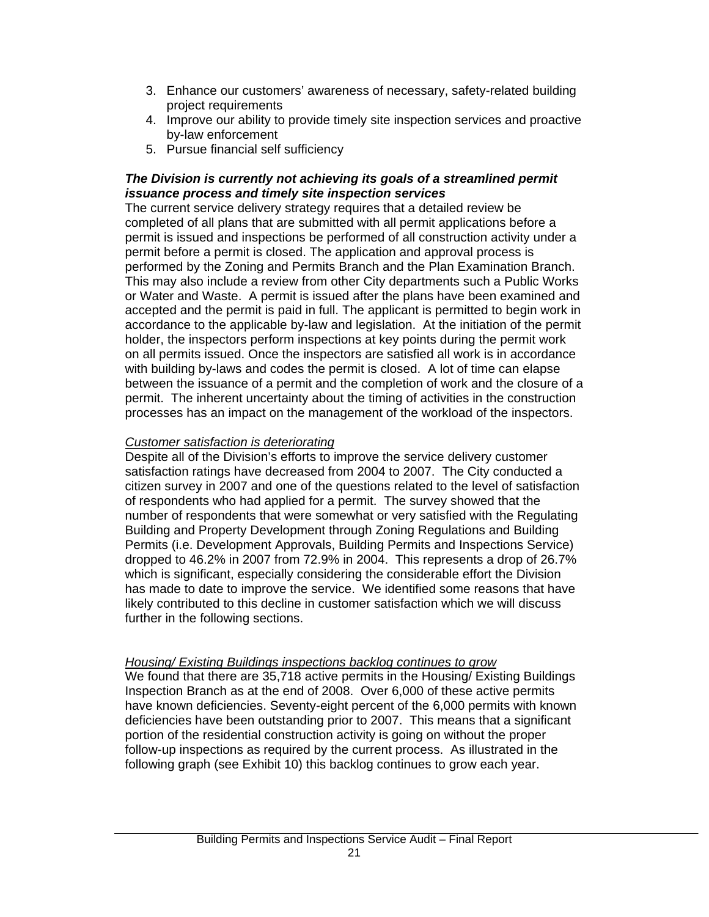3. Enhance our customers' awareness of necessary, safety-related building project requirements
4. Improve our ability to provide timely site inspection services and proactive by-law enforcement
5. Pursue financial self sufficiency

***The Division is currently not achieving its goals of a streamlined permit issuance process and timely site inspection services***

The current service delivery strategy requires that a detailed review be completed of all plans that are submitted with all permit applications before a permit is issued and inspections be performed of all construction activity under a permit before a permit is closed. The application and approval process is performed by the Zoning and Permits Branch and the Plan Examination Branch. This may also include a review from other City departments such a Public Works or Water and Waste. A permit is issued after the plans have been examined and accepted and the permit is paid in full. The applicant is permitted to begin work in accordance to the applicable by-law and legislation. At the initiation of the permit holder, the inspectors perform inspections at key points during the permit work on all permits issued. Once the inspectors are satisfied all work is in accordance with building by-laws and codes the permit is closed. A lot of time can elapse between the issuance of a permit and the completion of work and the closure of a permit. The inherent uncertainty about the timing of activities in the construction processes has an impact on the management of the workload of the inspectors.

<u>Customer satisfaction is deteriorating</u>

Despite all of the Division's efforts to improve the service delivery customer satisfaction ratings have decreased from 2004 to 2007. The City conducted a citizen survey in 2007 and one of the questions related to the level of satisfaction of respondents who had applied for a permit. The survey showed that the number of respondents that were somewhat or very satisfied with the Regulating Building and Property Development through Zoning Regulations and Building Permits (i.e. Development Approvals, Building Permits and Inspections Service) dropped to 46.2% in 2007 from 72.9% in 2004. This represents a drop of 26.7% which is significant, especially considering the considerable effort the Division has made to date to improve the service. We identified some reasons that have likely contributed to this decline in customer satisfaction which we will discuss further in the following sections.

<u>Housing/ Existing Buildings inspections backlog continues to grow</u>

We found that there are 35,718 active permits in the Housing/ Existing Buildings Inspection Branch as at the end of 2008. Over 6,000 of these active permits have known deficiencies. Seventy-eight percent of the 6,000 permits with known deficiencies have been outstanding prior to 2007. This means that a significant portion of the residential construction activity is going on without the proper follow-up inspections as required by the current process. As illustrated in the following graph (see Exhibit 10) this backlog continues to grow each year.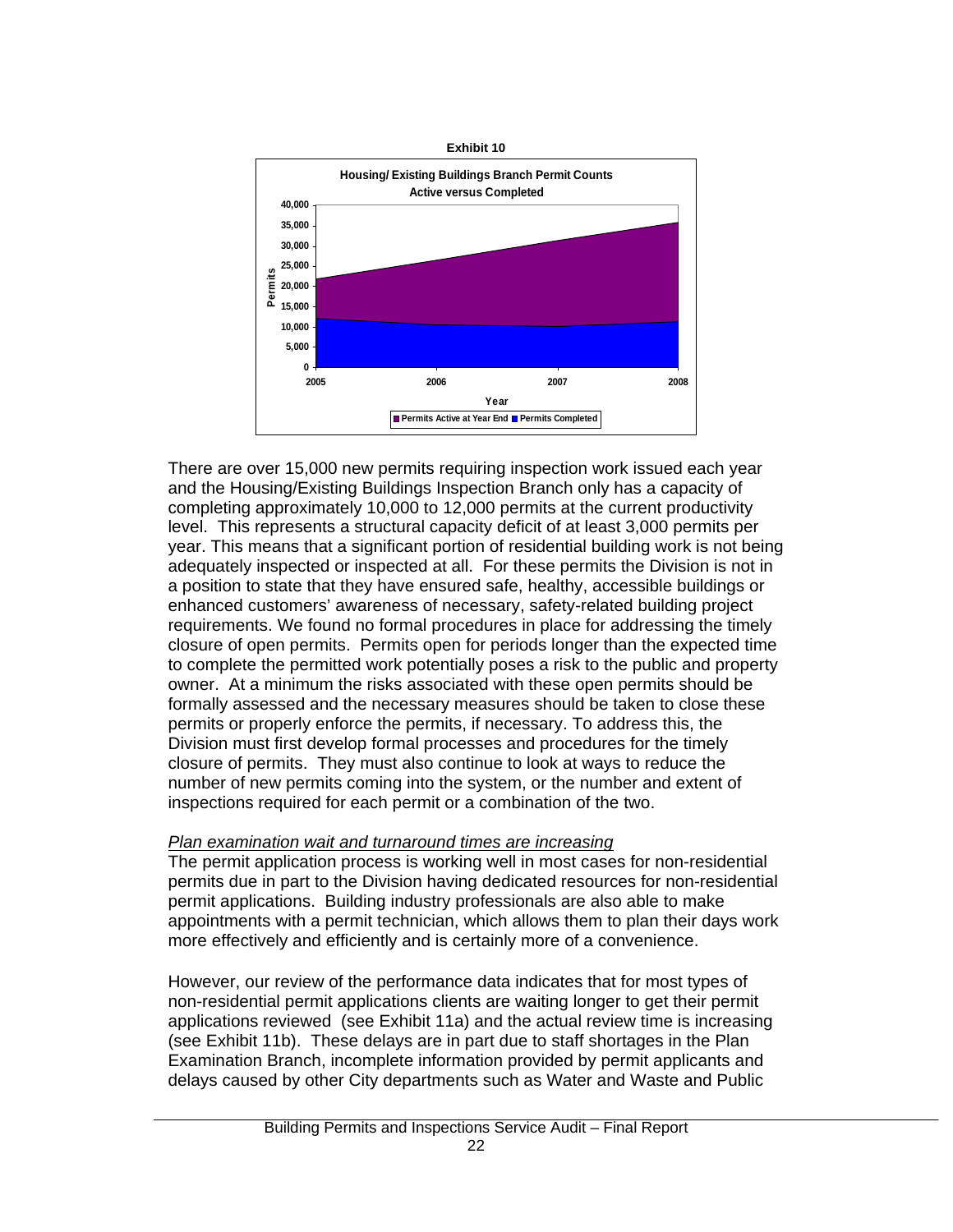**Exhibit 10**

**Housing/ Existing Buildings Branch Permit Counts Active versus Completed**

There are over 15,000 new permits requiring inspection work issued each year and the Housing/Existing Buildings Inspection Branch only has a capacity of completing approximately 10,000 to 12,000 permits at the current productivity level. This represents a structural capacity deficit of at least 3,000 permits per year. This means that a significant portion of residential building work is not being adequately inspected or inspected at all. For these permits the Division is not in a position to state that they have ensured safe, healthy, accessible buildings or enhanced customers' awareness of necessary, safety-related building project requirements. We found no formal procedures in place for addressing the timely closure of open permits. Permits open for periods longer than the expected time to complete the permitted work potentially poses a risk to the public and property owner. At a minimum the risks associated with these open permits should be formally assessed and the necessary measures should be taken to close these permits or properly enforce the permits, if necessary. To address this, the Division must first develop formal processes and procedures for the timely closure of permits. They must also continue to look at ways to reduce the number of new permits coming into the system, or the number and extent of inspections required for each permit or a combination of the two.

*Plan examination wait and turnaround times are increasing*

The permit application process is working well in most cases for non-residential permits due in part to the Division having dedicated resources for non-residential permit applications. Building industry professionals are also able to make appointments with a permit technician, which allows them to plan their days work more effectively and efficiently and is certainly more of a convenience.

However, our review of the performance data indicates that for most types of non-residential permit applications clients are waiting longer to get their permit applications reviewed (see Exhibit 11a) and the actual review time is increasing (see Exhibit 11b). These delays are in part due to staff shortages in the Plan Examination Branch, incomplete information provided by permit applicants and delays caused by other City departments such as Water and Waste and Public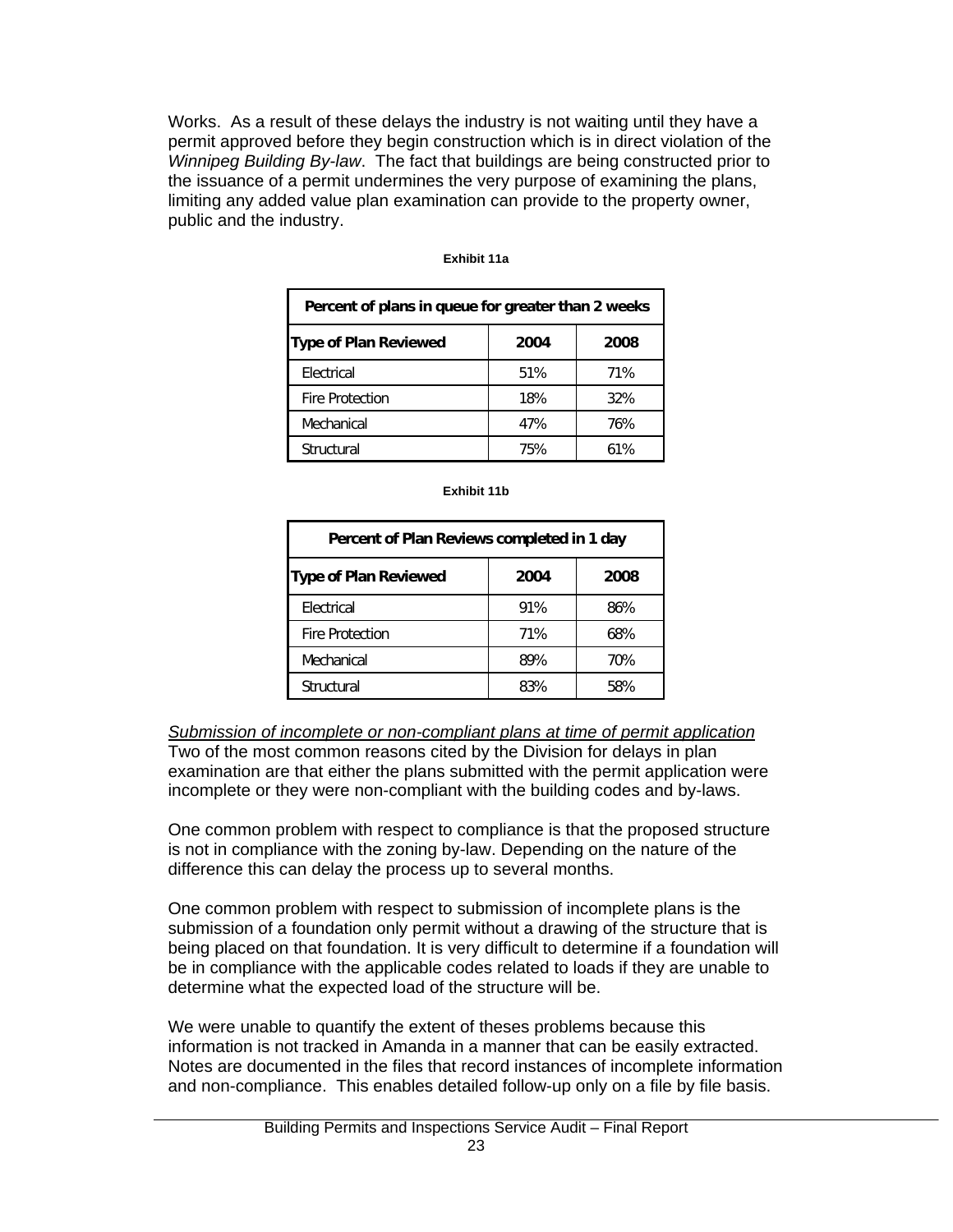Works. As a result of these delays the industry is not waiting until they have a permit approved before they begin construction which is in direct violation of the *Winnipeg Building By-law*. The fact that buildings are being constructed prior to the issuance of a permit undermines the very purpose of examining the plans, limiting any added value plan examination can provide to the property owner, public and the industry.

**Exhibit 11a**

| Percent of plans in queue for greater than 2 weeks | | |
|---|---|---|
| **Type of Plan Reviewed** | **2004** | **2008** |
| Electrical | 51% | 71% |
| Fire Protection | 18% | 32% |
| Mechanical | 47% | 76% |
| Structural | 75% | 61% |

**Exhibit 11b**

| Percent of Plan Reviews completed in 1 day | | |
|---|---|---|
| **Type of Plan Reviewed** | **2004** | **2008** |
| Electrical | 91% | 86% |
| Fire Protection | 71% | 68% |
| Mechanical | 89% | 70% |
| Structural | 83% | 58% |

*Submission of incomplete or non-compliant plans at time of permit application*
Two of the most common reasons cited by the Division for delays in plan examination are that either the plans submitted with the permit application were incomplete or they were non-compliant with the building codes and by-laws.

One common problem with respect to compliance is that the proposed structure is not in compliance with the zoning by-law. Depending on the nature of the difference this can delay the process up to several months.

One common problem with respect to submission of incomplete plans is the submission of a foundation only permit without a drawing of the structure that is being placed on that foundation. It is very difficult to determine if a foundation will be in compliance with the applicable codes related to loads if they are unable to determine what the expected load of the structure will be.

We were unable to quantify the extent of theses problems because this information is not tracked in Amanda in a manner that can be easily extracted. Notes are documented in the files that record instances of incomplete information and non-compliance. This enables detailed follow-up only on a file by file basis.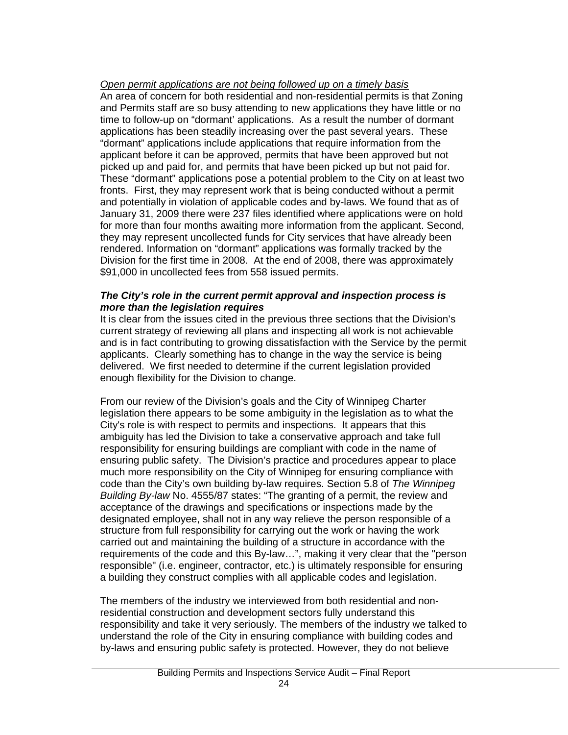*Open permit applications are not being followed up on a timely basis*

An area of concern for both residential and non-residential permits is that Zoning and Permits staff are so busy attending to new applications they have little or no time to follow-up on "dormant' applications. As a result the number of dormant applications has been steadily increasing over the past several years. These "dormant" applications include applications that require information from the applicant before it can be approved, permits that have been approved but not picked up and paid for, and permits that have been picked up but not paid for. These "dormant" applications pose a potential problem to the City on at least two fronts. First, they may represent work that is being conducted without a permit and potentially in violation of applicable codes and by-laws. We found that as of January 31, 2009 there were 237 files identified where applications were on hold for more than four months awaiting more information from the applicant. Second, they may represent uncollected funds for City services that have already been rendered. Information on "dormant" applications was formally tracked by the Division for the first time in 2008. At the end of 2008, there was approximately $91,000 in uncollected fees from 558 issued permits.

***The City's role in the current permit approval and inspection process is more than the legislation requires***

It is clear from the issues cited in the previous three sections that the Division's current strategy of reviewing all plans and inspecting all work is not achievable and is in fact contributing to growing dissatisfaction with the Service by the permit applicants. Clearly something has to change in the way the service is being delivered. We first needed to determine if the current legislation provided enough flexibility for the Division to change.

From our review of the Division's goals and the City of Winnipeg Charter legislation there appears to be some ambiguity in the legislation as to what the City's role is with respect to permits and inspections. It appears that this ambiguity has led the Division to take a conservative approach and take full responsibility for ensuring buildings are compliant with code in the name of ensuring public safety. The Division's practice and procedures appear to place much more responsibility on the City of Winnipeg for ensuring compliance with code than the City's own building by-law requires. Section 5.8 of *The Winnipeg Building By-law* No. 4555/87 states: "The granting of a permit, the review and acceptance of the drawings and specifications or inspections made by the designated employee, shall not in any way relieve the person responsible of a structure from full responsibility for carrying out the work or having the work carried out and maintaining the building of a structure in accordance with the requirements of the code and this By-law…", making it very clear that the "person responsible" (i.e. engineer, contractor, etc.) is ultimately responsible for ensuring a building they construct complies with all applicable codes and legislation.

The members of the industry we interviewed from both residential and non-residential construction and development sectors fully understand this responsibility and take it very seriously. The members of the industry we talked to understand the role of the City in ensuring compliance with building codes and by-laws and ensuring public safety is protected. However, they do not believe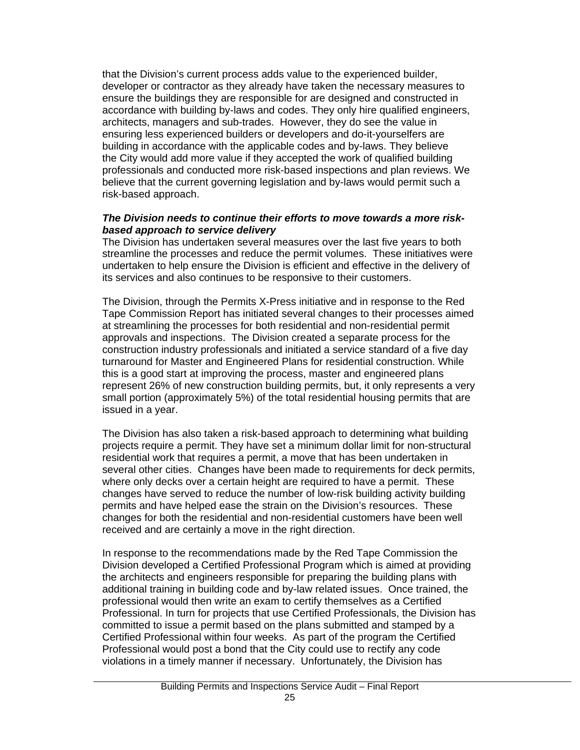that the Division's current process adds value to the experienced builder, developer or contractor as they already have taken the necessary measures to ensure the buildings they are responsible for are designed and constructed in accordance with building by-laws and codes. They only hire qualified engineers, architects, managers and sub-trades. However, they do see the value in ensuring less experienced builders or developers and do-it-yourselfers are building in accordance with the applicable codes and by-laws. They believe the City would add more value if they accepted the work of qualified building professionals and conducted more risk-based inspections and plan reviews. We believe that the current governing legislation and by-laws would permit such a risk-based approach.

***The Division needs to continue their efforts to move towards a more risk-based approach to service delivery***

The Division has undertaken several measures over the last five years to both streamline the processes and reduce the permit volumes. These initiatives were undertaken to help ensure the Division is efficient and effective in the delivery of its services and also continues to be responsive to their customers.

The Division, through the Permits X-Press initiative and in response to the Red Tape Commission Report has initiated several changes to their processes aimed at streamlining the processes for both residential and non-residential permit approvals and inspections. The Division created a separate process for the construction industry professionals and initiated a service standard of a five day turnaround for Master and Engineered Plans for residential construction. While this is a good start at improving the process, master and engineered plans represent 26% of new construction building permits, but, it only represents a very small portion (approximately 5%) of the total residential housing permits that are issued in a year.

The Division has also taken a risk-based approach to determining what building projects require a permit. They have set a minimum dollar limit for non-structural residential work that requires a permit, a move that has been undertaken in several other cities. Changes have been made to requirements for deck permits, where only decks over a certain height are required to have a permit. These changes have served to reduce the number of low-risk building activity building permits and have helped ease the strain on the Division's resources. These changes for both the residential and non-residential customers have been well received and are certainly a move in the right direction.

In response to the recommendations made by the Red Tape Commission the Division developed a Certified Professional Program which is aimed at providing the architects and engineers responsible for preparing the building plans with additional training in building code and by-law related issues. Once trained, the professional would then write an exam to certify themselves as a Certified Professional. In turn for projects that use Certified Professionals, the Division has committed to issue a permit based on the plans submitted and stamped by a Certified Professional within four weeks. As part of the program the Certified Professional would post a bond that the City could use to rectify any code violations in a timely manner if necessary. Unfortunately, the Division has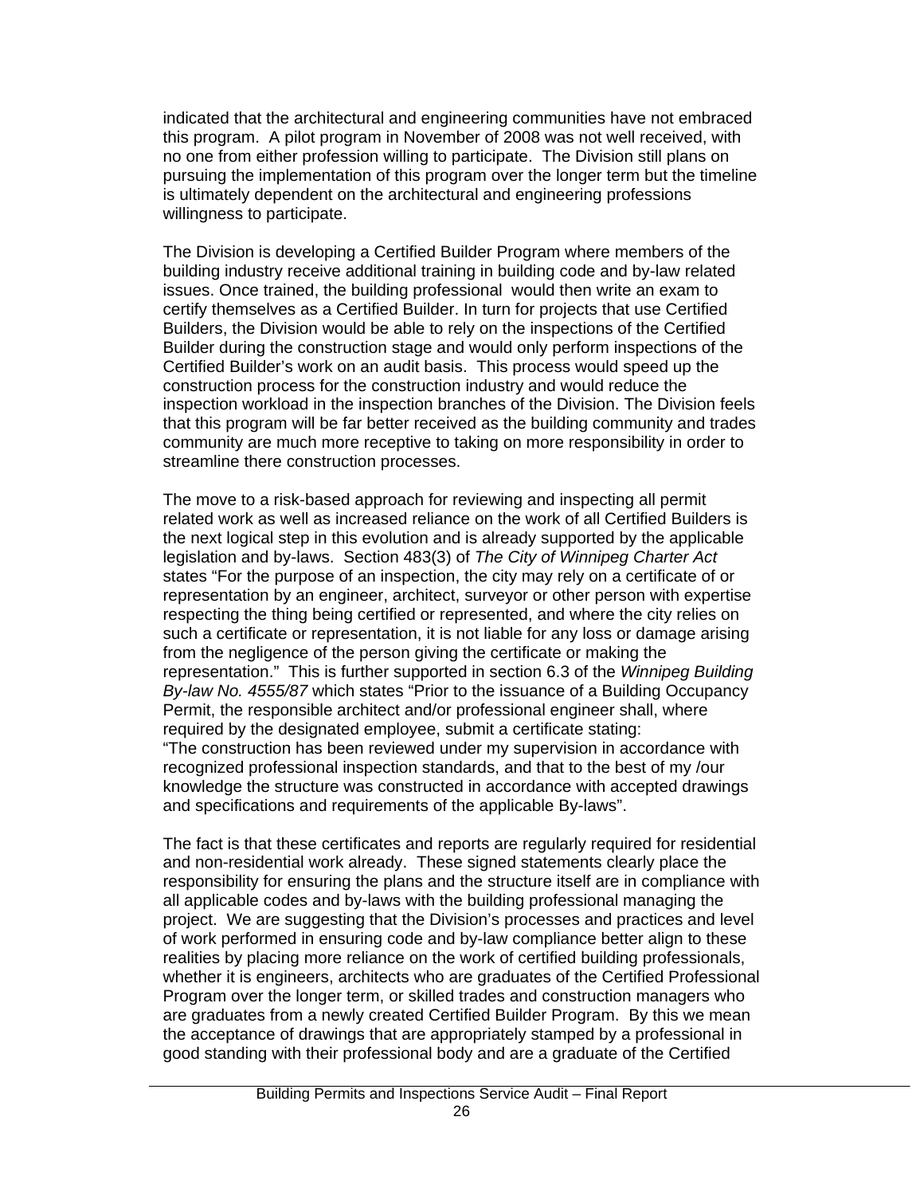indicated that the architectural and engineering communities have not embraced this program. A pilot program in November of 2008 was not well received, with no one from either profession willing to participate. The Division still plans on pursuing the implementation of this program over the longer term but the timeline is ultimately dependent on the architectural and engineering professions willingness to participate.

The Division is developing a Certified Builder Program where members of the building industry receive additional training in building code and by-law related issues. Once trained, the building professional would then write an exam to certify themselves as a Certified Builder. In turn for projects that use Certified Builders, the Division would be able to rely on the inspections of the Certified Builder during the construction stage and would only perform inspections of the Certified Builder's work on an audit basis. This process would speed up the construction process for the construction industry and would reduce the inspection workload in the inspection branches of the Division. The Division feels that this program will be far better received as the building community and trades community are much more receptive to taking on more responsibility in order to streamline there construction processes.

The move to a risk-based approach for reviewing and inspecting all permit related work as well as increased reliance on the work of all Certified Builders is the next logical step in this evolution and is already supported by the applicable legislation and by-laws. Section 483(3) of *The City of Winnipeg Charter Act* states "For the purpose of an inspection, the city may rely on a certificate of or representation by an engineer, architect, surveyor or other person with expertise respecting the thing being certified or represented, and where the city relies on such a certificate or representation, it is not liable for any loss or damage arising from the negligence of the person giving the certificate or making the representation." This is further supported in section 6.3 of the *Winnipeg Building By-law No. 4555/87* which states "Prior to the issuance of a Building Occupancy Permit, the responsible architect and/or professional engineer shall, where required by the designated employee, submit a certificate stating:
"The construction has been reviewed under my supervision in accordance with recognized professional inspection standards, and that to the best of my /our knowledge the structure was constructed in accordance with accepted drawings and specifications and requirements of the applicable By-laws".

The fact is that these certificates and reports are regularly required for residential and non-residential work already. These signed statements clearly place the responsibility for ensuring the plans and the structure itself are in compliance with all applicable codes and by-laws with the building professional managing the project. We are suggesting that the Division's processes and practices and level of work performed in ensuring code and by-law compliance better align to these realities by placing more reliance on the work of certified building professionals, whether it is engineers, architects who are graduates of the Certified Professional Program over the longer term, or skilled trades and construction managers who are graduates from a newly created Certified Builder Program. By this we mean the acceptance of drawings that are appropriately stamped by a professional in good standing with their professional body and are a graduate of the Certified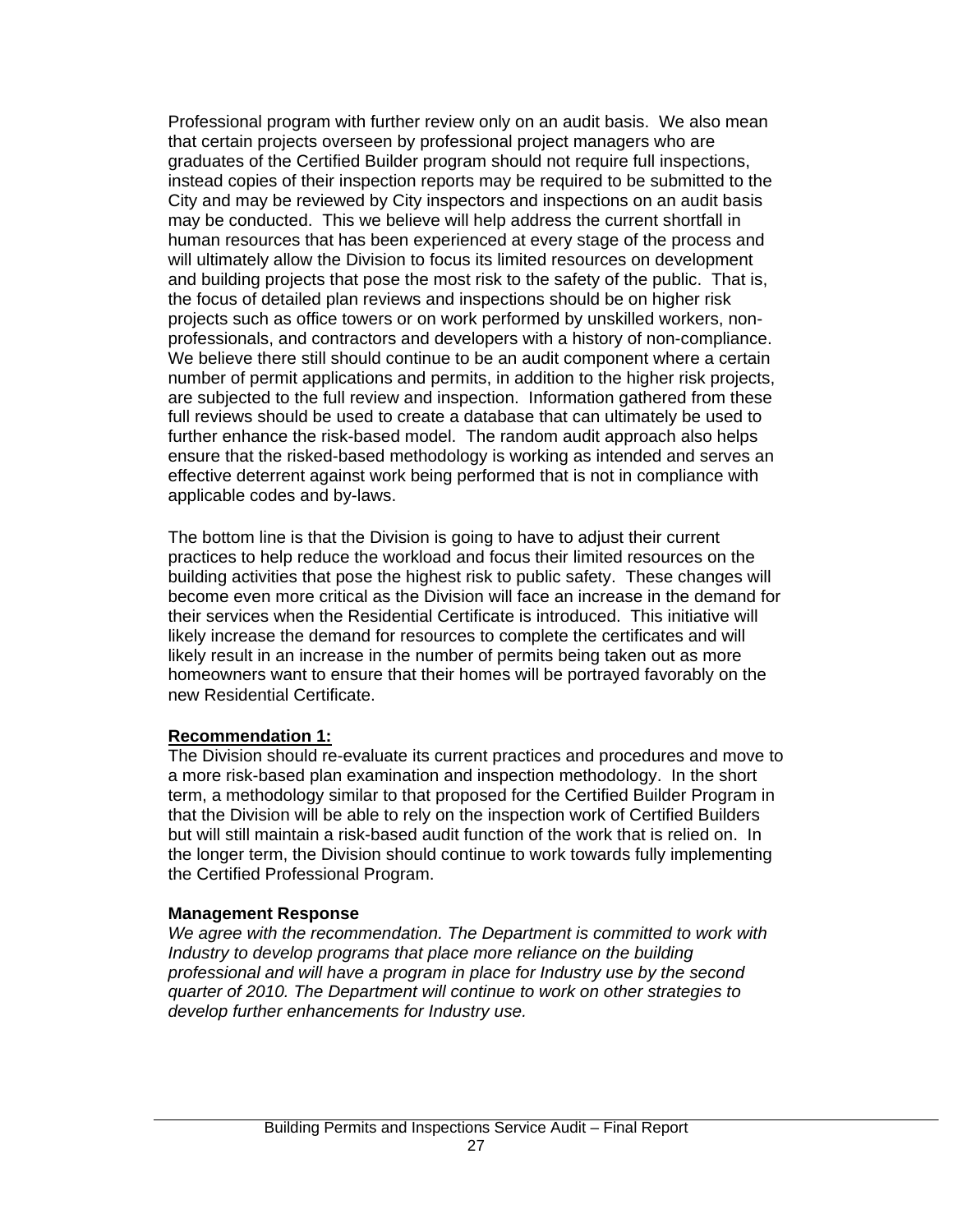Professional program with further review only on an audit basis. We also mean that certain projects overseen by professional project managers who are graduates of the Certified Builder program should not require full inspections, instead copies of their inspection reports may be required to be submitted to the City and may be reviewed by City inspectors and inspections on an audit basis may be conducted. This we believe will help address the current shortfall in human resources that has been experienced at every stage of the process and will ultimately allow the Division to focus its limited resources on development and building projects that pose the most risk to the safety of the public. That is, the focus of detailed plan reviews and inspections should be on higher risk projects such as office towers or on work performed by unskilled workers, non-professionals, and contractors and developers with a history of non-compliance. We believe there still should continue to be an audit component where a certain number of permit applications and permits, in addition to the higher risk projects, are subjected to the full review and inspection. Information gathered from these full reviews should be used to create a database that can ultimately be used to further enhance the risk-based model. The random audit approach also helps ensure that the risked-based methodology is working as intended and serves an effective deterrent against work being performed that is not in compliance with applicable codes and by-laws.

The bottom line is that the Division is going to have to adjust their current practices to help reduce the workload and focus their limited resources on the building activities that pose the highest risk to public safety. These changes will become even more critical as the Division will face an increase in the demand for their services when the Residential Certificate is introduced. This initiative will likely increase the demand for resources to complete the certificates and will likely result in an increase in the number of permits being taken out as more homeowners want to ensure that their homes will be portrayed favorably on the new Residential Certificate.

**Recommendation 1:**

The Division should re-evaluate its current practices and procedures and move to a more risk-based plan examination and inspection methodology. In the short term, a methodology similar to that proposed for the Certified Builder Program in that the Division will be able to rely on the inspection work of Certified Builders but will still maintain a risk-based audit function of the work that is relied on. In the longer term, the Division should continue to work towards fully implementing the Certified Professional Program.

**Management Response**

*We agree with the recommendation. The Department is committed to work with Industry to develop programs that place more reliance on the building professional and will have a program in place for Industry use by the second quarter of 2010. The Department will continue to work on other strategies to develop further enhancements for Industry use.*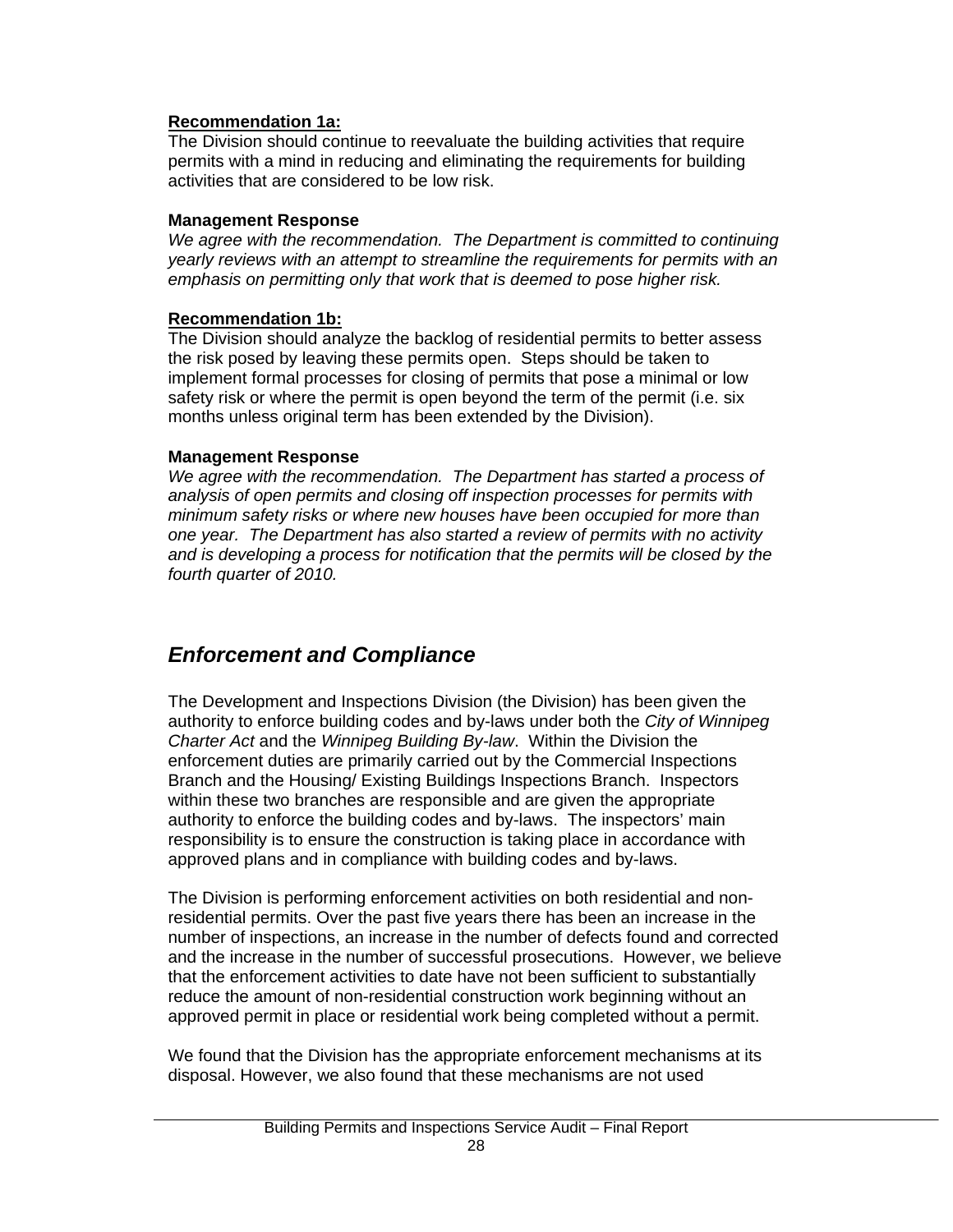**Recommendation 1a:**
The Division should continue to reevaluate the building activities that require permits with a mind in reducing and eliminating the requirements for building activities that are considered to be low risk.

**Management Response**
*We agree with the recommendation. The Department is committed to continuing yearly reviews with an attempt to streamline the requirements for permits with an emphasis on permitting only that work that is deemed to pose higher risk.*

**Recommendation 1b:**
The Division should analyze the backlog of residential permits to better assess the risk posed by leaving these permits open. Steps should be taken to implement formal processes for closing of permits that pose a minimal or low safety risk or where the permit is open beyond the term of the permit (i.e. six months unless original term has been extended by the Division).

**Management Response**
*We agree with the recommendation. The Department has started a process of analysis of open permits and closing off inspection processes for permits with minimum safety risks or where new houses have been occupied for more than one year. The Department has also started a review of permits with no activity and is developing a process for notification that the permits will be closed by the fourth quarter of 2010.*

## *Enforcement and Compliance*

The Development and Inspections Division (the Division) has been given the authority to enforce building codes and by-laws under both the *City of Winnipeg Charter Act* and the *Winnipeg Building By-law*. Within the Division the enforcement duties are primarily carried out by the Commercial Inspections Branch and the Housing/ Existing Buildings Inspections Branch. Inspectors within these two branches are responsible and are given the appropriate authority to enforce the building codes and by-laws. The inspectors' main responsibility is to ensure the construction is taking place in accordance with approved plans and in compliance with building codes and by-laws.

The Division is performing enforcement activities on both residential and non-residential permits. Over the past five years there has been an increase in the number of inspections, an increase in the number of defects found and corrected and the increase in the number of successful prosecutions. However, we believe that the enforcement activities to date have not been sufficient to substantially reduce the amount of non-residential construction work beginning without an approved permit in place or residential work being completed without a permit.

We found that the Division has the appropriate enforcement mechanisms at its disposal. However, we also found that these mechanisms are not used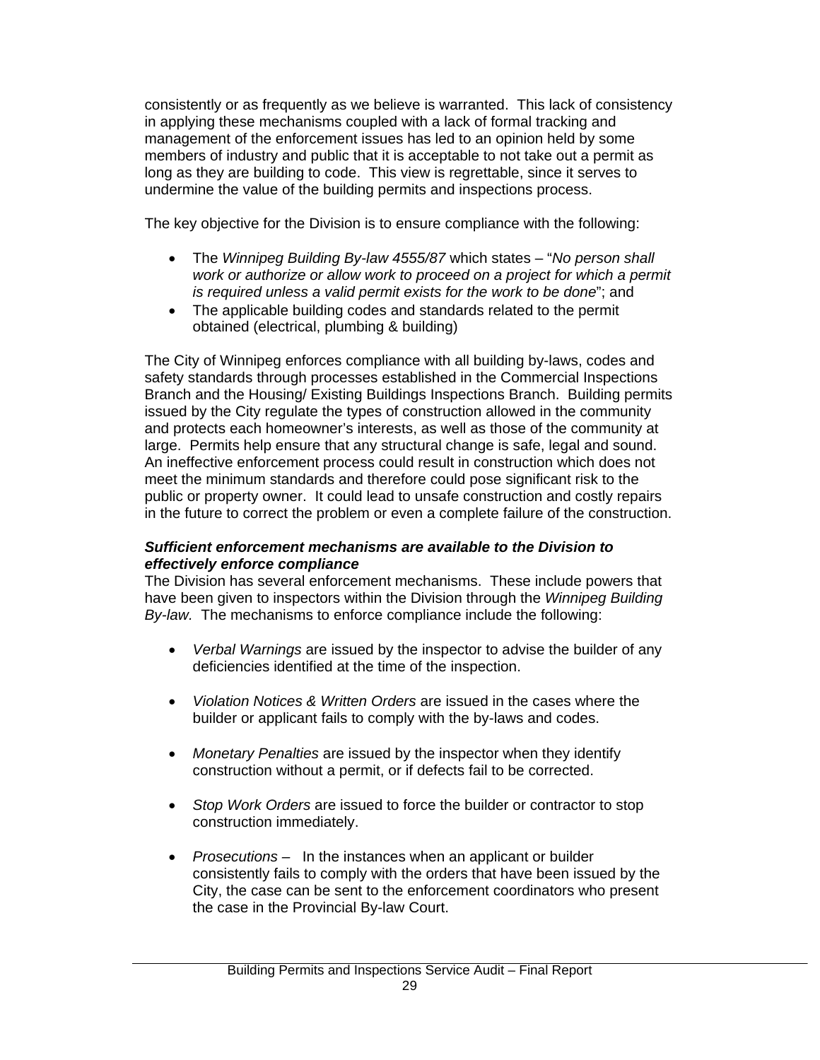consistently or as frequently as we believe is warranted. This lack of consistency in applying these mechanisms coupled with a lack of formal tracking and management of the enforcement issues has led to an opinion held by some members of industry and public that it is acceptable to not take out a permit as long as they are building to code. This view is regrettable, since it serves to undermine the value of the building permits and inspections process.

The key objective for the Division is to ensure compliance with the following:

- The *Winnipeg Building By-law 4555/87* which states – "*No person shall work or authorize or allow work to proceed on a project for which a permit is required unless a valid permit exists for the work to be done*"; and
- The applicable building codes and standards related to the permit obtained (electrical, plumbing & building)

The City of Winnipeg enforces compliance with all building by-laws, codes and safety standards through processes established in the Commercial Inspections Branch and the Housing/ Existing Buildings Inspections Branch. Building permits issued by the City regulate the types of construction allowed in the community and protects each homeowner's interests, as well as those of the community at large. Permits help ensure that any structural change is safe, legal and sound. An ineffective enforcement process could result in construction which does not meet the minimum standards and therefore could pose significant risk to the public or property owner. It could lead to unsafe construction and costly repairs in the future to correct the problem or even a complete failure of the construction.

***Sufficient enforcement mechanisms are available to the Division to effectively enforce compliance***

The Division has several enforcement mechanisms. These include powers that have been given to inspectors within the Division through the *Winnipeg Building By-law.* The mechanisms to enforce compliance include the following:

- *Verbal Warnings* are issued by the inspector to advise the builder of any deficiencies identified at the time of the inspection.

- *Violation Notices & Written Orders* are issued in the cases where the builder or applicant fails to comply with the by-laws and codes.

- *Monetary Penalties* are issued by the inspector when they identify construction without a permit, or if defects fail to be corrected.

- *Stop Work Orders* are issued to force the builder or contractor to stop construction immediately.

- *Prosecutions* – In the instances when an applicant or builder consistently fails to comply with the orders that have been issued by the City, the case can be sent to the enforcement coordinators who present the case in the Provincial By-law Court.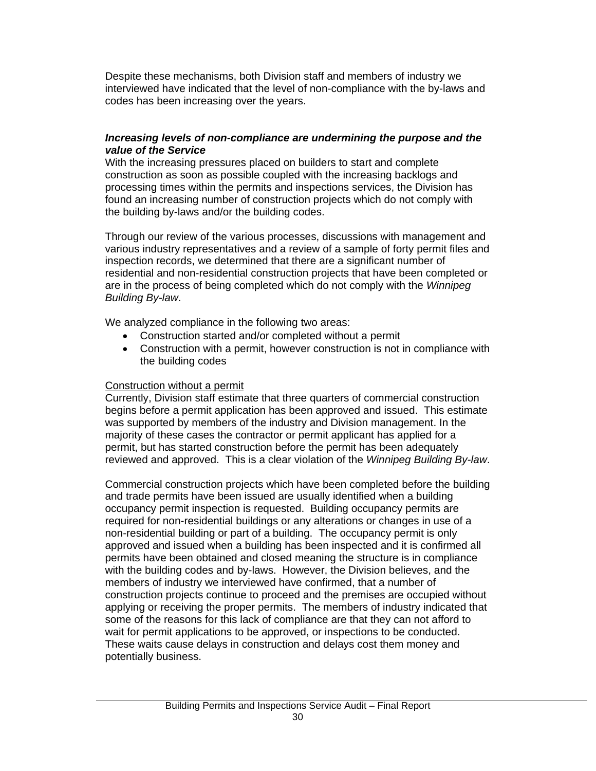Despite these mechanisms, both Division staff and members of industry we interviewed have indicated that the level of non-compliance with the by-laws and codes has been increasing over the years.

***Increasing levels of non-compliance are undermining the purpose and the value of the Service***

With the increasing pressures placed on builders to start and complete construction as soon as possible coupled with the increasing backlogs and processing times within the permits and inspections services, the Division has found an increasing number of construction projects which do not comply with the building by-laws and/or the building codes.

Through our review of the various processes, discussions with management and various industry representatives and a review of a sample of forty permit files and inspection records, we determined that there are a significant number of residential and non-residential construction projects that have been completed or are in the process of being completed which do not comply with the *Winnipeg Building By-law*.

We analyzed compliance in the following two areas:

- Construction started and/or completed without a permit
- Construction with a permit, however construction is not in compliance with the building codes

<u>Construction without a permit</u>

Currently, Division staff estimate that three quarters of commercial construction begins before a permit application has been approved and issued. This estimate was supported by members of the industry and Division management. In the majority of these cases the contractor or permit applicant has applied for a permit, but has started construction before the permit has been adequately reviewed and approved. This is a clear violation of the *Winnipeg Building By-law*.

Commercial construction projects which have been completed before the building and trade permits have been issued are usually identified when a building occupancy permit inspection is requested. Building occupancy permits are required for non-residential buildings or any alterations or changes in use of a non-residential building or part of a building. The occupancy permit is only approved and issued when a building has been inspected and it is confirmed all permits have been obtained and closed meaning the structure is in compliance with the building codes and by-laws. However, the Division believes, and the members of industry we interviewed have confirmed, that a number of construction projects continue to proceed and the premises are occupied without applying or receiving the proper permits. The members of industry indicated that some of the reasons for this lack of compliance are that they can not afford to wait for permit applications to be approved, or inspections to be conducted. These waits cause delays in construction and delays cost them money and potentially business.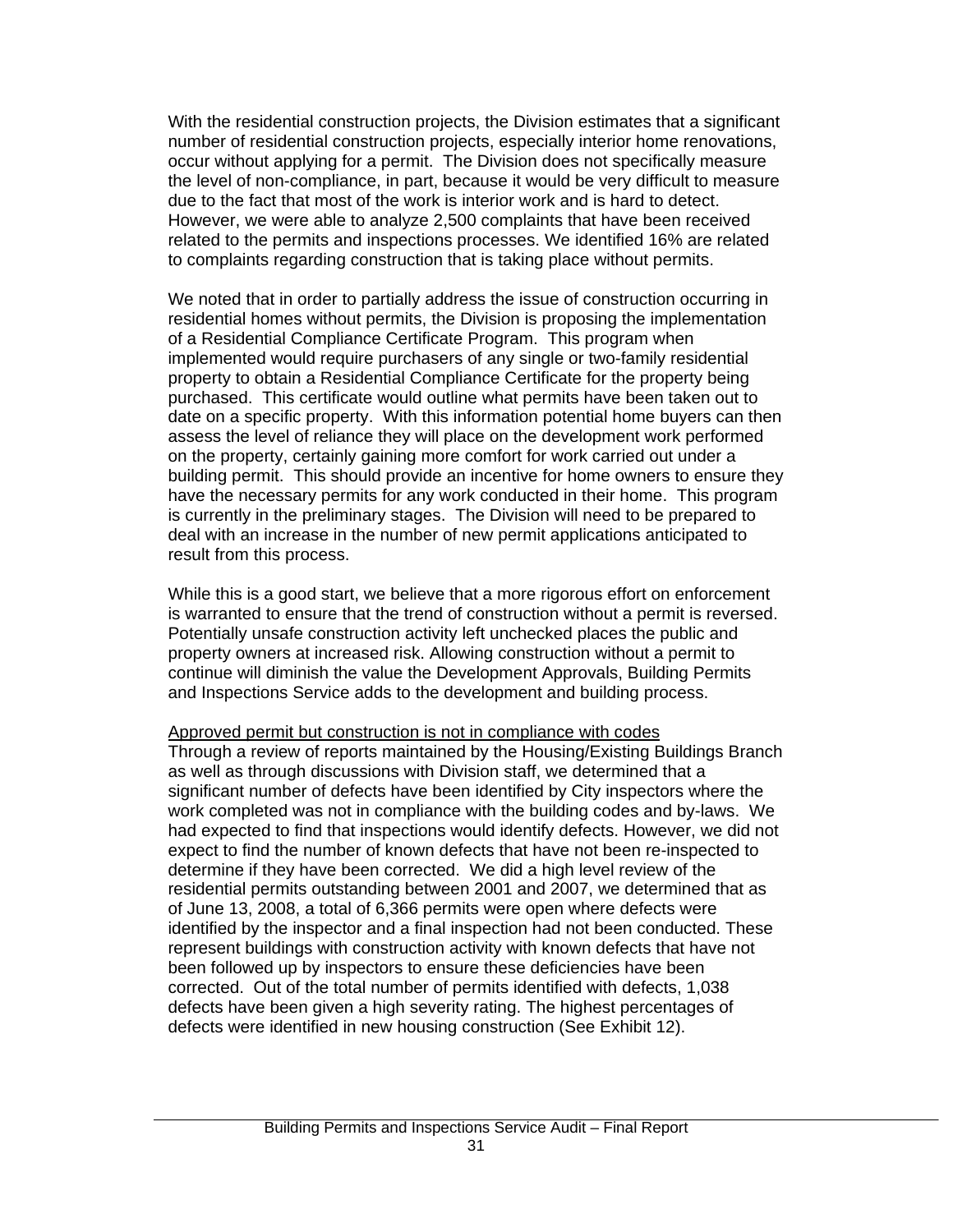With the residential construction projects, the Division estimates that a significant number of residential construction projects, especially interior home renovations, occur without applying for a permit. The Division does not specifically measure the level of non-compliance, in part, because it would be very difficult to measure due to the fact that most of the work is interior work and is hard to detect. However, we were able to analyze 2,500 complaints that have been received related to the permits and inspections processes. We identified 16% are related to complaints regarding construction that is taking place without permits.

We noted that in order to partially address the issue of construction occurring in residential homes without permits, the Division is proposing the implementation of a Residential Compliance Certificate Program. This program when implemented would require purchasers of any single or two-family residential property to obtain a Residential Compliance Certificate for the property being purchased. This certificate would outline what permits have been taken out to date on a specific property. With this information potential home buyers can then assess the level of reliance they will place on the development work performed on the property, certainly gaining more comfort for work carried out under a building permit. This should provide an incentive for home owners to ensure they have the necessary permits for any work conducted in their home. This program is currently in the preliminary stages. The Division will need to be prepared to deal with an increase in the number of new permit applications anticipated to result from this process.

While this is a good start, we believe that a more rigorous effort on enforcement is warranted to ensure that the trend of construction without a permit is reversed. Potentially unsafe construction activity left unchecked places the public and property owners at increased risk. Allowing construction without a permit to continue will diminish the value the Development Approvals, Building Permits and Inspections Service adds to the development and building process.

<u>Approved permit but construction is not in compliance with codes</u>

Through a review of reports maintained by the Housing/Existing Buildings Branch as well as through discussions with Division staff, we determined that a significant number of defects have been identified by City inspectors where the work completed was not in compliance with the building codes and by-laws. We had expected to find that inspections would identify defects. However, we did not expect to find the number of known defects that have not been re-inspected to determine if they have been corrected. We did a high level review of the residential permits outstanding between 2001 and 2007, we determined that as of June 13, 2008, a total of 6,366 permits were open where defects were identified by the inspector and a final inspection had not been conducted. These represent buildings with construction activity with known defects that have not been followed up by inspectors to ensure these deficiencies have been corrected. Out of the total number of permits identified with defects, 1,038 defects have been given a high severity rating. The highest percentages of defects were identified in new housing construction (See Exhibit 12).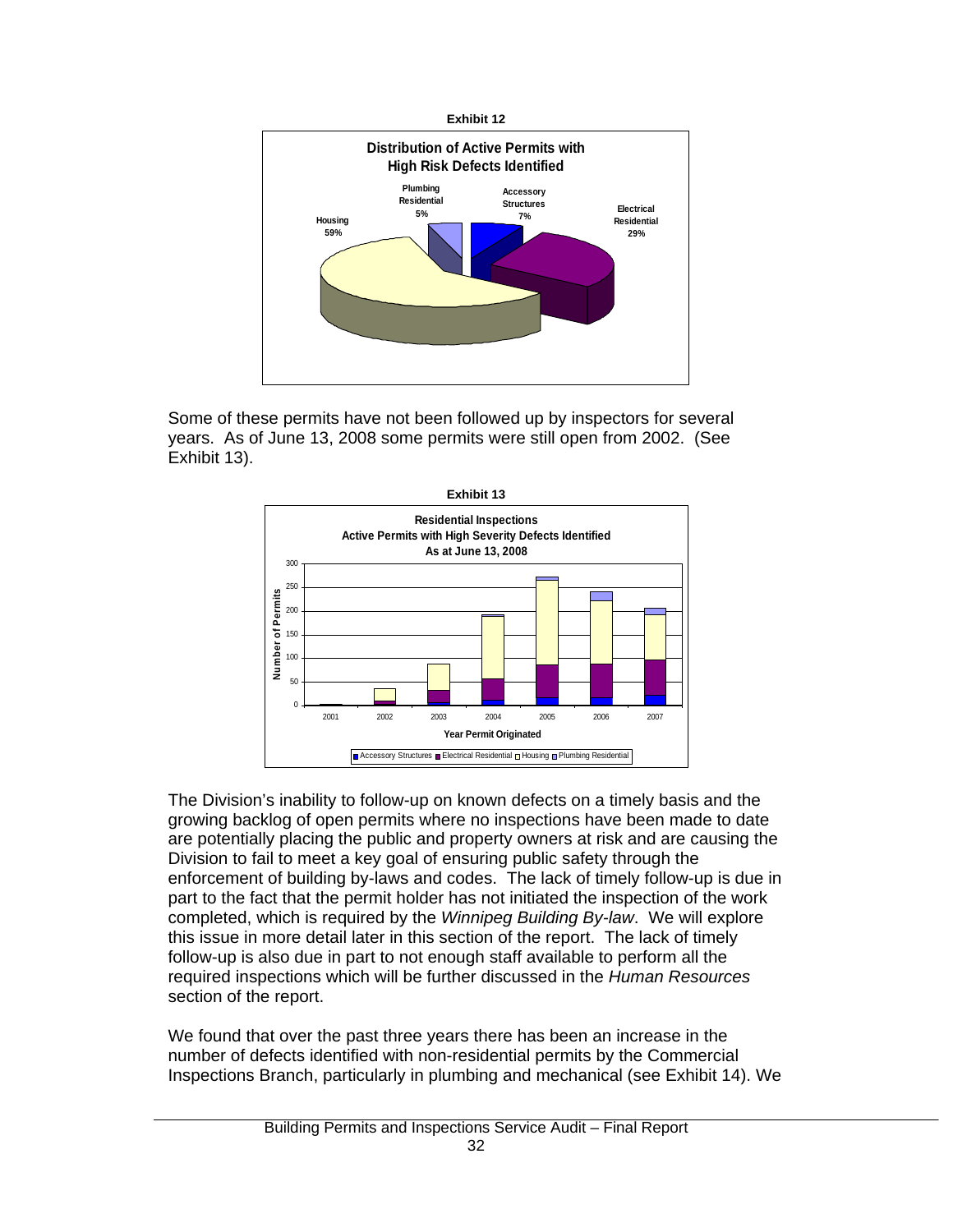**Exhibit 12**

Some of these permits have not been followed up by inspectors for several years. As of June 13, 2008 some permits were still open from 2002. (See Exhibit 13).

**Exhibit 13**

The Division's inability to follow-up on known defects on a timely basis and the growing backlog of open permits where no inspections have been made to date are potentially placing the public and property owners at risk and are causing the Division to fail to meet a key goal of ensuring public safety through the enforcement of building by-laws and codes. The lack of timely follow-up is due in part to the fact that the permit holder has not initiated the inspection of the work completed, which is required by the *Winnipeg Building By-law*. We will explore this issue in more detail later in this section of the report. The lack of timely follow-up is also due in part to not enough staff available to perform all the required inspections which will be further discussed in the *Human Resources* section of the report.

We found that over the past three years there has been an increase in the number of defects identified with non-residential permits by the Commercial Inspections Branch, particularly in plumbing and mechanical (see Exhibit 14). We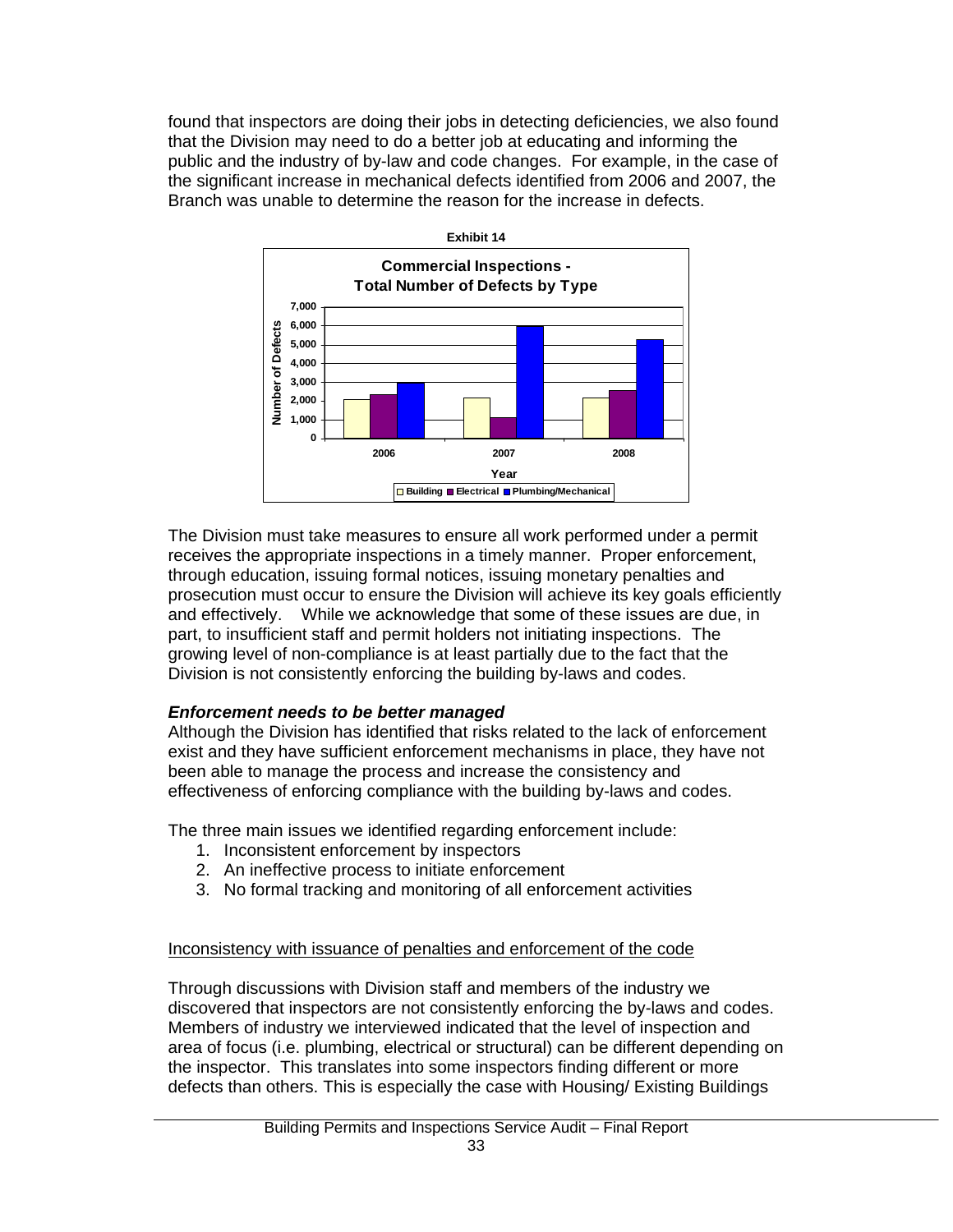found that inspectors are doing their jobs in detecting deficiencies, we also found that the Division may need to do a better job at educating and informing the public and the industry of by-law and code changes. For example, in the case of the significant increase in mechanical defects identified from 2006 and 2007, the Branch was unable to determine the reason for the increase in defects.

**Exhibit 14**

The Division must take measures to ensure all work performed under a permit receives the appropriate inspections in a timely manner. Proper enforcement, through education, issuing formal notices, issuing monetary penalties and prosecution must occur to ensure the Division will achieve its key goals efficiently and effectively. While we acknowledge that some of these issues are due, in part, to insufficient staff and permit holders not initiating inspections. The growing level of non-compliance is at least partially due to the fact that the Division is not consistently enforcing the building by-laws and codes.

### *Enforcement needs to be better managed*

Although the Division has identified that risks related to the lack of enforcement exist and they have sufficient enforcement mechanisms in place, they have not been able to manage the process and increase the consistency and effectiveness of enforcing compliance with the building by-laws and codes.

The three main issues we identified regarding enforcement include:

1. Inconsistent enforcement by inspectors
2. An ineffective process to initiate enforcement
3. No formal tracking and monitoring of all enforcement activities

Inconsistency with issuance of penalties and enforcement of the code

Through discussions with Division staff and members of the industry we discovered that inspectors are not consistently enforcing the by-laws and codes. Members of industry we interviewed indicated that the level of inspection and area of focus (i.e. plumbing, electrical or structural) can be different depending on the inspector. This translates into some inspectors finding different or more defects than others. This is especially the case with Housing/ Existing Buildings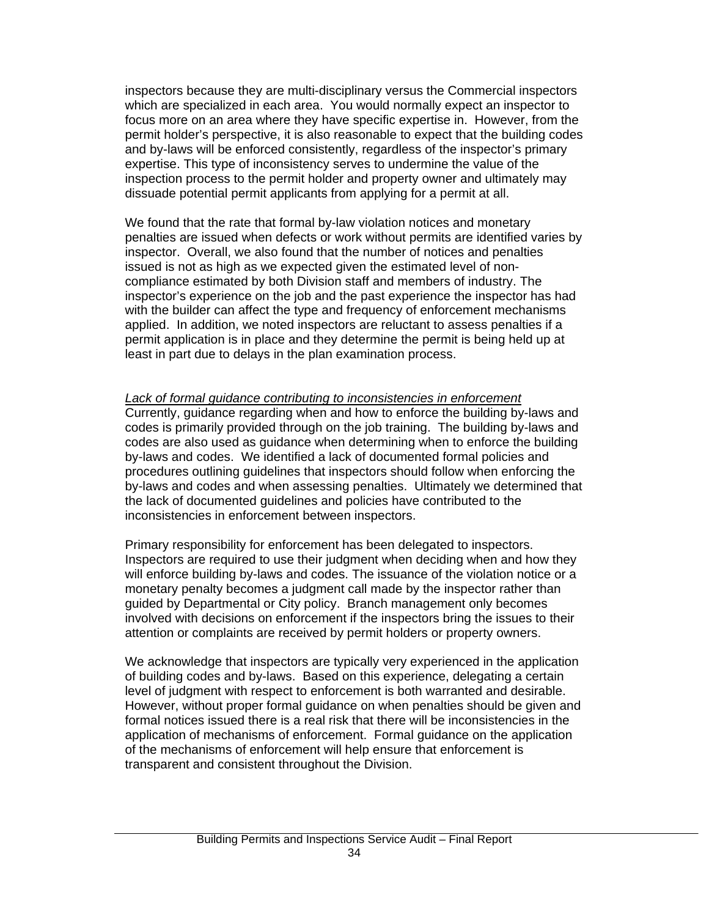inspectors because they are multi-disciplinary versus the Commercial inspectors which are specialized in each area. You would normally expect an inspector to focus more on an area where they have specific expertise in. However, from the permit holder's perspective, it is also reasonable to expect that the building codes and by-laws will be enforced consistently, regardless of the inspector's primary expertise. This type of inconsistency serves to undermine the value of the inspection process to the permit holder and property owner and ultimately may dissuade potential permit applicants from applying for a permit at all.

We found that the rate that formal by-law violation notices and monetary penalties are issued when defects or work without permits are identified varies by inspector. Overall, we also found that the number of notices and penalties issued is not as high as we expected given the estimated level of non-compliance estimated by both Division staff and members of industry. The inspector's experience on the job and the past experience the inspector has had with the builder can affect the type and frequency of enforcement mechanisms applied. In addition, we noted inspectors are reluctant to assess penalties if a permit application is in place and they determine the permit is being held up at least in part due to delays in the plan examination process.

*Lack of formal guidance contributing to inconsistencies in enforcement*

Currently, guidance regarding when and how to enforce the building by-laws and codes is primarily provided through on the job training. The building by-laws and codes are also used as guidance when determining when to enforce the building by-laws and codes. We identified a lack of documented formal policies and procedures outlining guidelines that inspectors should follow when enforcing the by-laws and codes and when assessing penalties. Ultimately we determined that the lack of documented guidelines and policies have contributed to the inconsistencies in enforcement between inspectors.

Primary responsibility for enforcement has been delegated to inspectors. Inspectors are required to use their judgment when deciding when and how they will enforce building by-laws and codes. The issuance of the violation notice or a monetary penalty becomes a judgment call made by the inspector rather than guided by Departmental or City policy. Branch management only becomes involved with decisions on enforcement if the inspectors bring the issues to their attention or complaints are received by permit holders or property owners.

We acknowledge that inspectors are typically very experienced in the application of building codes and by-laws. Based on this experience, delegating a certain level of judgment with respect to enforcement is both warranted and desirable. However, without proper formal guidance on when penalties should be given and formal notices issued there is a real risk that there will be inconsistencies in the application of mechanisms of enforcement. Formal guidance on the application of the mechanisms of enforcement will help ensure that enforcement is transparent and consistent throughout the Division.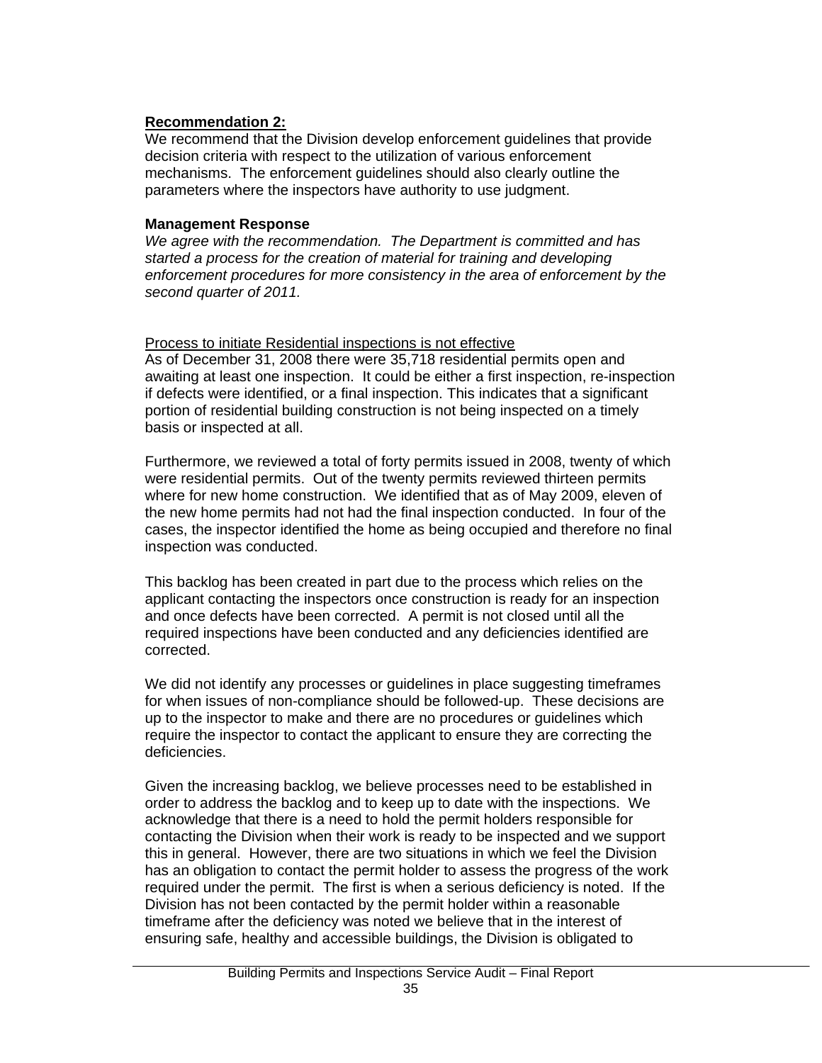**Recommendation 2:**

We recommend that the Division develop enforcement guidelines that provide decision criteria with respect to the utilization of various enforcement mechanisms. The enforcement guidelines should also clearly outline the parameters where the inspectors have authority to use judgment.

**Management Response**

*We agree with the recommendation. The Department is committed and has started a process for the creation of material for training and developing enforcement procedures for more consistency in the area of enforcement by the second quarter of 2011.*

Process to initiate Residential inspections is not effective

As of December 31, 2008 there were 35,718 residential permits open and awaiting at least one inspection. It could be either a first inspection, re-inspection if defects were identified, or a final inspection. This indicates that a significant portion of residential building construction is not being inspected on a timely basis or inspected at all.

Furthermore, we reviewed a total of forty permits issued in 2008, twenty of which were residential permits. Out of the twenty permits reviewed thirteen permits where for new home construction. We identified that as of May 2009, eleven of the new home permits had not had the final inspection conducted. In four of the cases, the inspector identified the home as being occupied and therefore no final inspection was conducted.

This backlog has been created in part due to the process which relies on the applicant contacting the inspectors once construction is ready for an inspection and once defects have been corrected. A permit is not closed until all the required inspections have been conducted and any deficiencies identified are corrected.

We did not identify any processes or guidelines in place suggesting timeframes for when issues of non-compliance should be followed-up. These decisions are up to the inspector to make and there are no procedures or guidelines which require the inspector to contact the applicant to ensure they are correcting the deficiencies.

Given the increasing backlog, we believe processes need to be established in order to address the backlog and to keep up to date with the inspections. We acknowledge that there is a need to hold the permit holders responsible for contacting the Division when their work is ready to be inspected and we support this in general. However, there are two situations in which we feel the Division has an obligation to contact the permit holder to assess the progress of the work required under the permit. The first is when a serious deficiency is noted. If the Division has not been contacted by the permit holder within a reasonable timeframe after the deficiency was noted we believe that in the interest of ensuring safe, healthy and accessible buildings, the Division is obligated to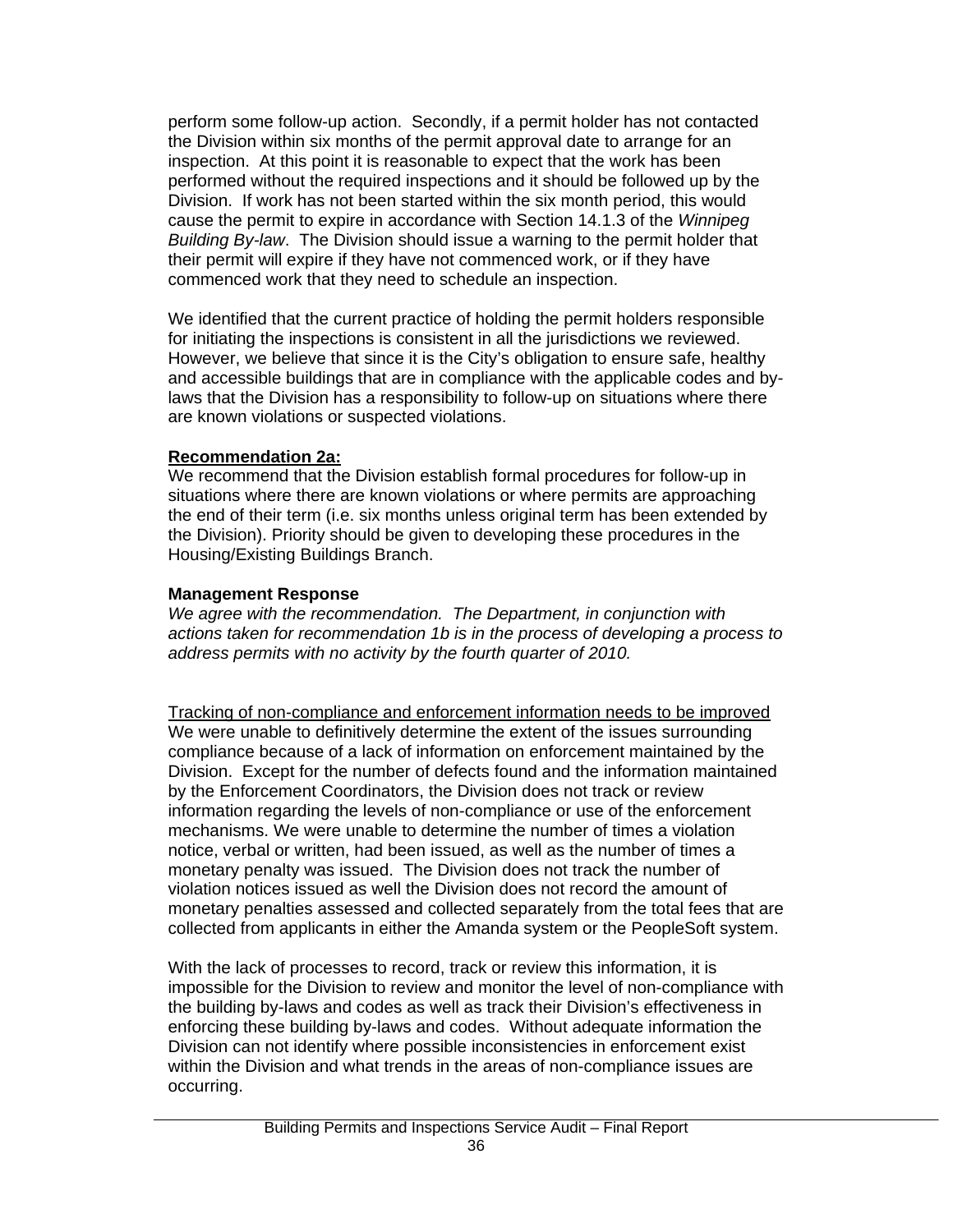perform some follow-up action. Secondly, if a permit holder has not contacted the Division within six months of the permit approval date to arrange for an inspection. At this point it is reasonable to expect that the work has been performed without the required inspections and it should be followed up by the Division. If work has not been started within the six month period, this would cause the permit to expire in accordance with Section 14.1.3 of the *Winnipeg Building By-law*. The Division should issue a warning to the permit holder that their permit will expire if they have not commenced work, or if they have commenced work that they need to schedule an inspection.

We identified that the current practice of holding the permit holders responsible for initiating the inspections is consistent in all the jurisdictions we reviewed. However, we believe that since it is the City's obligation to ensure safe, healthy and accessible buildings that are in compliance with the applicable codes and by-laws that the Division has a responsibility to follow-up on situations where there are known violations or suspected violations.

**Recommendation 2a:**

We recommend that the Division establish formal procedures for follow-up in situations where there are known violations or where permits are approaching the end of their term (i.e. six months unless original term has been extended by the Division). Priority should be given to developing these procedures in the Housing/Existing Buildings Branch.

**Management Response**

*We agree with the recommendation. The Department, in conjunction with actions taken for recommendation 1b is in the process of developing a process to address permits with no activity by the fourth quarter of 2010.*

Tracking of non-compliance and enforcement information needs to be improved

We were unable to definitively determine the extent of the issues surrounding compliance because of a lack of information on enforcement maintained by the Division. Except for the number of defects found and the information maintained by the Enforcement Coordinators, the Division does not track or review information regarding the levels of non-compliance or use of the enforcement mechanisms. We were unable to determine the number of times a violation notice, verbal or written, had been issued, as well as the number of times a monetary penalty was issued. The Division does not track the number of violation notices issued as well the Division does not record the amount of monetary penalties assessed and collected separately from the total fees that are collected from applicants in either the Amanda system or the PeopleSoft system.

With the lack of processes to record, track or review this information, it is impossible for the Division to review and monitor the level of non-compliance with the building by-laws and codes as well as track their Division's effectiveness in enforcing these building by-laws and codes. Without adequate information the Division can not identify where possible inconsistencies in enforcement exist within the Division and what trends in the areas of non-compliance issues are occurring.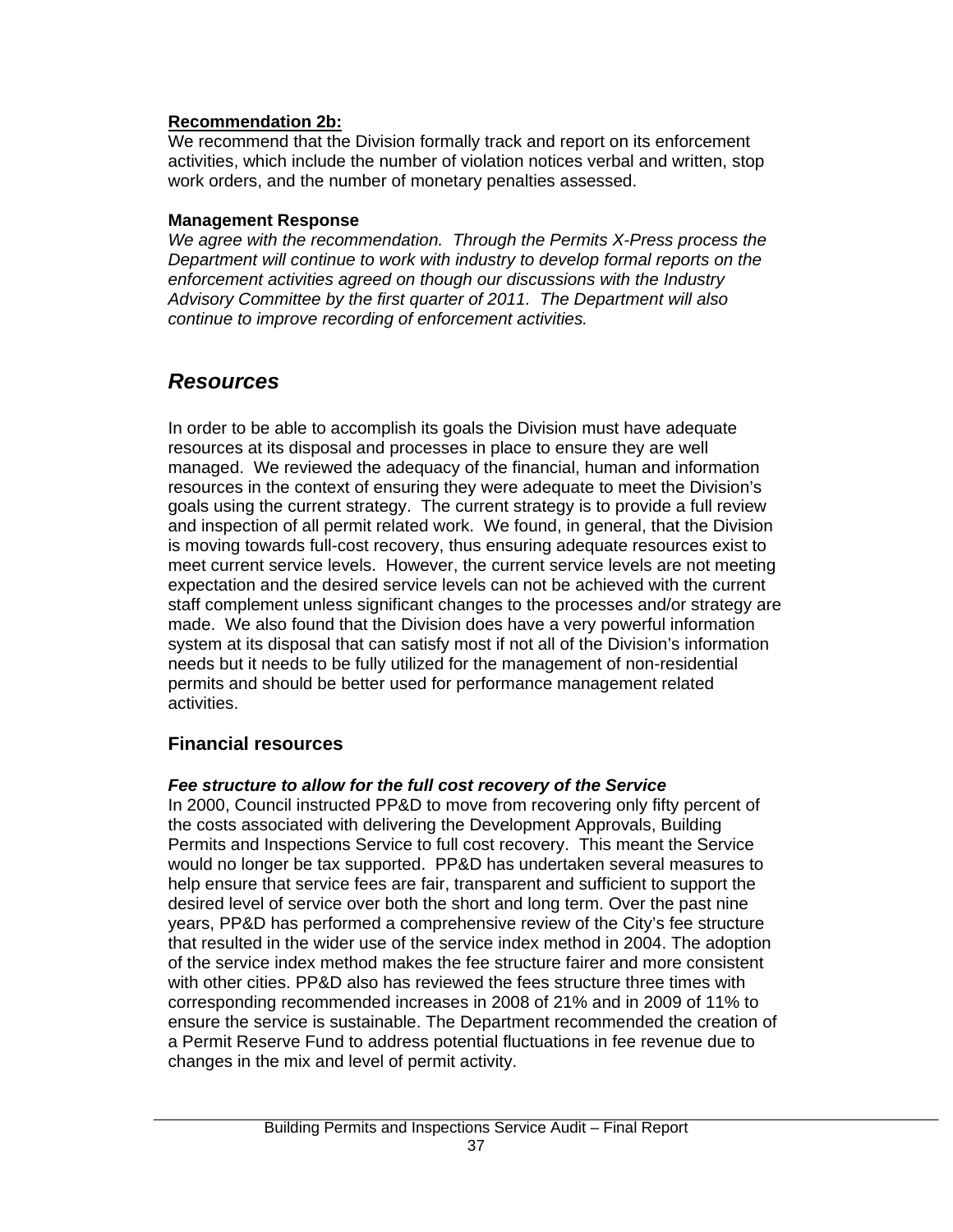**Recommendation 2b:**

We recommend that the Division formally track and report on its enforcement activities, which include the number of violation notices verbal and written, stop work orders, and the number of monetary penalties assessed.

**Management Response**

*We agree with the recommendation. Through the Permits X-Press process the Department will continue to work with industry to develop formal reports on the enforcement activities agreed on though our discussions with the Industry Advisory Committee by the first quarter of 2011. The Department will also continue to improve recording of enforcement activities.*

## *Resources*

In order to be able to accomplish its goals the Division must have adequate resources at its disposal and processes in place to ensure they are well managed. We reviewed the adequacy of the financial, human and information resources in the context of ensuring they were adequate to meet the Division's goals using the current strategy. The current strategy is to provide a full review and inspection of all permit related work. We found, in general, that the Division is moving towards full-cost recovery, thus ensuring adequate resources exist to meet current service levels. However, the current service levels are not meeting expectation and the desired service levels can not be achieved with the current staff complement unless significant changes to the processes and/or strategy are made. We also found that the Division does have a very powerful information system at its disposal that can satisfy most if not all of the Division's information needs but it needs to be fully utilized for the management of non-residential permits and should be better used for performance management related activities.

### Financial resources

***Fee structure to allow for the full cost recovery of the Service***

In 2000, Council instructed PP&D to move from recovering only fifty percent of the costs associated with delivering the Development Approvals, Building Permits and Inspections Service to full cost recovery. This meant the Service would no longer be tax supported. PP&D has undertaken several measures to help ensure that service fees are fair, transparent and sufficient to support the desired level of service over both the short and long term. Over the past nine years, PP&D has performed a comprehensive review of the City's fee structure that resulted in the wider use of the service index method in 2004. The adoption of the service index method makes the fee structure fairer and more consistent with other cities. PP&D also has reviewed the fees structure three times with corresponding recommended increases in 2008 of 21% and in 2009 of 11% to ensure the service is sustainable. The Department recommended the creation of a Permit Reserve Fund to address potential fluctuations in fee revenue due to changes in the mix and level of permit activity.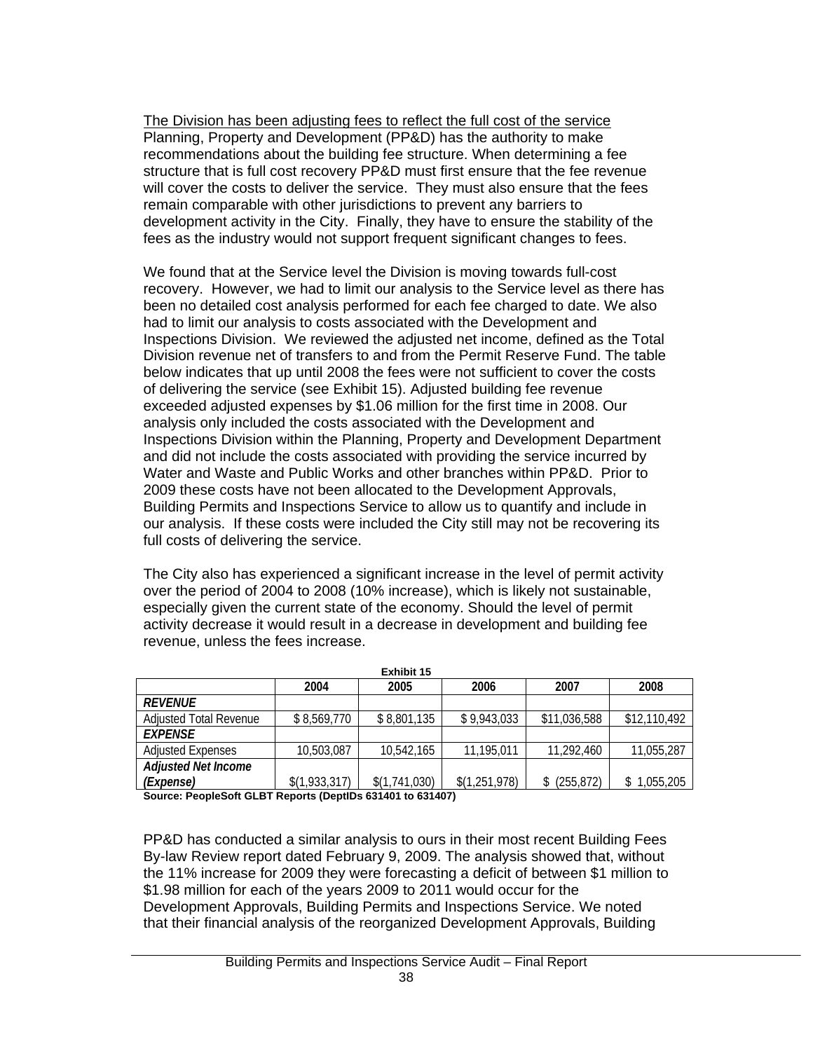<u>The Division has been adjusting fees to reflect the full cost of the service</u>
Planning, Property and Development (PP&D) has the authority to make recommendations about the building fee structure. When determining a fee structure that is full cost recovery PP&D must first ensure that the fee revenue will cover the costs to deliver the service. They must also ensure that the fees remain comparable with other jurisdictions to prevent any barriers to development activity in the City. Finally, they have to ensure the stability of the fees as the industry would not support frequent significant changes to fees.

We found that at the Service level the Division is moving towards full-cost recovery. However, we had to limit our analysis to the Service level as there has been no detailed cost analysis performed for each fee charged to date. We also had to limit our analysis to costs associated with the Development and Inspections Division. We reviewed the adjusted net income, defined as the Total Division revenue net of transfers to and from the Permit Reserve Fund. The table below indicates that up until 2008 the fees were not sufficient to cover the costs of delivering the service (see Exhibit 15). Adjusted building fee revenue exceeded adjusted expenses by $1.06 million for the first time in 2008. Our analysis only included the costs associated with the Development and Inspections Division within the Planning, Property and Development Department and did not include the costs associated with providing the service incurred by Water and Waste and Public Works and other branches within PP&D. Prior to 2009 these costs have not been allocated to the Development Approvals, Building Permits and Inspections Service to allow us to quantify and include in our analysis. If these costs were included the City still may not be recovering its full costs of delivering the service.

The City also has experienced a significant increase in the level of permit activity over the period of 2004 to 2008 (10% increase), which is likely not sustainable, especially given the current state of the economy. Should the level of permit activity decrease it would result in a decrease in development and building fee revenue, unless the fees increase.

**Exhibit 15**

| | 2004 | 2005 | 2006 | 2007 | 2008 |
|---|---|---|---|---|---|
| ***REVENUE*** | | | | | |
| Adjusted Total Revenue | $ 8,569,770 | $ 8,801,135 | $ 9,943,033 | $11,036,588 | $12,110,492 |
| ***EXPENSE*** | | | | | |
| Adjusted Expenses | 10,503,087 | 10,542,165 | 11,195,011 | 11,292,460 | 11,055,287 |
| ***Adjusted Net Income (Expense)*** | $(1,933,317) | $(1,741,030) | $(1,251,978) | $ (255,872) | $ 1,055,205 |

**Source: PeopleSoft GLBT Reports (DeptIDs 631401 to 631407)**

PP&D has conducted a similar analysis to ours in their most recent Building Fees By-law Review report dated February 9, 2009. The analysis showed that, without the 11% increase for 2009 they were forecasting a deficit of between $1 million to $1.98 million for each of the years 2009 to 2011 would occur for the Development Approvals, Building Permits and Inspections Service. We noted that their financial analysis of the reorganized Development Approvals, Building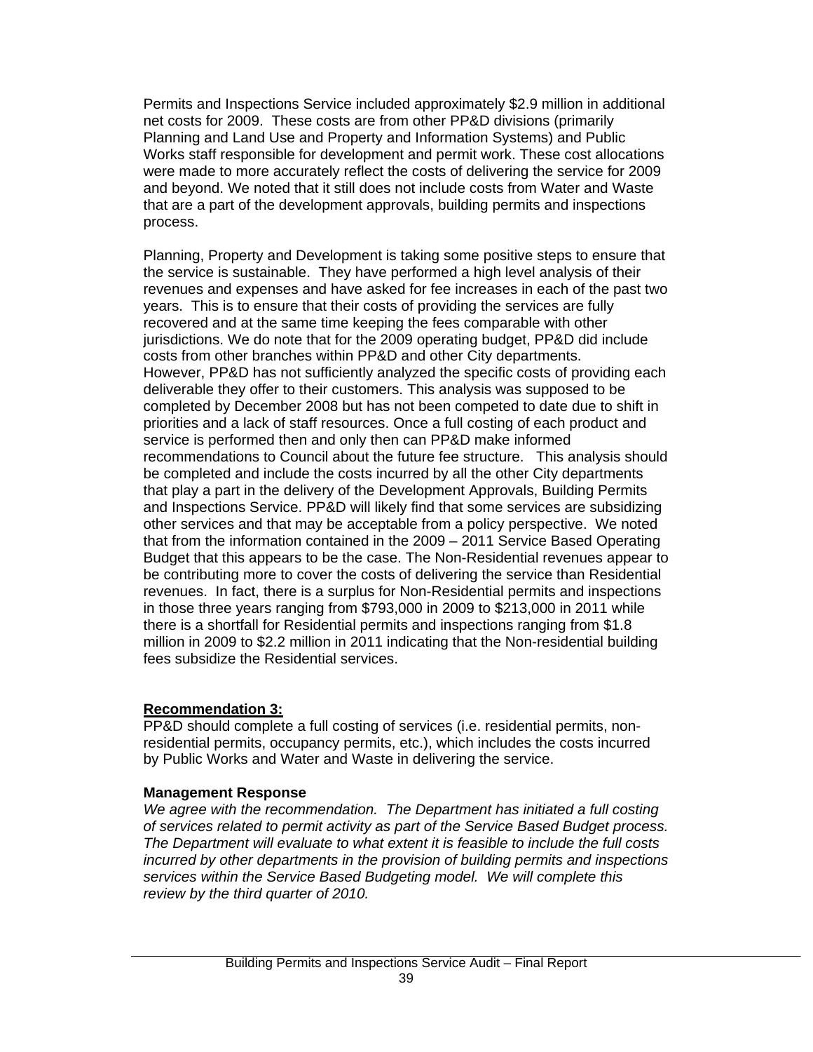Permits and Inspections Service included approximately $2.9 million in additional net costs for 2009. These costs are from other PP&D divisions (primarily Planning and Land Use and Property and Information Systems) and Public Works staff responsible for development and permit work. These cost allocations were made to more accurately reflect the costs of delivering the service for 2009 and beyond. We noted that it still does not include costs from Water and Waste that are a part of the development approvals, building permits and inspections process.

Planning, Property and Development is taking some positive steps to ensure that the service is sustainable. They have performed a high level analysis of their revenues and expenses and have asked for fee increases in each of the past two years. This is to ensure that their costs of providing the services are fully recovered and at the same time keeping the fees comparable with other jurisdictions. We do note that for the 2009 operating budget, PP&D did include costs from other branches within PP&D and other City departments. However, PP&D has not sufficiently analyzed the specific costs of providing each deliverable they offer to their customers. This analysis was supposed to be completed by December 2008 but has not been competed to date due to shift in priorities and a lack of staff resources. Once a full costing of each product and service is performed then and only then can PP&D make informed recommendations to Council about the future fee structure. This analysis should be completed and include the costs incurred by all the other City departments that play a part in the delivery of the Development Approvals, Building Permits and Inspections Service. PP&D will likely find that some services are subsidizing other services and that may be acceptable from a policy perspective. We noted that from the information contained in the 2009 – 2011 Service Based Operating Budget that this appears to be the case. The Non-Residential revenues appear to be contributing more to cover the costs of delivering the service than Residential revenues. In fact, there is a surplus for Non-Residential permits and inspections in those three years ranging from $793,000 in 2009 to $213,000 in 2011 while there is a shortfall for Residential permits and inspections ranging from $1.8 million in 2009 to $2.2 million in 2011 indicating that the Non-residential building fees subsidize the Residential services.

**Recommendation 3:**

PP&D should complete a full costing of services (i.e. residential permits, non-residential permits, occupancy permits, etc.), which includes the costs incurred by Public Works and Water and Waste in delivering the service.

**Management Response**

*We agree with the recommendation. The Department has initiated a full costing of services related to permit activity as part of the Service Based Budget process. The Department will evaluate to what extent it is feasible to include the full costs incurred by other departments in the provision of building permits and inspections services within the Service Based Budgeting model. We will complete this review by the third quarter of 2010.*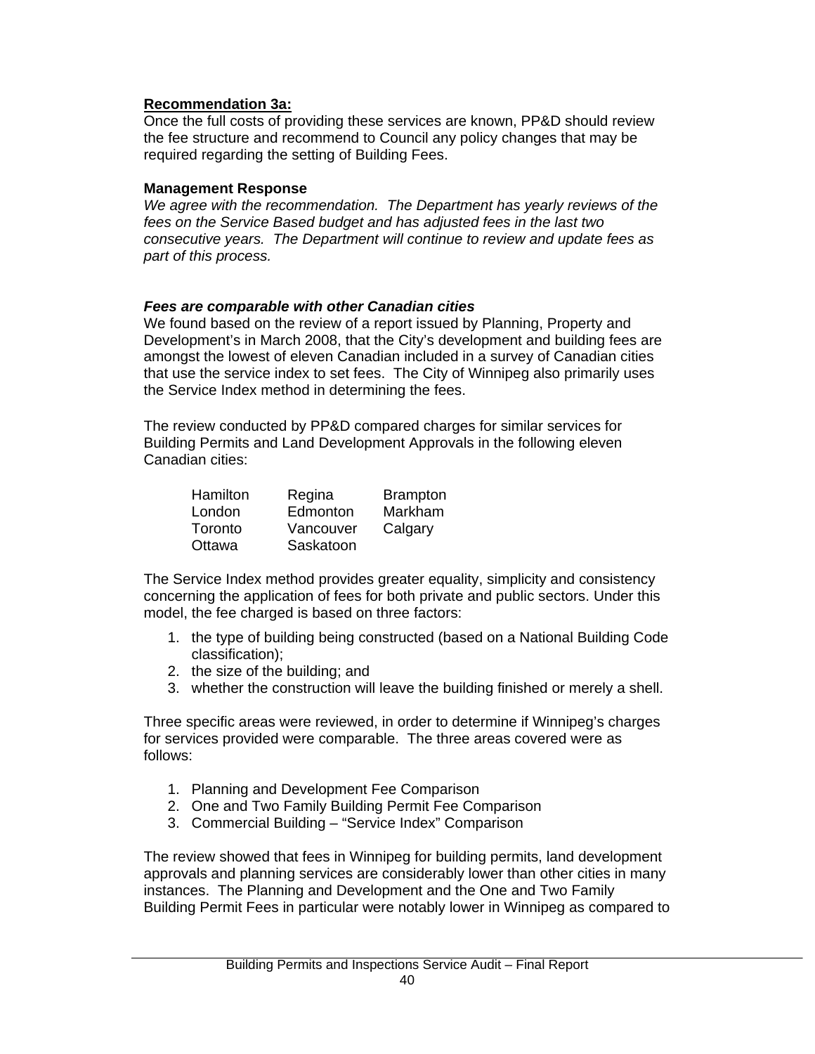**Recommendation 3a:**
Once the full costs of providing these services are known, PP&D should review the fee structure and recommend to Council any policy changes that may be required regarding the setting of Building Fees.

**Management Response**
*We agree with the recommendation. The Department has yearly reviews of the fees on the Service Based budget and has adjusted fees in the last two consecutive years. The Department will continue to review and update fees as part of this process.*

***Fees are comparable with other Canadian cities***
We found based on the review of a report issued by Planning, Property and Development's in March 2008, that the City's development and building fees are amongst the lowest of eleven Canadian included in a survey of Canadian cities that use the service index to set fees. The City of Winnipeg also primarily uses the Service Index method in determining the fees.

The review conducted by PP&D compared charges for similar services for Building Permits and Land Development Approvals in the following eleven Canadian cities:

| | | |
|---|---|---|
| Hamilton | Regina | Brampton |
| London | Edmonton | Markham |
| Toronto | Vancouver | Calgary |
| Ottawa | Saskatoon | |

The Service Index method provides greater equality, simplicity and consistency concerning the application of fees for both private and public sectors. Under this model, the fee charged is based on three factors:

1. the type of building being constructed (based on a National Building Code classification);
2. the size of the building; and
3. whether the construction will leave the building finished or merely a shell.

Three specific areas were reviewed, in order to determine if Winnipeg's charges for services provided were comparable. The three areas covered were as follows:

1. Planning and Development Fee Comparison
2. One and Two Family Building Permit Fee Comparison
3. Commercial Building – "Service Index" Comparison

The review showed that fees in Winnipeg for building permits, land development approvals and planning services are considerably lower than other cities in many instances. The Planning and Development and the One and Two Family Building Permit Fees in particular were notably lower in Winnipeg as compared to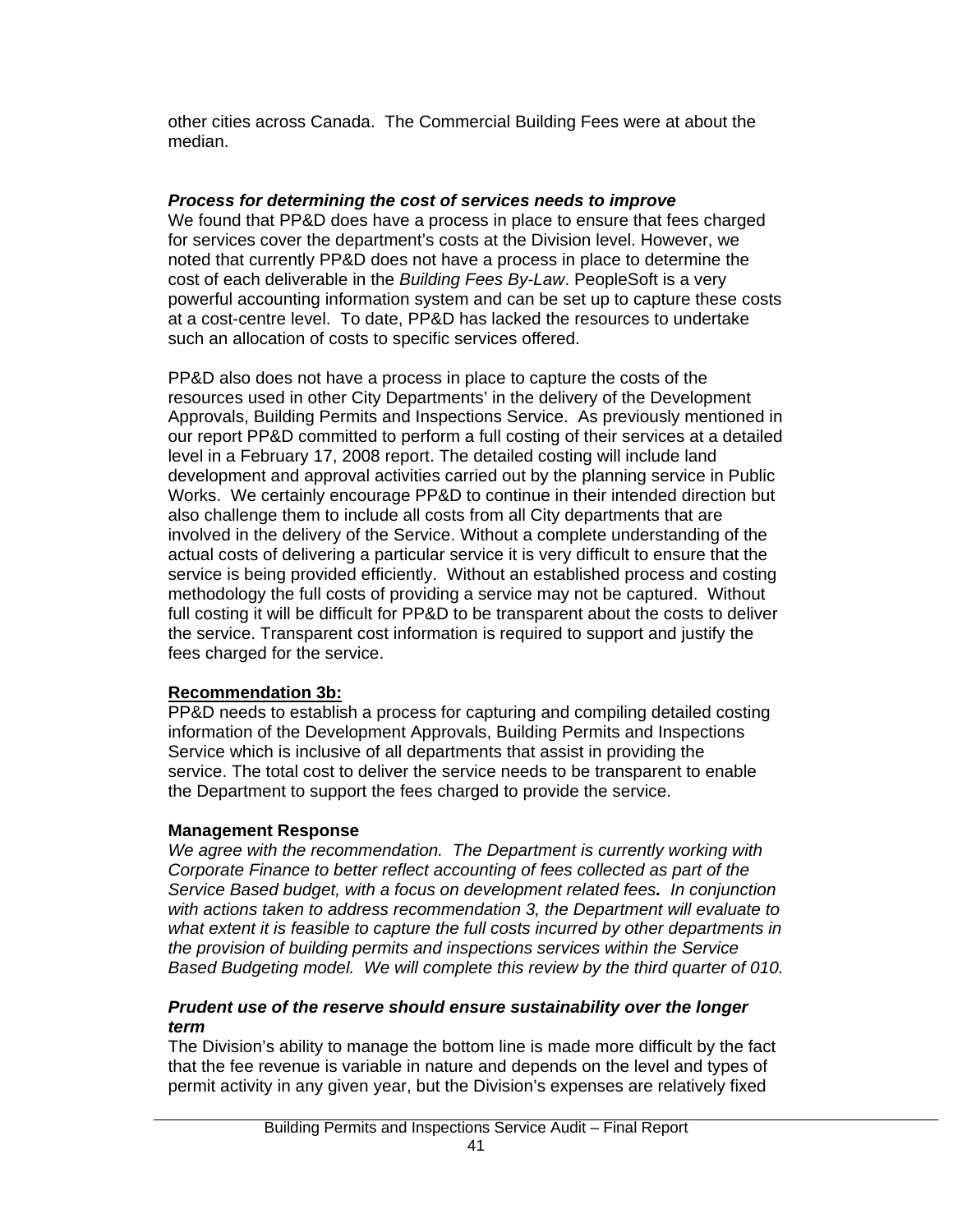other cities across Canada. The Commercial Building Fees were at about the median.

***Process for determining the cost of services needs to improve***

We found that PP&D does have a process in place to ensure that fees charged for services cover the department's costs at the Division level. However, we noted that currently PP&D does not have a process in place to determine the cost of each deliverable in the *Building Fees By-Law*. PeopleSoft is a very powerful accounting information system and can be set up to capture these costs at a cost-centre level. To date, PP&D has lacked the resources to undertake such an allocation of costs to specific services offered.

PP&D also does not have a process in place to capture the costs of the resources used in other City Departments' in the delivery of the Development Approvals, Building Permits and Inspections Service. As previously mentioned in our report PP&D committed to perform a full costing of their services at a detailed level in a February 17, 2008 report. The detailed costing will include land development and approval activities carried out by the planning service in Public Works. We certainly encourage PP&D to continue in their intended direction but also challenge them to include all costs from all City departments that are involved in the delivery of the Service. Without a complete understanding of the actual costs of delivering a particular service it is very difficult to ensure that the service is being provided efficiently. Without an established process and costing methodology the full costs of providing a service may not be captured. Without full costing it will be difficult for PP&D to be transparent about the costs to deliver the service. Transparent cost information is required to support and justify the fees charged for the service.

**<u>Recommendation 3b:</u>**

PP&D needs to establish a process for capturing and compiling detailed costing information of the Development Approvals, Building Permits and Inspections Service which is inclusive of all departments that assist in providing the service. The total cost to deliver the service needs to be transparent to enable the Department to support the fees charged to provide the service.

**Management Response**

*We agree with the recommendation. The Department is currently working with Corporate Finance to better reflect accounting of fees collected as part of the Service Based budget, with a focus on development related fees. In conjunction with actions taken to address recommendation 3, the Department will evaluate to what extent it is feasible to capture the full costs incurred by other departments in the provision of building permits and inspections services within the Service Based Budgeting model. We will complete this review by the third quarter of 010.*

***Prudent use of the reserve should ensure sustainability over the longer term***

The Division's ability to manage the bottom line is made more difficult by the fact that the fee revenue is variable in nature and depends on the level and types of permit activity in any given year, but the Division's expenses are relatively fixed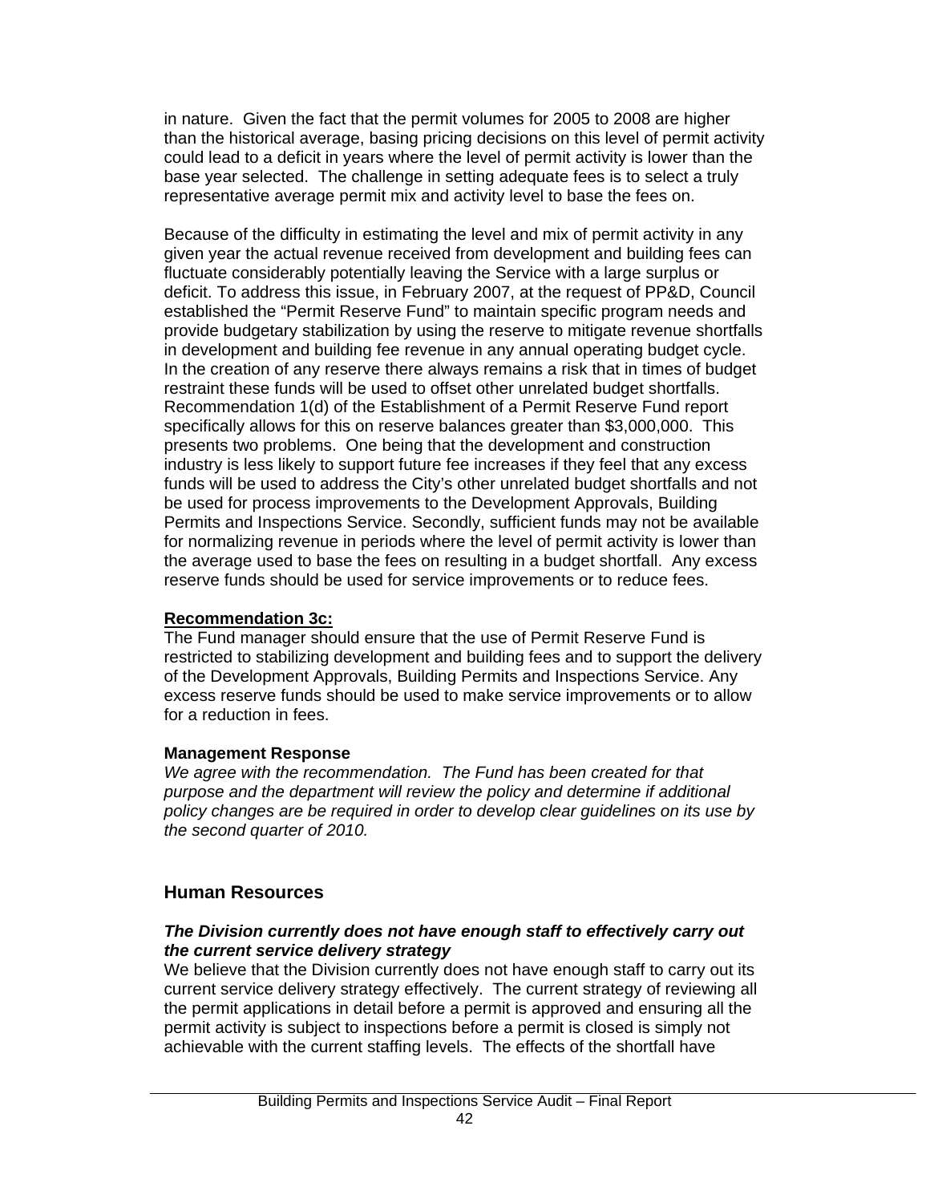in nature. Given the fact that the permit volumes for 2005 to 2008 are higher than the historical average, basing pricing decisions on this level of permit activity could lead to a deficit in years where the level of permit activity is lower than the base year selected. The challenge in setting adequate fees is to select a truly representative average permit mix and activity level to base the fees on.

Because of the difficulty in estimating the level and mix of permit activity in any given year the actual revenue received from development and building fees can fluctuate considerably potentially leaving the Service with a large surplus or deficit. To address this issue, in February 2007, at the request of PP&D, Council established the "Permit Reserve Fund" to maintain specific program needs and provide budgetary stabilization by using the reserve to mitigate revenue shortfalls in development and building fee revenue in any annual operating budget cycle. In the creation of any reserve there always remains a risk that in times of budget restraint these funds will be used to offset other unrelated budget shortfalls. Recommendation 1(d) of the Establishment of a Permit Reserve Fund report specifically allows for this on reserve balances greater than $3,000,000. This presents two problems. One being that the development and construction industry is less likely to support future fee increases if they feel that any excess funds will be used to address the City's other unrelated budget shortfalls and not be used for process improvements to the Development Approvals, Building Permits and Inspections Service. Secondly, sufficient funds may not be available for normalizing revenue in periods where the level of permit activity is lower than the average used to base the fees on resulting in a budget shortfall. Any excess reserve funds should be used for service improvements or to reduce fees.

**Recommendation 3c:**
The Fund manager should ensure that the use of Permit Reserve Fund is restricted to stabilizing development and building fees and to support the delivery of the Development Approvals, Building Permits and Inspections Service. Any excess reserve funds should be used to make service improvements or to allow for a reduction in fees.

**Management Response**
*We agree with the recommendation. The Fund has been created for that purpose and the department will review the policy and determine if additional policy changes are be required in order to develop clear guidelines on its use by the second quarter of 2010.*

## Human Resources

***The Division currently does not have enough staff to effectively carry out the current service delivery strategy***
We believe that the Division currently does not have enough staff to carry out its current service delivery strategy effectively. The current strategy of reviewing all the permit applications in detail before a permit is approved and ensuring all the permit activity is subject to inspections before a permit is closed is simply not achievable with the current staffing levels. The effects of the shortfall have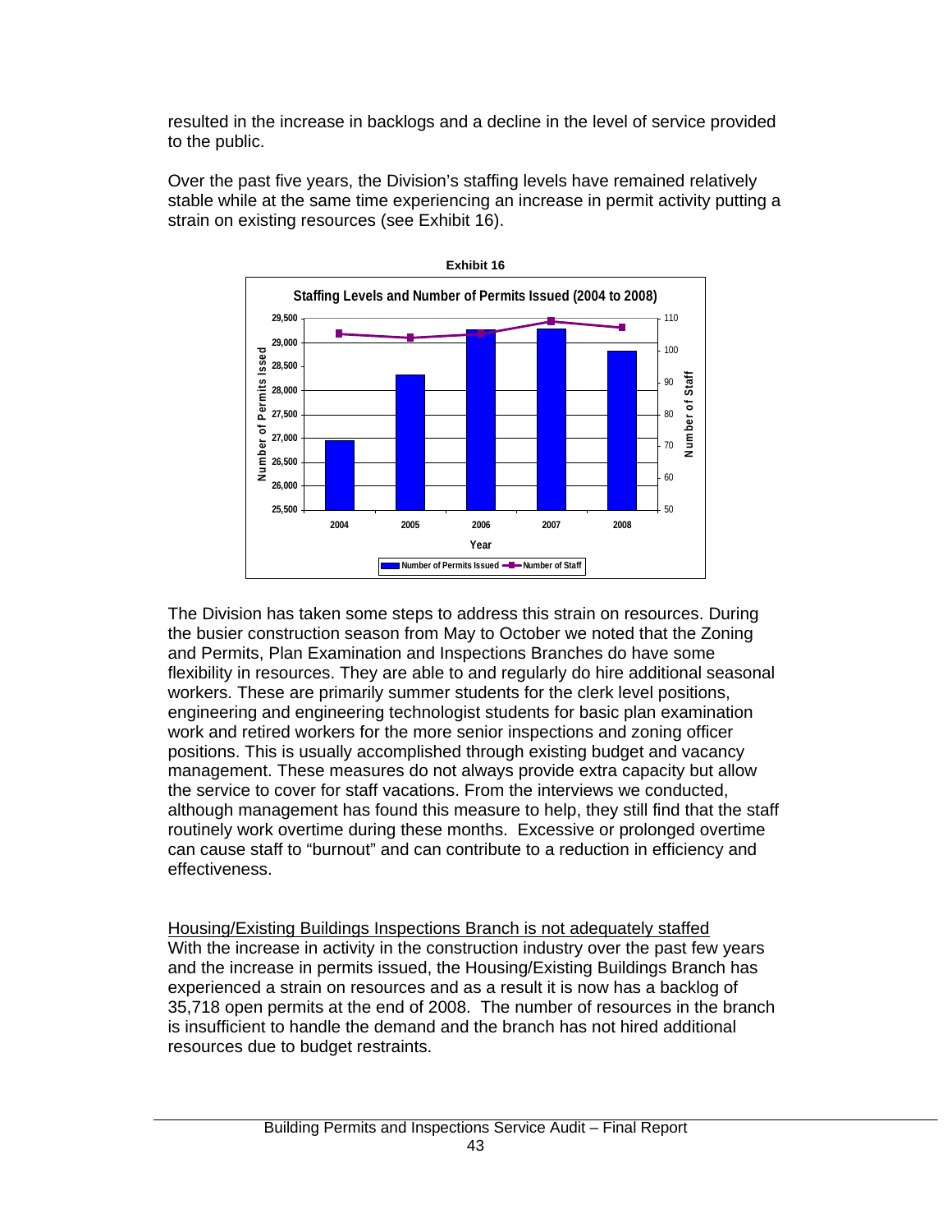resulted in the increase in backlogs and a decline in the level of service provided to the public.

Over the past five years, the Division's staffing levels have remained relatively stable while at the same time experiencing an increase in permit activity putting a strain on existing resources (see Exhibit 16).

**Exhibit 16**

**Staffing Levels and Number of Permits Issued (2004 to 2008)**

The Division has taken some steps to address this strain on resources. During the busier construction season from May to October we noted that the Zoning and Permits, Plan Examination and Inspections Branches do have some flexibility in resources. They are able to and regularly do hire additional seasonal workers. These are primarily summer students for the clerk level positions, engineering and engineering technologist students for basic plan examination work and retired workers for the more senior inspections and zoning officer positions. This is usually accomplished through existing budget and vacancy management. These measures do not always provide extra capacity but allow the service to cover for staff vacations. From the interviews we conducted, although management has found this measure to help, they still find that the staff routinely work overtime during these months. Excessive or prolonged overtime can cause staff to "burnout" and can contribute to a reduction in efficiency and effectiveness.

<u>Housing/Existing Buildings Inspections Branch is not adequately staffed</u>

With the increase in activity in the construction industry over the past few years and the increase in permits issued, the Housing/Existing Buildings Branch has experienced a strain on resources and as a result it is now has a backlog of 35,718 open permits at the end of 2008. The number of resources in the branch is insufficient to handle the demand and the branch has not hired additional resources due to budget restraints.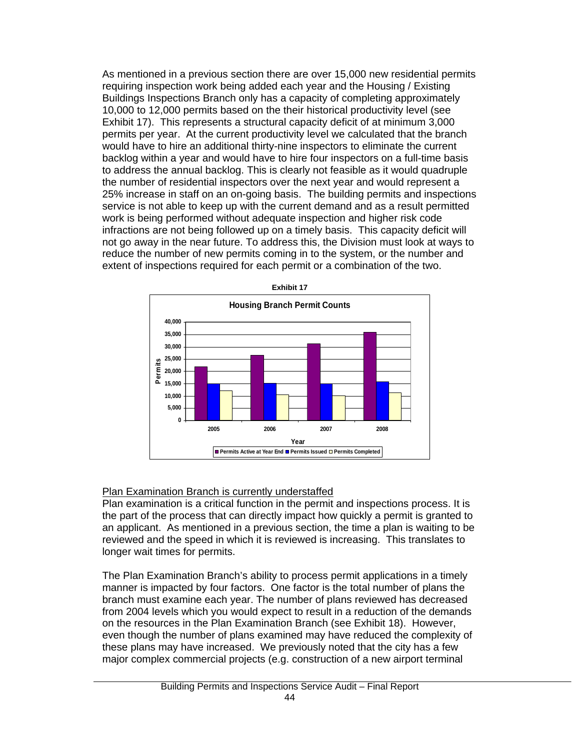As mentioned in a previous section there are over 15,000 new residential permits requiring inspection work being added each year and the Housing / Existing Buildings Inspections Branch only has a capacity of completing approximately 10,000 to 12,000 permits based on the their historical productivity level (see Exhibit 17). This represents a structural capacity deficit of at minimum 3,000 permits per year. At the current productivity level we calculated that the branch would have to hire an additional thirty-nine inspectors to eliminate the current backlog within a year and would have to hire four inspectors on a full-time basis to address the annual backlog. This is clearly not feasible as it would quadruple the number of residential inspectors over the next year and would represent a 25% increase in staff on an on-going basis. The building permits and inspections service is not able to keep up with the current demand and as a result permitted work is being performed without adequate inspection and higher risk code infractions are not being followed up on a timely basis. This capacity deficit will not go away in the near future. To address this, the Division must look at ways to reduce the number of new permits coming in to the system, or the number and extent of inspections required for each permit or a combination of the two.

**Exhibit 17**

**Housing Branch Permit Counts**

| Year | Permits Active at Year End | Permits Issued | Permits Completed |
|---|---|---|---|
| 2005 | ~22,000 | ~15,000 | ~12,000 |
| 2006 | ~26,500 | ~15,000 | ~10,500 |
| 2007 | ~31,000 | ~15,000 | ~10,000 |
| 2008 | ~36,000 | ~15,500 | ~11,000 |

## Plan Examination Branch is currently understaffed

Plan examination is a critical function in the permit and inspections process. It is the part of the process that can directly impact how quickly a permit is granted to an applicant. As mentioned in a previous section, the time a plan is waiting to be reviewed and the speed in which it is reviewed is increasing. This translates to longer wait times for permits.

The Plan Examination Branch's ability to process permit applications in a timely manner is impacted by four factors. One factor is the total number of plans the branch must examine each year. The number of plans reviewed has decreased from 2004 levels which you would expect to result in a reduction of the demands on the resources in the Plan Examination Branch (see Exhibit 18). However, even though the number of plans examined may have reduced the complexity of these plans may have increased. We previously noted that the city has a few major complex commercial projects (e.g. construction of a new airport terminal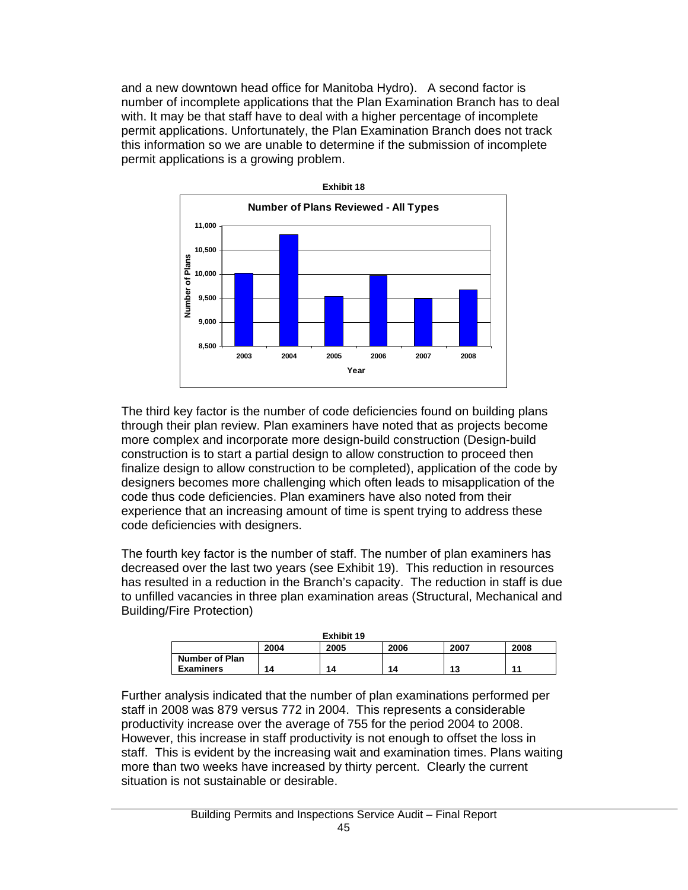and a new downtown head office for Manitoba Hydro). A second factor is number of incomplete applications that the Plan Examination Branch has to deal with. It may be that staff have to deal with a higher percentage of incomplete permit applications. Unfortunately, the Plan Examination Branch does not track this information so we are unable to determine if the submission of incomplete permit applications is a growing problem.

**Exhibit 18**

**Number of Plans Reviewed - All Types**

The third key factor is the number of code deficiencies found on building plans through their plan review. Plan examiners have noted that as projects become more complex and incorporate more design-build construction (Design-build construction is to start a partial design to allow construction to proceed then finalize design to allow construction to be completed), application of the code by designers becomes more challenging which often leads to misapplication of the code thus code deficiencies. Plan examiners have also noted from their experience that an increasing amount of time is spent trying to address these code deficiencies with designers.

The fourth key factor is the number of staff. The number of plan examiners has decreased over the last two years (see Exhibit 19). This reduction in resources has resulted in a reduction in the Branch's capacity. The reduction in staff is due to unfilled vacancies in three plan examination areas (Structural, Mechanical and Building/Fire Protection)

**Exhibit 19**

| | 2004 | 2005 | 2006 | 2007 | 2008 |
|---|---|---|---|---|---|
| **Number of Plan Examiners** | 14 | 14 | 14 | 13 | 11 |

Further analysis indicated that the number of plan examinations performed per staff in 2008 was 879 versus 772 in 2004. This represents a considerable productivity increase over the average of 755 for the period 2004 to 2008. However, this increase in staff productivity is not enough to offset the loss in staff. This is evident by the increasing wait and examination times. Plans waiting more than two weeks have increased by thirty percent. Clearly the current situation is not sustainable or desirable.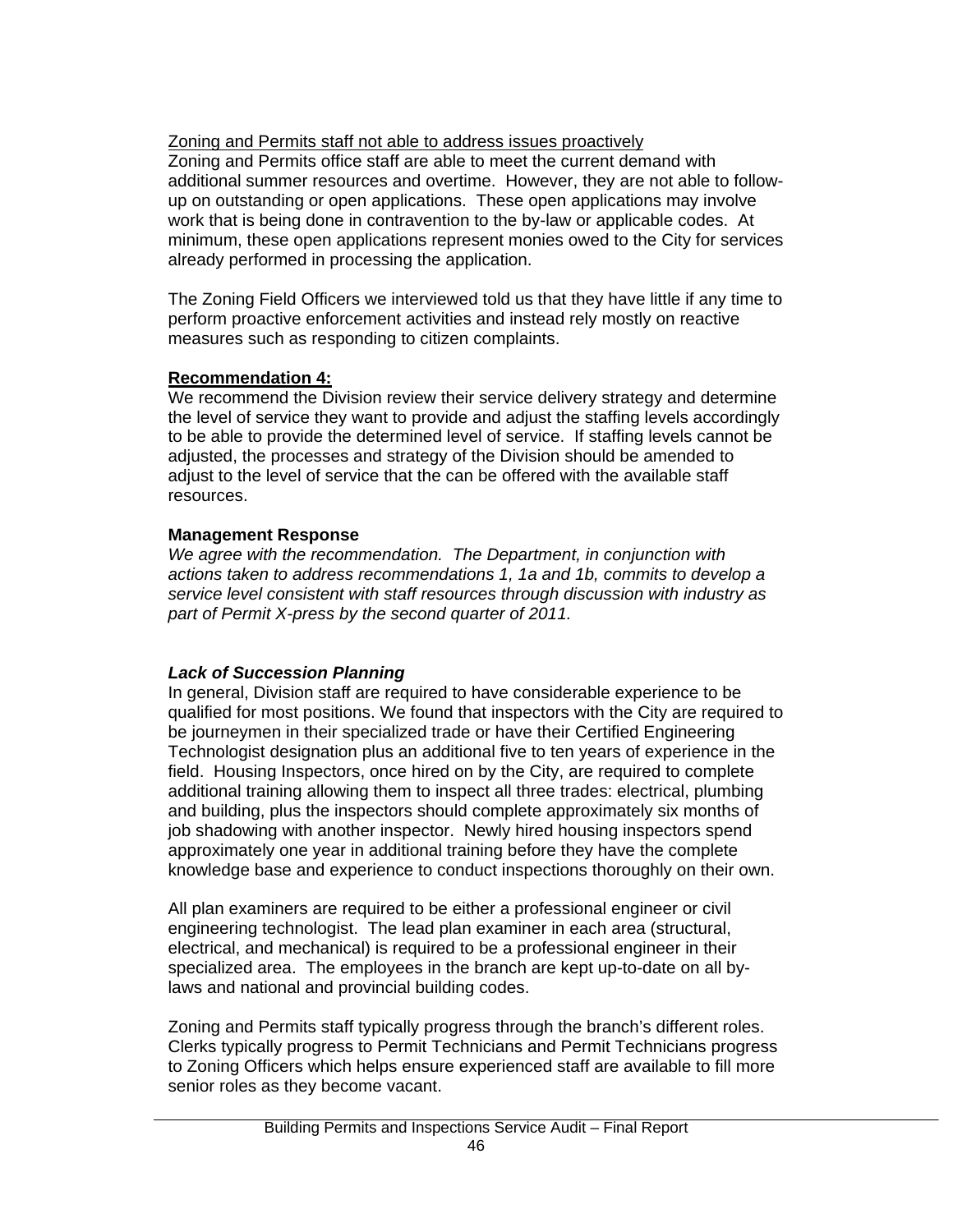<u>Zoning and Permits staff not able to address issues proactively</u>
Zoning and Permits office staff are able to meet the current demand with additional summer resources and overtime. However, they are not able to follow-up on outstanding or open applications. These open applications may involve work that is being done in contravention to the by-law or applicable codes. At minimum, these open applications represent monies owed to the City for services already performed in processing the application.

The Zoning Field Officers we interviewed told us that they have little if any time to perform proactive enforcement activities and instead rely mostly on reactive measures such as responding to citizen complaints.

**<u>Recommendation 4:</u>**
We recommend the Division review their service delivery strategy and determine the level of service they want to provide and adjust the staffing levels accordingly to be able to provide the determined level of service. If staffing levels cannot be adjusted, the processes and strategy of the Division should be amended to adjust to the level of service that the can be offered with the available staff resources.

**Management Response**
*We agree with the recommendation. The Department, in conjunction with actions taken to address recommendations 1, 1a and 1b, commits to develop a service level consistent with staff resources through discussion with industry as part of Permit X-press by the second quarter of 2011.*

***Lack of Succession Planning***
In general, Division staff are required to have considerable experience to be qualified for most positions. We found that inspectors with the City are required to be journeymen in their specialized trade or have their Certified Engineering Technologist designation plus an additional five to ten years of experience in the field. Housing Inspectors, once hired on by the City, are required to complete additional training allowing them to inspect all three trades: electrical, plumbing and building, plus the inspectors should complete approximately six months of job shadowing with another inspector. Newly hired housing inspectors spend approximately one year in additional training before they have the complete knowledge base and experience to conduct inspections thoroughly on their own.

All plan examiners are required to be either a professional engineer or civil engineering technologist. The lead plan examiner in each area (structural, electrical, and mechanical) is required to be a professional engineer in their specialized area. The employees in the branch are kept up-to-date on all by-laws and national and provincial building codes.

Zoning and Permits staff typically progress through the branch's different roles. Clerks typically progress to Permit Technicians and Permit Technicians progress to Zoning Officers which helps ensure experienced staff are available to fill more senior roles as they become vacant.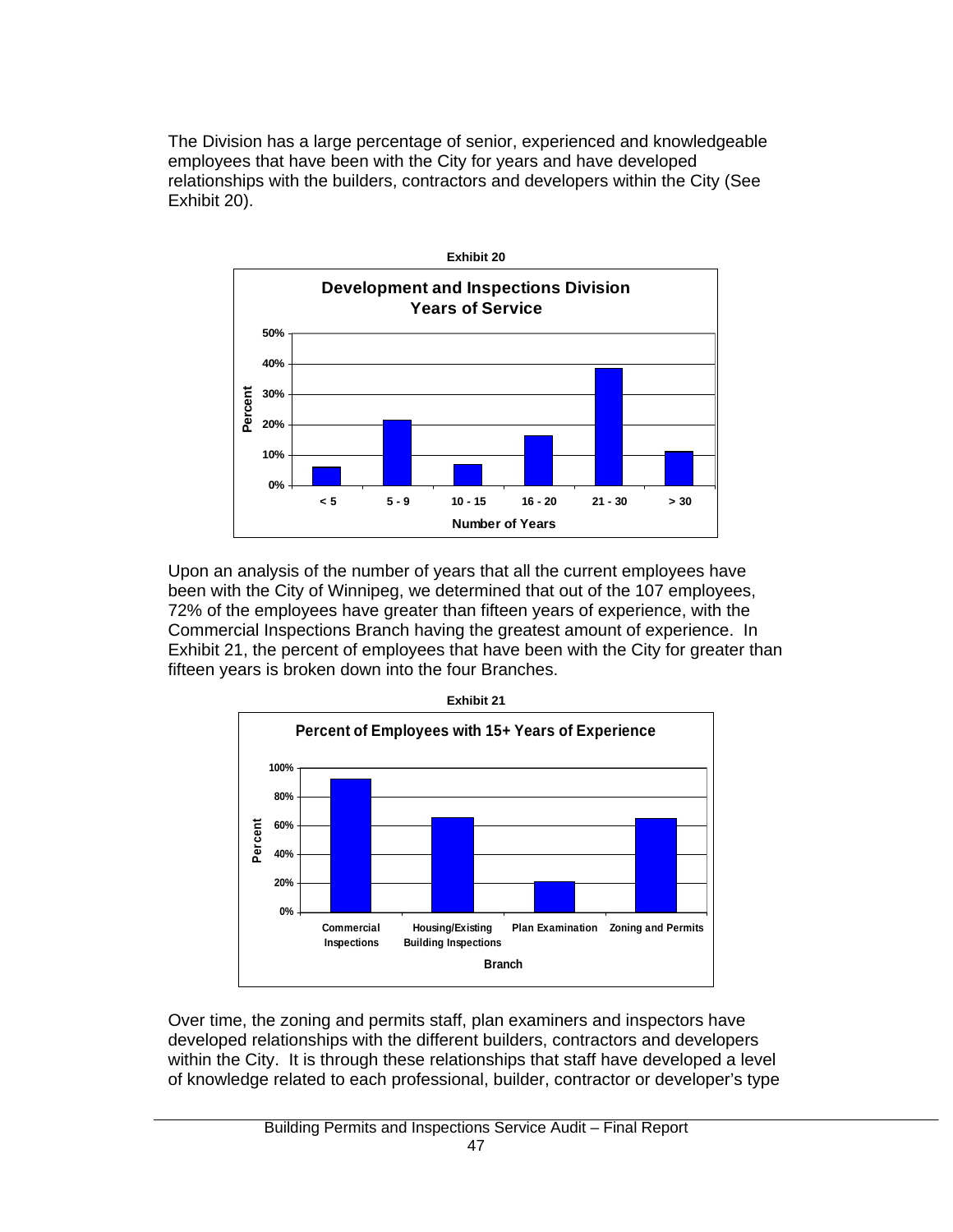The Division has a large percentage of senior, experienced and knowledgeable employees that have been with the City for years and have developed relationships with the builders, contractors and developers within the City (See Exhibit 20).

**Exhibit 20**

**Development and Inspections Division Years of Service**

Upon an analysis of the number of years that all the current employees have been with the City of Winnipeg, we determined that out of the 107 employees, 72% of the employees have greater than fifteen years of experience, with the Commercial Inspections Branch having the greatest amount of experience. In Exhibit 21, the percent of employees that have been with the City for greater than fifteen years is broken down into the four Branches.

**Exhibit 21**

**Percent of Employees with 15+ Years of Experience**

Over time, the zoning and permits staff, plan examiners and inspectors have developed relationships with the different builders, contractors and developers within the City. It is through these relationships that staff have developed a level of knowledge related to each professional, builder, contractor or developer's type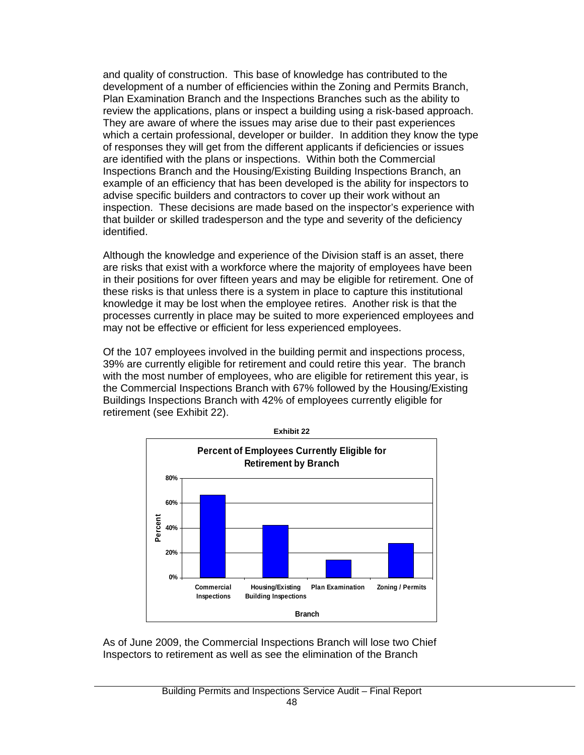and quality of construction. This base of knowledge has contributed to the development of a number of efficiencies within the Zoning and Permits Branch, Plan Examination Branch and the Inspections Branches such as the ability to review the applications, plans or inspect a building using a risk-based approach. They are aware of where the issues may arise due to their past experiences which a certain professional, developer or builder. In addition they know the type of responses they will get from the different applicants if deficiencies or issues are identified with the plans or inspections. Within both the Commercial Inspections Branch and the Housing/Existing Building Inspections Branch, an example of an efficiency that has been developed is the ability for inspectors to advise specific builders and contractors to cover up their work without an inspection. These decisions are made based on the inspector's experience with that builder or skilled tradesperson and the type and severity of the deficiency identified.

Although the knowledge and experience of the Division staff is an asset, there are risks that exist with a workforce where the majority of employees have been in their positions for over fifteen years and may be eligible for retirement. One of these risks is that unless there is a system in place to capture this institutional knowledge it may be lost when the employee retires. Another risk is that the processes currently in place may be suited to more experienced employees and may not be effective or efficient for less experienced employees.

Of the 107 employees involved in the building permit and inspections process, 39% are currently eligible for retirement and could retire this year. The branch with the most number of employees, who are eligible for retirement this year, is the Commercial Inspections Branch with 67% followed by the Housing/Existing Buildings Inspections Branch with 42% of employees currently eligible for retirement (see Exhibit 22).

**Exhibit 22**

**Percent of Employees Currently Eligible for Retirement by Branch**

| Branch | Percent |
|---|---|
| Commercial Inspections | ~67% |
| Housing/Existing Building Inspections | ~42% |
| Plan Examination | ~14% |
| Zoning / Permits | ~28% |

As of June 2009, the Commercial Inspections Branch will lose two Chief Inspectors to retirement as well as see the elimination of the Branch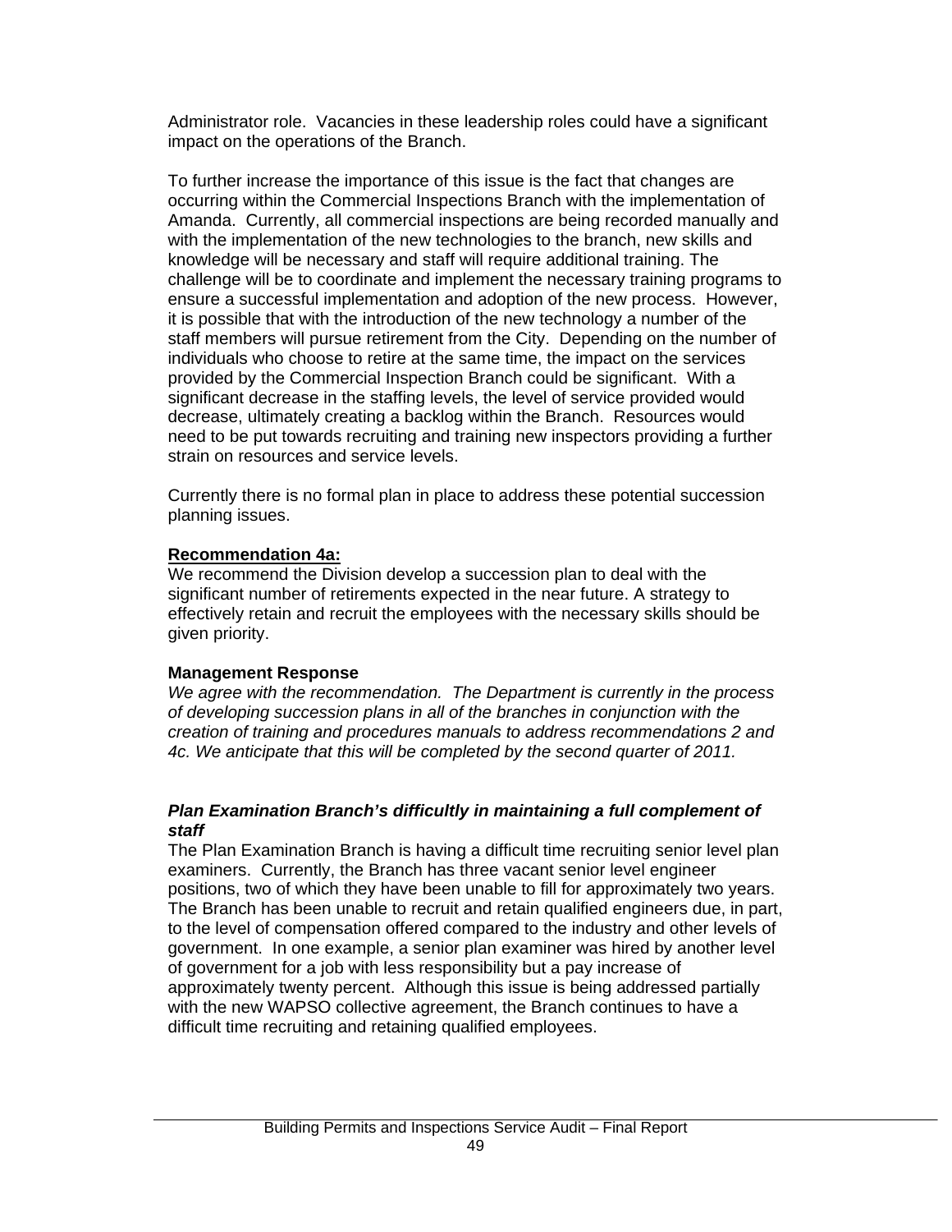Administrator role. Vacancies in these leadership roles could have a significant impact on the operations of the Branch.

To further increase the importance of this issue is the fact that changes are occurring within the Commercial Inspections Branch with the implementation of Amanda. Currently, all commercial inspections are being recorded manually and with the implementation of the new technologies to the branch, new skills and knowledge will be necessary and staff will require additional training. The challenge will be to coordinate and implement the necessary training programs to ensure a successful implementation and adoption of the new process. However, it is possible that with the introduction of the new technology a number of the staff members will pursue retirement from the City. Depending on the number of individuals who choose to retire at the same time, the impact on the services provided by the Commercial Inspection Branch could be significant. With a significant decrease in the staffing levels, the level of service provided would decrease, ultimately creating a backlog within the Branch. Resources would need to be put towards recruiting and training new inspectors providing a further strain on resources and service levels.

Currently there is no formal plan in place to address these potential succession planning issues.

**Recommendation 4a:**
We recommend the Division develop a succession plan to deal with the significant number of retirements expected in the near future. A strategy to effectively retain and recruit the employees with the necessary skills should be given priority.

**Management Response**
*We agree with the recommendation. The Department is currently in the process of developing succession plans in all of the branches in conjunction with the creation of training and procedures manuals to address recommendations 2 and 4c. We anticipate that this will be completed by the second quarter of 2011.*

***Plan Examination Branch's difficultly in maintaining a full complement of staff***
The Plan Examination Branch is having a difficult time recruiting senior level plan examiners. Currently, the Branch has three vacant senior level engineer positions, two of which they have been unable to fill for approximately two years. The Branch has been unable to recruit and retain qualified engineers due, in part, to the level of compensation offered compared to the industry and other levels of government. In one example, a senior plan examiner was hired by another level of government for a job with less responsibility but a pay increase of approximately twenty percent. Although this issue is being addressed partially with the new WAPSO collective agreement, the Branch continues to have a difficult time recruiting and retaining qualified employees.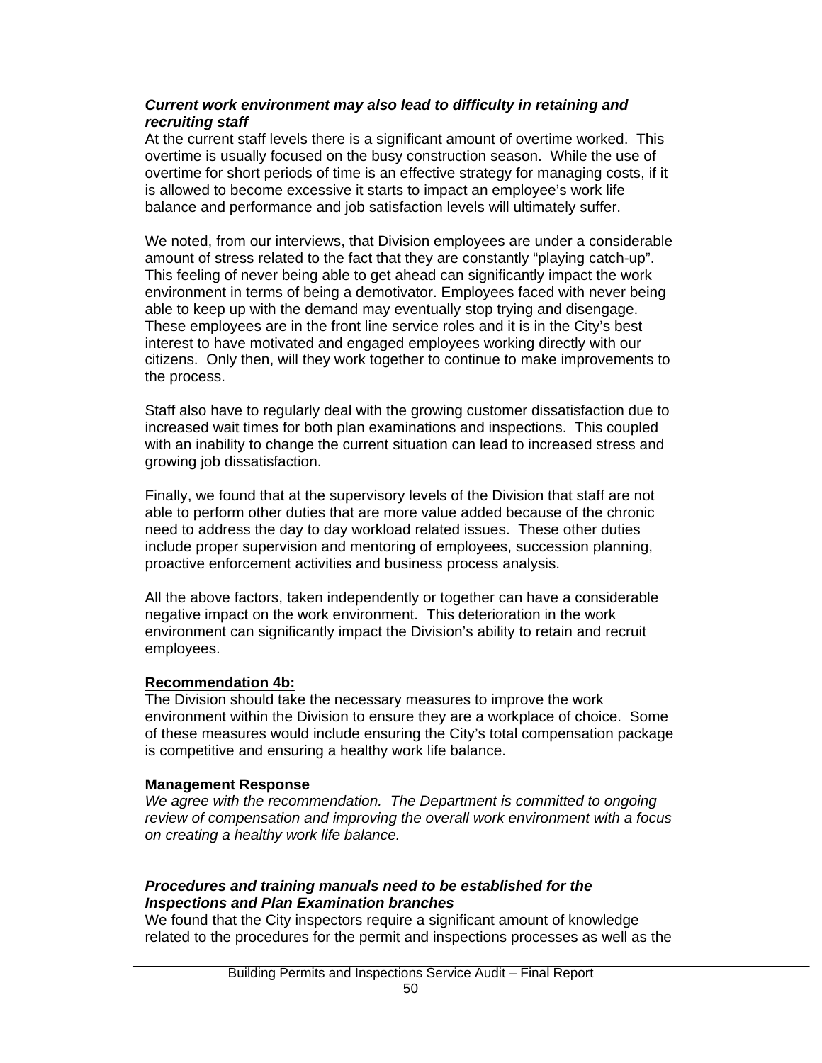***Current work environment may also lead to difficulty in retaining and recruiting staff***

At the current staff levels there is a significant amount of overtime worked. This overtime is usually focused on the busy construction season. While the use of overtime for short periods of time is an effective strategy for managing costs, if it is allowed to become excessive it starts to impact an employee's work life balance and performance and job satisfaction levels will ultimately suffer.

We noted, from our interviews, that Division employees are under a considerable amount of stress related to the fact that they are constantly "playing catch-up". This feeling of never being able to get ahead can significantly impact the work environment in terms of being a demotivator. Employees faced with never being able to keep up with the demand may eventually stop trying and disengage. These employees are in the front line service roles and it is in the City's best interest to have motivated and engaged employees working directly with our citizens. Only then, will they work together to continue to make improvements to the process.

Staff also have to regularly deal with the growing customer dissatisfaction due to increased wait times for both plan examinations and inspections. This coupled with an inability to change the current situation can lead to increased stress and growing job dissatisfaction.

Finally, we found that at the supervisory levels of the Division that staff are not able to perform other duties that are more value added because of the chronic need to address the day to day workload related issues. These other duties include proper supervision and mentoring of employees, succession planning, proactive enforcement activities and business process analysis.

All the above factors, taken independently or together can have a considerable negative impact on the work environment. This deterioration in the work environment can significantly impact the Division's ability to retain and recruit employees.

**Recommendation 4b:**

The Division should take the necessary measures to improve the work environment within the Division to ensure they are a workplace of choice. Some of these measures would include ensuring the City's total compensation package is competitive and ensuring a healthy work life balance.

**Management Response**

*We agree with the recommendation. The Department is committed to ongoing review of compensation and improving the overall work environment with a focus on creating a healthy work life balance.*

***Procedures and training manuals need to be established for the Inspections and Plan Examination branches***

We found that the City inspectors require a significant amount of knowledge related to the procedures for the permit and inspections processes as well as the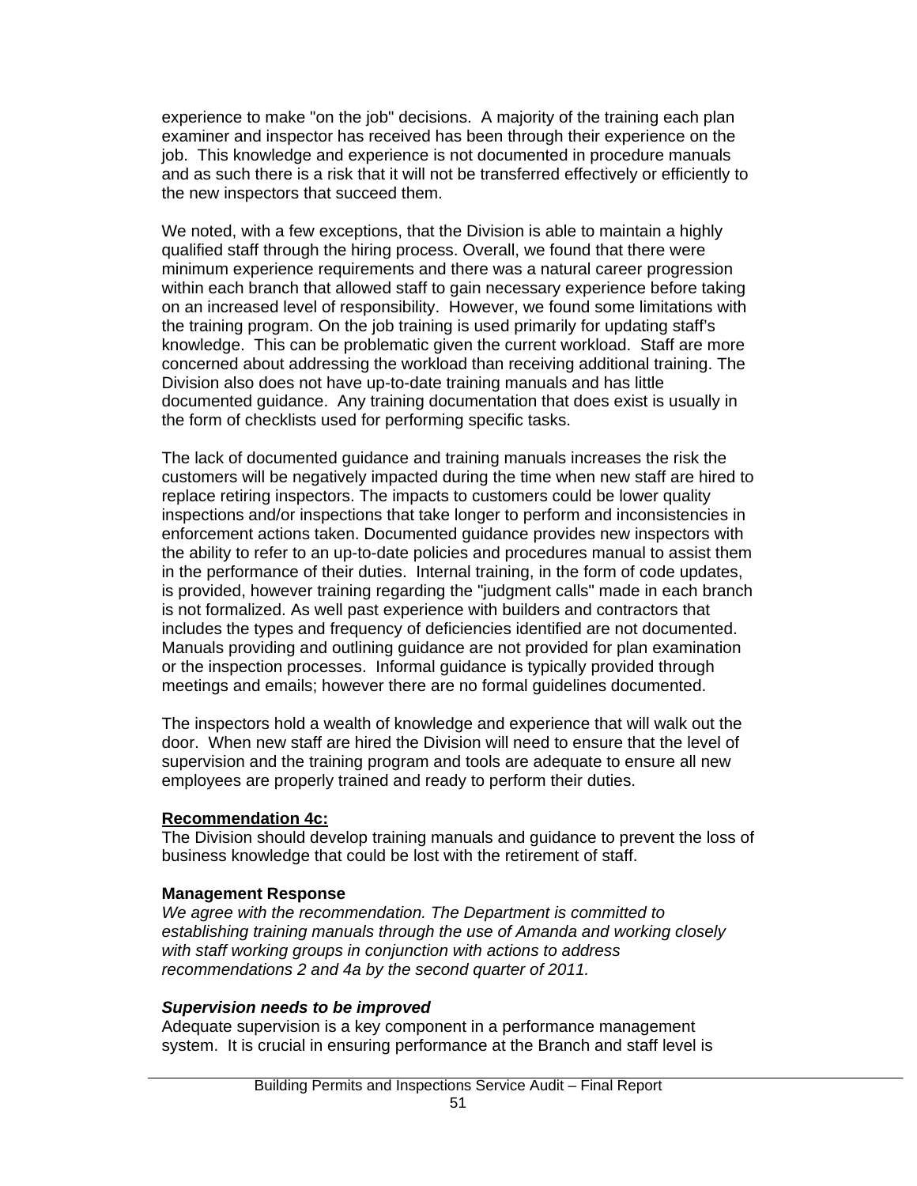experience to make "on the job" decisions. A majority of the training each plan examiner and inspector has received has been through their experience on the job. This knowledge and experience is not documented in procedure manuals and as such there is a risk that it will not be transferred effectively or efficiently to the new inspectors that succeed them.

We noted, with a few exceptions, that the Division is able to maintain a highly qualified staff through the hiring process. Overall, we found that there were minimum experience requirements and there was a natural career progression within each branch that allowed staff to gain necessary experience before taking on an increased level of responsibility. However, we found some limitations with the training program. On the job training is used primarily for updating staff's knowledge. This can be problematic given the current workload. Staff are more concerned about addressing the workload than receiving additional training. The Division also does not have up-to-date training manuals and has little documented guidance. Any training documentation that does exist is usually in the form of checklists used for performing specific tasks.

The lack of documented guidance and training manuals increases the risk the customers will be negatively impacted during the time when new staff are hired to replace retiring inspectors. The impacts to customers could be lower quality inspections and/or inspections that take longer to perform and inconsistencies in enforcement actions taken. Documented guidance provides new inspectors with the ability to refer to an up-to-date policies and procedures manual to assist them in the performance of their duties. Internal training, in the form of code updates, is provided, however training regarding the "judgment calls" made in each branch is not formalized. As well past experience with builders and contractors that includes the types and frequency of deficiencies identified are not documented. Manuals providing and outlining guidance are not provided for plan examination or the inspection processes. Informal guidance is typically provided through meetings and emails; however there are no formal guidelines documented.

The inspectors hold a wealth of knowledge and experience that will walk out the door. When new staff are hired the Division will need to ensure that the level of supervision and the training program and tools are adequate to ensure all new employees are properly trained and ready to perform their duties.

**Recommendation 4c:**

The Division should develop training manuals and guidance to prevent the loss of business knowledge that could be lost with the retirement of staff.

**Management Response**

*We agree with the recommendation. The Department is committed to establishing training manuals through the use of Amanda and working closely with staff working groups in conjunction with actions to address recommendations 2 and 4a by the second quarter of 2011.*

***Supervision needs to be improved***

Adequate supervision is a key component in a performance management system. It is crucial in ensuring performance at the Branch and staff level is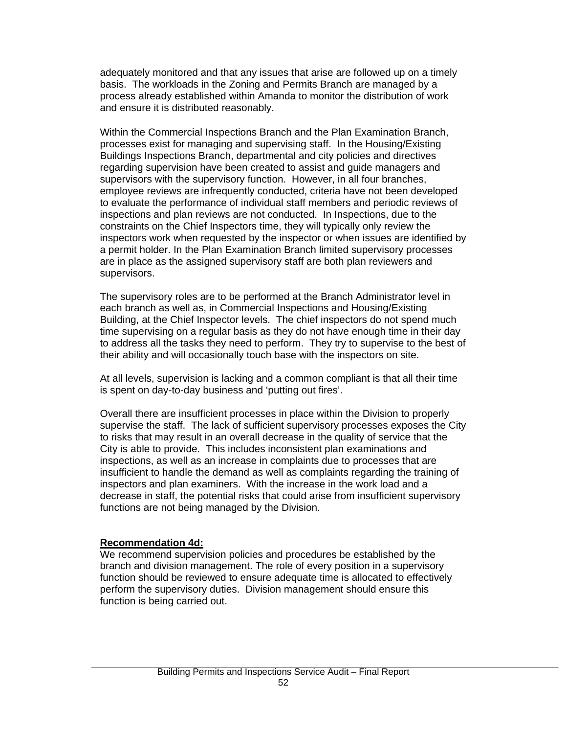adequately monitored and that any issues that arise are followed up on a timely basis. The workloads in the Zoning and Permits Branch are managed by a process already established within Amanda to monitor the distribution of work and ensure it is distributed reasonably.

Within the Commercial Inspections Branch and the Plan Examination Branch, processes exist for managing and supervising staff. In the Housing/Existing Buildings Inspections Branch, departmental and city policies and directives regarding supervision have been created to assist and guide managers and supervisors with the supervisory function. However, in all four branches, employee reviews are infrequently conducted, criteria have not been developed to evaluate the performance of individual staff members and periodic reviews of inspections and plan reviews are not conducted. In Inspections, due to the constraints on the Chief Inspectors time, they will typically only review the inspectors work when requested by the inspector or when issues are identified by a permit holder. In the Plan Examination Branch limited supervisory processes are in place as the assigned supervisory staff are both plan reviewers and supervisors.

The supervisory roles are to be performed at the Branch Administrator level in each branch as well as, in Commercial Inspections and Housing/Existing Building, at the Chief Inspector levels. The chief inspectors do not spend much time supervising on a regular basis as they do not have enough time in their day to address all the tasks they need to perform. They try to supervise to the best of their ability and will occasionally touch base with the inspectors on site.

At all levels, supervision is lacking and a common compliant is that all their time is spent on day-to-day business and 'putting out fires'.

Overall there are insufficient processes in place within the Division to properly supervise the staff. The lack of sufficient supervisory processes exposes the City to risks that may result in an overall decrease in the quality of service that the City is able to provide. This includes inconsistent plan examinations and inspections, as well as an increase in complaints due to processes that are insufficient to handle the demand as well as complaints regarding the training of inspectors and plan examiners. With the increase in the work load and a decrease in staff, the potential risks that could arise from insufficient supervisory functions are not being managed by the Division.

**Recommendation 4d:**

We recommend supervision policies and procedures be established by the branch and division management. The role of every position in a supervisory function should be reviewed to ensure adequate time is allocated to effectively perform the supervisory duties. Division management should ensure this function is being carried out.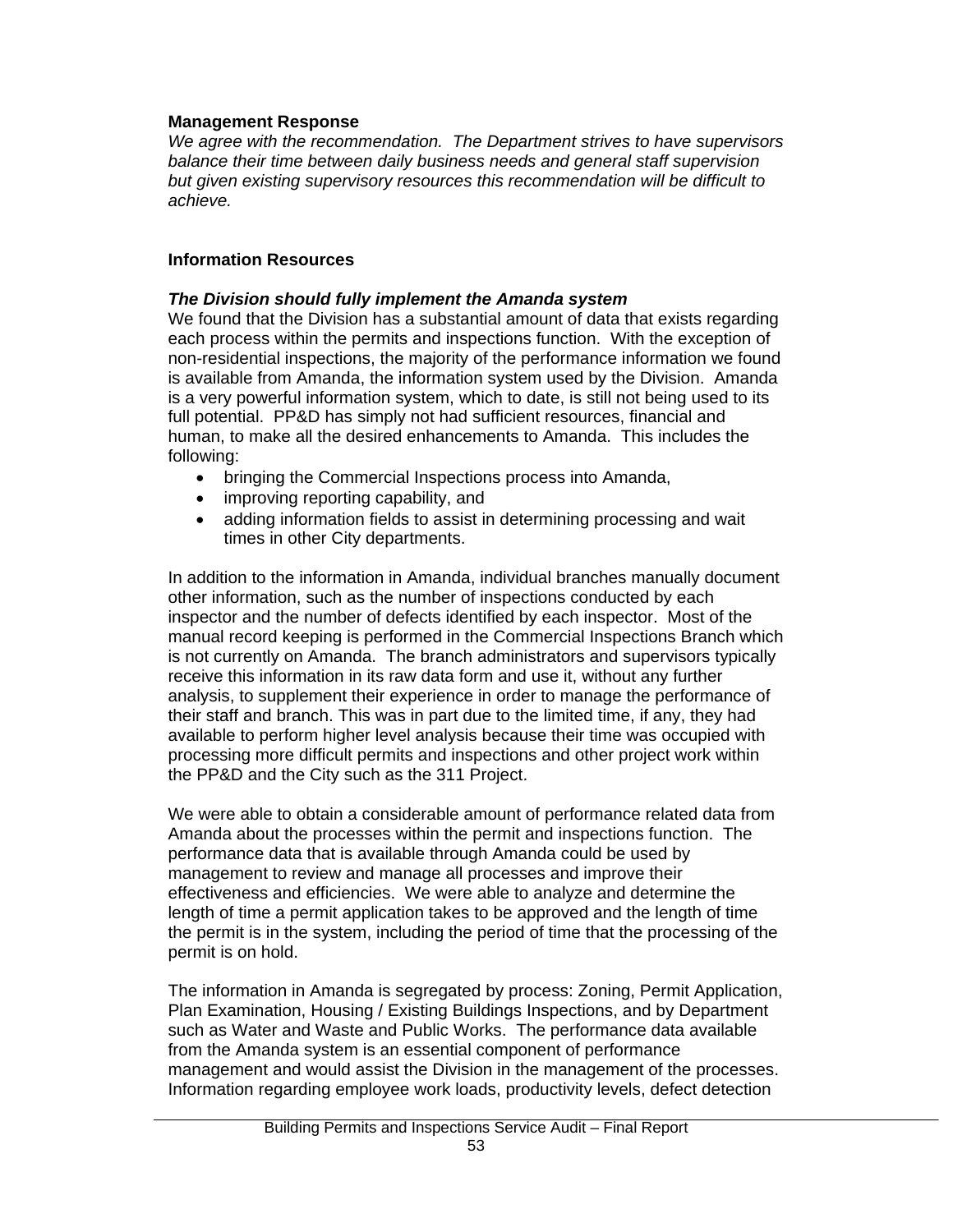**Management Response**

*We agree with the recommendation. The Department strives to have supervisors balance their time between daily business needs and general staff supervision but given existing supervisory resources this recommendation will be difficult to achieve.*

## Information Resources

***The Division should fully implement the Amanda system***

We found that the Division has a substantial amount of data that exists regarding each process within the permits and inspections function. With the exception of non-residential inspections, the majority of the performance information we found is available from Amanda, the information system used by the Division. Amanda is a very powerful information system, which to date, is still not being used to its full potential. PP&D has simply not had sufficient resources, financial and human, to make all the desired enhancements to Amanda. This includes the following:

- bringing the Commercial Inspections process into Amanda,
- improving reporting capability, and
- adding information fields to assist in determining processing and wait times in other City departments.

In addition to the information in Amanda, individual branches manually document other information, such as the number of inspections conducted by each inspector and the number of defects identified by each inspector. Most of the manual record keeping is performed in the Commercial Inspections Branch which is not currently on Amanda. The branch administrators and supervisors typically receive this information in its raw data form and use it, without any further analysis, to supplement their experience in order to manage the performance of their staff and branch. This was in part due to the limited time, if any, they had available to perform higher level analysis because their time was occupied with processing more difficult permits and inspections and other project work within the PP&D and the City such as the 311 Project.

We were able to obtain a considerable amount of performance related data from Amanda about the processes within the permit and inspections function. The performance data that is available through Amanda could be used by management to review and manage all processes and improve their effectiveness and efficiencies. We were able to analyze and determine the length of time a permit application takes to be approved and the length of time the permit is in the system, including the period of time that the processing of the permit is on hold.

The information in Amanda is segregated by process: Zoning, Permit Application, Plan Examination, Housing / Existing Buildings Inspections, and by Department such as Water and Waste and Public Works. The performance data available from the Amanda system is an essential component of performance management and would assist the Division in the management of the processes. Information regarding employee work loads, productivity levels, defect detection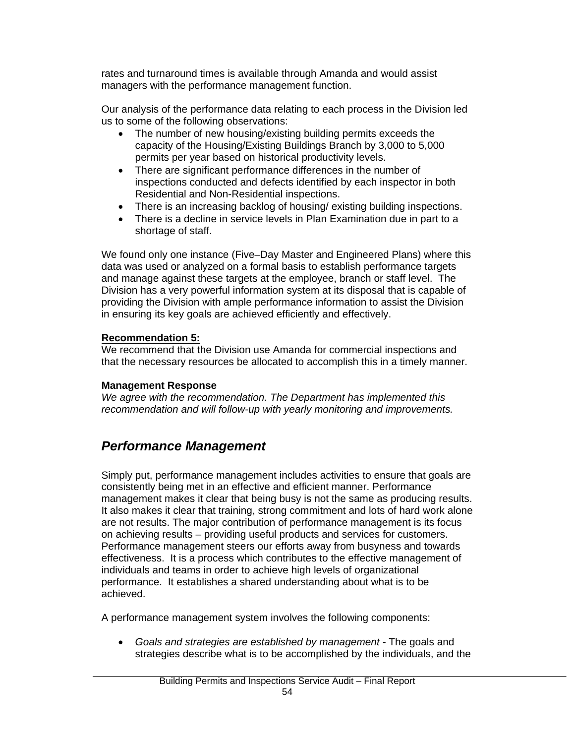rates and turnaround times is available through Amanda and would assist managers with the performance management function.

Our analysis of the performance data relating to each process in the Division led us to some of the following observations:

- The number of new housing/existing building permits exceeds the capacity of the Housing/Existing Buildings Branch by 3,000 to 5,000 permits per year based on historical productivity levels.
- There are significant performance differences in the number of inspections conducted and defects identified by each inspector in both Residential and Non-Residential inspections.
- There is an increasing backlog of housing/ existing building inspections.
- There is a decline in service levels in Plan Examination due in part to a shortage of staff.

We found only one instance (Five–Day Master and Engineered Plans) where this data was used or analyzed on a formal basis to establish performance targets and manage against these targets at the employee, branch or staff level. The Division has a very powerful information system at its disposal that is capable of providing the Division with ample performance information to assist the Division in ensuring its key goals are achieved efficiently and effectively.

**Recommendation 5:**

We recommend that the Division use Amanda for commercial inspections and that the necessary resources be allocated to accomplish this in a timely manner.

**Management Response**

*We agree with the recommendation. The Department has implemented this recommendation and will follow-up with yearly monitoring and improvements.*

## *Performance Management*

Simply put, performance management includes activities to ensure that goals are consistently being met in an effective and efficient manner. Performance management makes it clear that being busy is not the same as producing results. It also makes it clear that training, strong commitment and lots of hard work alone are not results. The major contribution of performance management is its focus on achieving results – providing useful products and services for customers. Performance management steers our efforts away from busyness and towards effectiveness. It is a process which contributes to the effective management of individuals and teams in order to achieve high levels of organizational performance. It establishes a shared understanding about what is to be achieved.

A performance management system involves the following components:

- *Goals and strategies are established by management* - The goals and strategies describe what is to be accomplished by the individuals, and the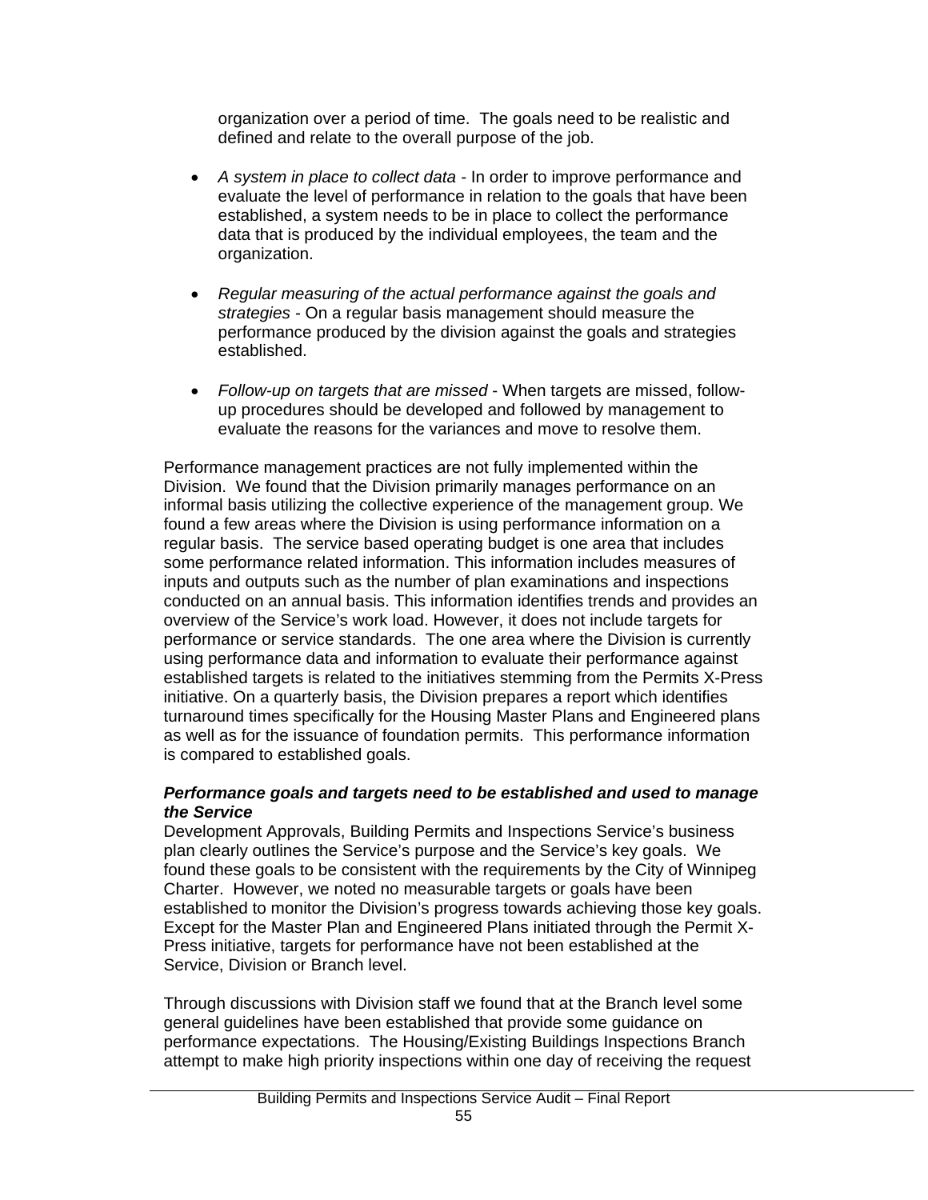organization over a period of time. The goals need to be realistic and defined and relate to the overall purpose of the job.

- *A system in place to collect data* - In order to improve performance and evaluate the level of performance in relation to the goals that have been established, a system needs to be in place to collect the performance data that is produced by the individual employees, the team and the organization.

- *Regular measuring of the actual performance against the goals and strategies* - On a regular basis management should measure the performance produced by the division against the goals and strategies established.

- *Follow-up on targets that are missed* - When targets are missed, follow-up procedures should be developed and followed by management to evaluate the reasons for the variances and move to resolve them.

Performance management practices are not fully implemented within the Division. We found that the Division primarily manages performance on an informal basis utilizing the collective experience of the management group. We found a few areas where the Division is using performance information on a regular basis. The service based operating budget is one area that includes some performance related information. This information includes measures of inputs and outputs such as the number of plan examinations and inspections conducted on an annual basis. This information identifies trends and provides an overview of the Service's work load. However, it does not include targets for performance or service standards. The one area where the Division is currently using performance data and information to evaluate their performance against established targets is related to the initiatives stemming from the Permits X-Press initiative. On a quarterly basis, the Division prepares a report which identifies turnaround times specifically for the Housing Master Plans and Engineered plans as well as for the issuance of foundation permits. This performance information is compared to established goals.

***Performance goals and targets need to be established and used to manage the Service***

Development Approvals, Building Permits and Inspections Service's business plan clearly outlines the Service's purpose and the Service's key goals. We found these goals to be consistent with the requirements by the City of Winnipeg Charter. However, we noted no measurable targets or goals have been established to monitor the Division's progress towards achieving those key goals. Except for the Master Plan and Engineered Plans initiated through the Permit X-Press initiative, targets for performance have not been established at the Service, Division or Branch level.

Through discussions with Division staff we found that at the Branch level some general guidelines have been established that provide some guidance on performance expectations. The Housing/Existing Buildings Inspections Branch attempt to make high priority inspections within one day of receiving the request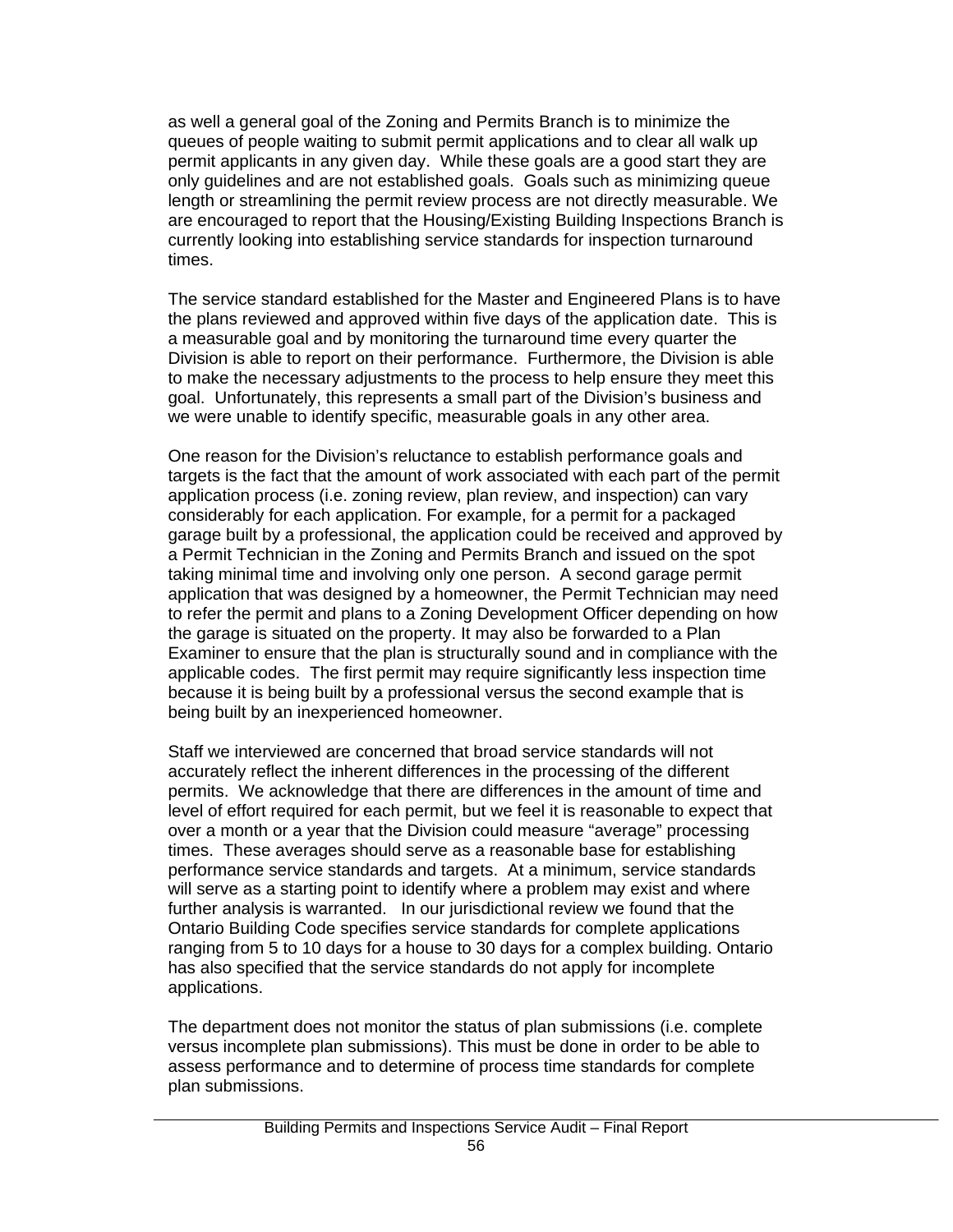as well a general goal of the Zoning and Permits Branch is to minimize the queues of people waiting to submit permit applications and to clear all walk up permit applicants in any given day. While these goals are a good start they are only guidelines and are not established goals. Goals such as minimizing queue length or streamlining the permit review process are not directly measurable. We are encouraged to report that the Housing/Existing Building Inspections Branch is currently looking into establishing service standards for inspection turnaround times.

The service standard established for the Master and Engineered Plans is to have the plans reviewed and approved within five days of the application date. This is a measurable goal and by monitoring the turnaround time every quarter the Division is able to report on their performance. Furthermore, the Division is able to make the necessary adjustments to the process to help ensure they meet this goal. Unfortunately, this represents a small part of the Division's business and we were unable to identify specific, measurable goals in any other area.

One reason for the Division's reluctance to establish performance goals and targets is the fact that the amount of work associated with each part of the permit application process (i.e. zoning review, plan review, and inspection) can vary considerably for each application. For example, for a permit for a packaged garage built by a professional, the application could be received and approved by a Permit Technician in the Zoning and Permits Branch and issued on the spot taking minimal time and involving only one person. A second garage permit application that was designed by a homeowner, the Permit Technician may need to refer the permit and plans to a Zoning Development Officer depending on how the garage is situated on the property. It may also be forwarded to a Plan Examiner to ensure that the plan is structurally sound and in compliance with the applicable codes. The first permit may require significantly less inspection time because it is being built by a professional versus the second example that is being built by an inexperienced homeowner.

Staff we interviewed are concerned that broad service standards will not accurately reflect the inherent differences in the processing of the different permits. We acknowledge that there are differences in the amount of time and level of effort required for each permit, but we feel it is reasonable to expect that over a month or a year that the Division could measure "average" processing times. These averages should serve as a reasonable base for establishing performance service standards and targets. At a minimum, service standards will serve as a starting point to identify where a problem may exist and where further analysis is warranted. In our jurisdictional review we found that the Ontario Building Code specifies service standards for complete applications ranging from 5 to 10 days for a house to 30 days for a complex building. Ontario has also specified that the service standards do not apply for incomplete applications.

The department does not monitor the status of plan submissions (i.e. complete versus incomplete plan submissions). This must be done in order to be able to assess performance and to determine of process time standards for complete plan submissions.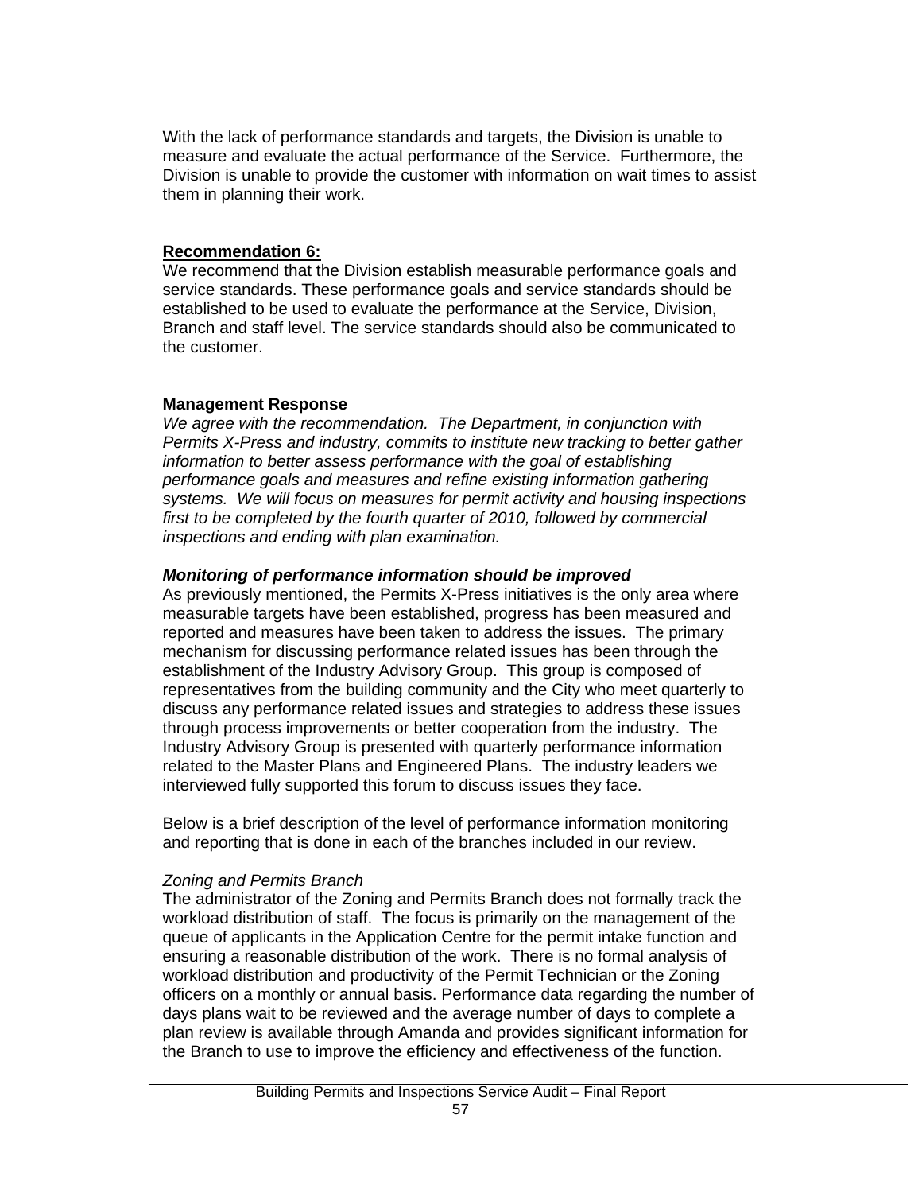With the lack of performance standards and targets, the Division is unable to measure and evaluate the actual performance of the Service. Furthermore, the Division is unable to provide the customer with information on wait times to assist them in planning their work.

**Recommendation 6:**
We recommend that the Division establish measurable performance goals and service standards. These performance goals and service standards should be established to be used to evaluate the performance at the Service, Division, Branch and staff level. The service standards should also be communicated to the customer.

**Management Response**
*We agree with the recommendation. The Department, in conjunction with Permits X-Press and industry, commits to institute new tracking to better gather information to better assess performance with the goal of establishing performance goals and measures and refine existing information gathering systems. We will focus on measures for permit activity and housing inspections first to be completed by the fourth quarter of 2010, followed by commercial inspections and ending with plan examination.*

***Monitoring of performance information should be improved***
As previously mentioned, the Permits X-Press initiatives is the only area where measurable targets have been established, progress has been measured and reported and measures have been taken to address the issues. The primary mechanism for discussing performance related issues has been through the establishment of the Industry Advisory Group. This group is composed of representatives from the building community and the City who meet quarterly to discuss any performance related issues and strategies to address these issues through process improvements or better cooperation from the industry. The Industry Advisory Group is presented with quarterly performance information related to the Master Plans and Engineered Plans. The industry leaders we interviewed fully supported this forum to discuss issues they face.

Below is a brief description of the level of performance information monitoring and reporting that is done in each of the branches included in our review.

*Zoning and Permits Branch*
The administrator of the Zoning and Permits Branch does not formally track the workload distribution of staff. The focus is primarily on the management of the queue of applicants in the Application Centre for the permit intake function and ensuring a reasonable distribution of the work. There is no formal analysis of workload distribution and productivity of the Permit Technician or the Zoning officers on a monthly or annual basis. Performance data regarding the number of days plans wait to be reviewed and the average number of days to complete a plan review is available through Amanda and provides significant information for the Branch to use to improve the efficiency and effectiveness of the function.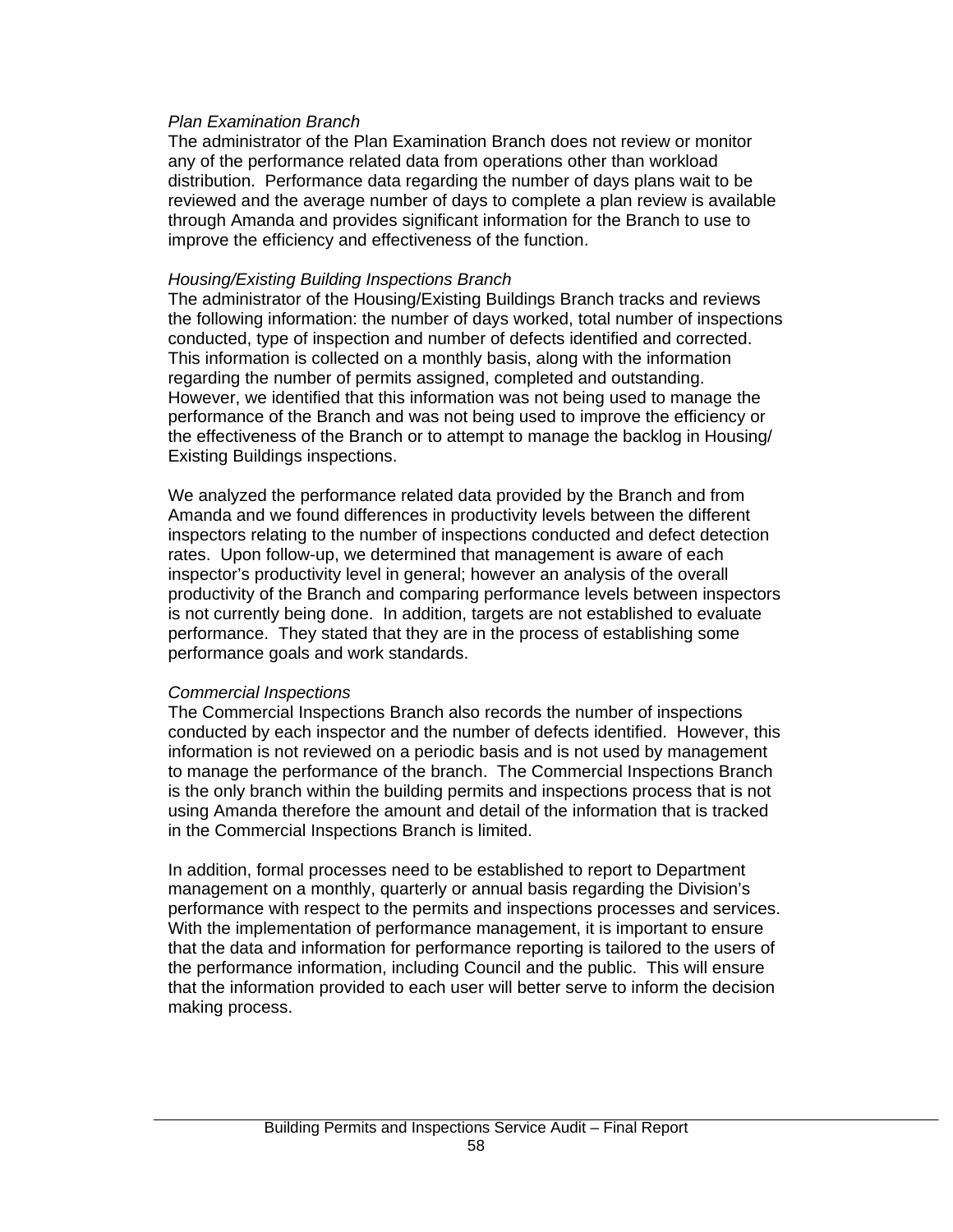*Plan Examination Branch*

The administrator of the Plan Examination Branch does not review or monitor any of the performance related data from operations other than workload distribution. Performance data regarding the number of days plans wait to be reviewed and the average number of days to complete a plan review is available through Amanda and provides significant information for the Branch to use to improve the efficiency and effectiveness of the function.

*Housing/Existing Building Inspections Branch*

The administrator of the Housing/Existing Buildings Branch tracks and reviews the following information: the number of days worked, total number of inspections conducted, type of inspection and number of defects identified and corrected. This information is collected on a monthly basis, along with the information regarding the number of permits assigned, completed and outstanding. However, we identified that this information was not being used to manage the performance of the Branch and was not being used to improve the efficiency or the effectiveness of the Branch or to attempt to manage the backlog in Housing/ Existing Buildings inspections.

We analyzed the performance related data provided by the Branch and from Amanda and we found differences in productivity levels between the different inspectors relating to the number of inspections conducted and defect detection rates. Upon follow-up, we determined that management is aware of each inspector's productivity level in general; however an analysis of the overall productivity of the Branch and comparing performance levels between inspectors is not currently being done. In addition, targets are not established to evaluate performance. They stated that they are in the process of establishing some performance goals and work standards.

*Commercial Inspections*

The Commercial Inspections Branch also records the number of inspections conducted by each inspector and the number of defects identified. However, this information is not reviewed on a periodic basis and is not used by management to manage the performance of the branch. The Commercial Inspections Branch is the only branch within the building permits and inspections process that is not using Amanda therefore the amount and detail of the information that is tracked in the Commercial Inspections Branch is limited.

In addition, formal processes need to be established to report to Department management on a monthly, quarterly or annual basis regarding the Division's performance with respect to the permits and inspections processes and services. With the implementation of performance management, it is important to ensure that the data and information for performance reporting is tailored to the users of the performance information, including Council and the public. This will ensure that the information provided to each user will better serve to inform the decision making process.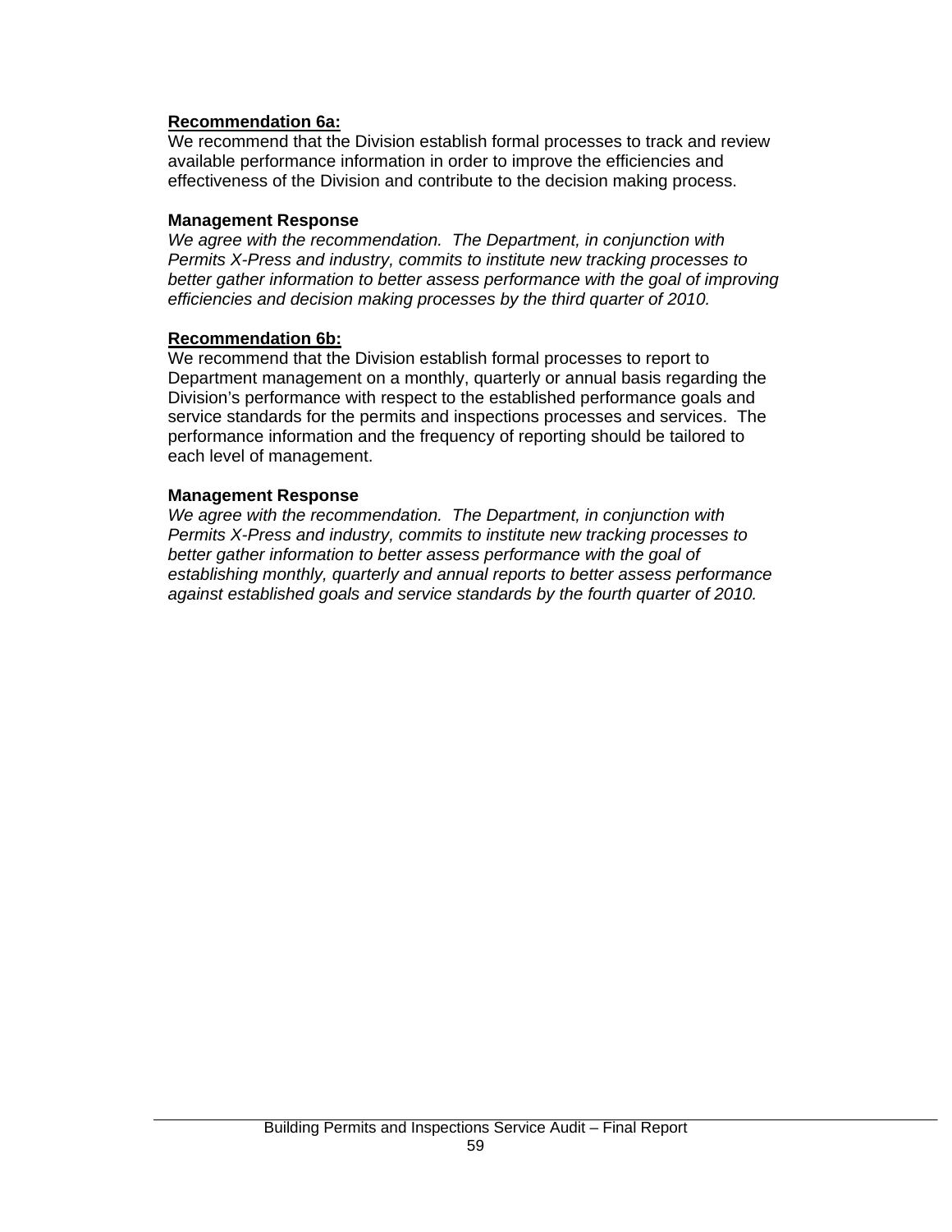**Recommendation 6a:**

We recommend that the Division establish formal processes to track and review available performance information in order to improve the efficiencies and effectiveness of the Division and contribute to the decision making process.

**Management Response**

*We agree with the recommendation. The Department, in conjunction with Permits X-Press and industry, commits to institute new tracking processes to better gather information to better assess performance with the goal of improving efficiencies and decision making processes by the third quarter of 2010.*

**Recommendation 6b:**

We recommend that the Division establish formal processes to report to Department management on a monthly, quarterly or annual basis regarding the Division's performance with respect to the established performance goals and service standards for the permits and inspections processes and services. The performance information and the frequency of reporting should be tailored to each level of management.

**Management Response**

*We agree with the recommendation. The Department, in conjunction with Permits X-Press and industry, commits to institute new tracking processes to better gather information to better assess performance with the goal of establishing monthly, quarterly and annual reports to better assess performance against established goals and service standards by the fourth quarter of 2010.*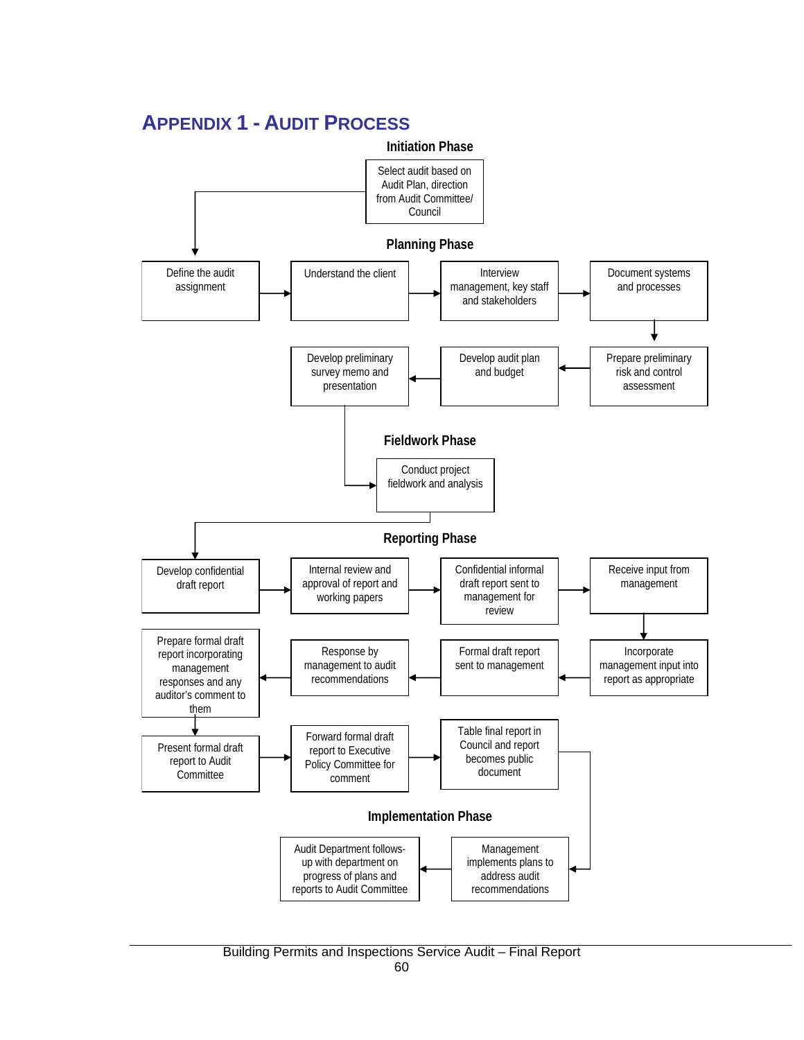# APPENDIX 1 - AUDIT PROCESS

### Initiation Phase

- Select audit based on Audit Plan, direction from Audit Committee/ Council

### Planning Phase

- Define the audit assignment
- Understand the client
- Interview management, key staff and stakeholders
- Document systems and processes
- Prepare preliminary risk and control assessment
- Develop audit plan and budget
- Develop preliminary survey memo and presentation

### Fieldwork Phase

- Conduct project fieldwork and analysis

### Reporting Phase

- Develop confidential draft report
- Internal review and approval of report and working papers
- Confidential informal draft report sent to management for review
- Receive input from management
- Incorporate management input into report as appropriate
- Formal draft report sent to management
- Response by management to audit recommendations
- Prepare formal draft report incorporating management responses and any auditor's comment to them
- Present formal draft report to Audit Committee
- Forward formal draft report to Executive Policy Committee for comment
- Table final report in Council and report becomes public document

### Implementation Phase

- Management implements plans to address audit recommendations
- Audit Department follows-up with department on progress of plans and reports to Audit Committee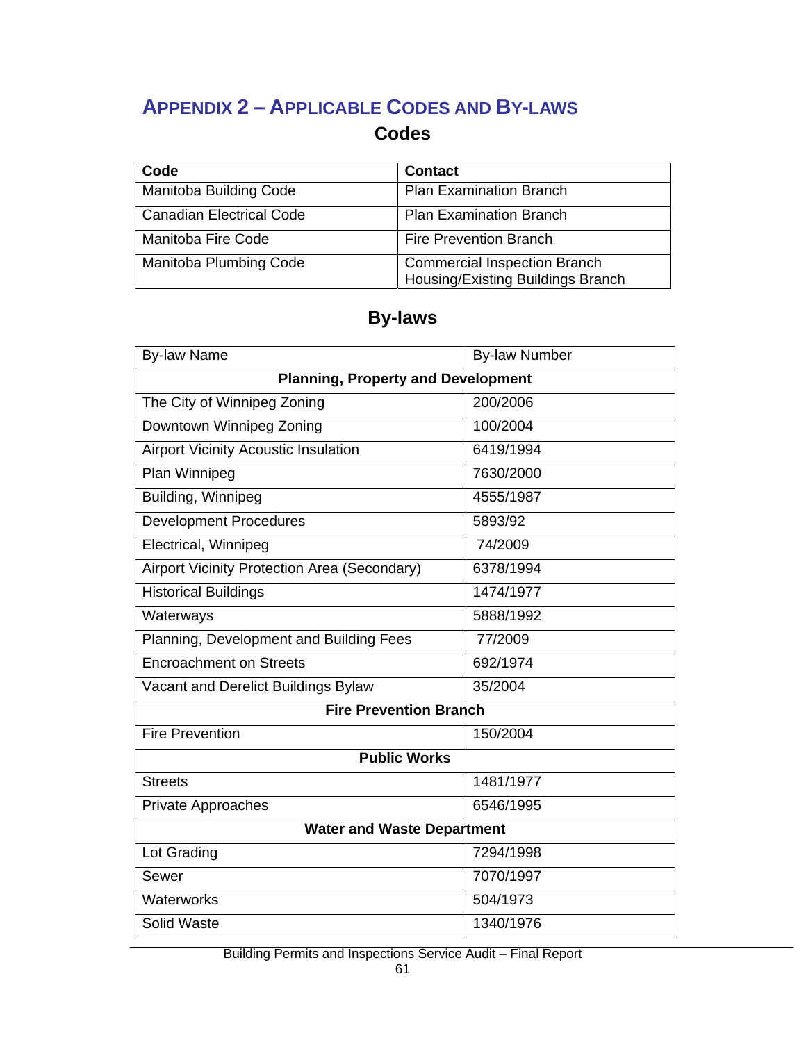# APPENDIX 2 – APPLICABLE CODES AND BY-LAWS

## Codes

| Code | Contact |
|---|---|
| Manitoba Building Code | Plan Examination Branch |
| Canadian Electrical Code | Plan Examination Branch |
| Manitoba Fire Code | Fire Prevention Branch |
| Manitoba Plumbing Code | Commercial Inspection Branch<br>Housing/Existing Buildings Branch |

## By-laws

| By-law Name | By-law Number |
|---|---|
| **Planning, Property and Development** | |
| The City of Winnipeg Zoning | 200/2006 |
| Downtown Winnipeg Zoning | 100/2004 |
| Airport Vicinity Acoustic Insulation | 6419/1994 |
| Plan Winnipeg | 7630/2000 |
| Building, Winnipeg | 4555/1987 |
| Development Procedures | 5893/92 |
| Electrical, Winnipeg | 74/2009 |
| Airport Vicinity Protection Area (Secondary) | 6378/1994 |
| Historical Buildings | 1474/1977 |
| Waterways | 5888/1992 |
| Planning, Development and Building Fees | 77/2009 |
| Encroachment on Streets | 692/1974 |
| Vacant and Derelict Buildings Bylaw | 35/2004 |
| **Fire Prevention Branch** | |
| Fire Prevention | 150/2004 |
| **Public Works** | |
| Streets | 1481/1977 |
| Private Approaches | 6546/1995 |
| **Water and Waste Department** | |
| Lot Grading | 7294/1998 |
| Sewer | 7070/1997 |
| Waterworks | 504/1973 |
| Solid Waste | 1340/1976 |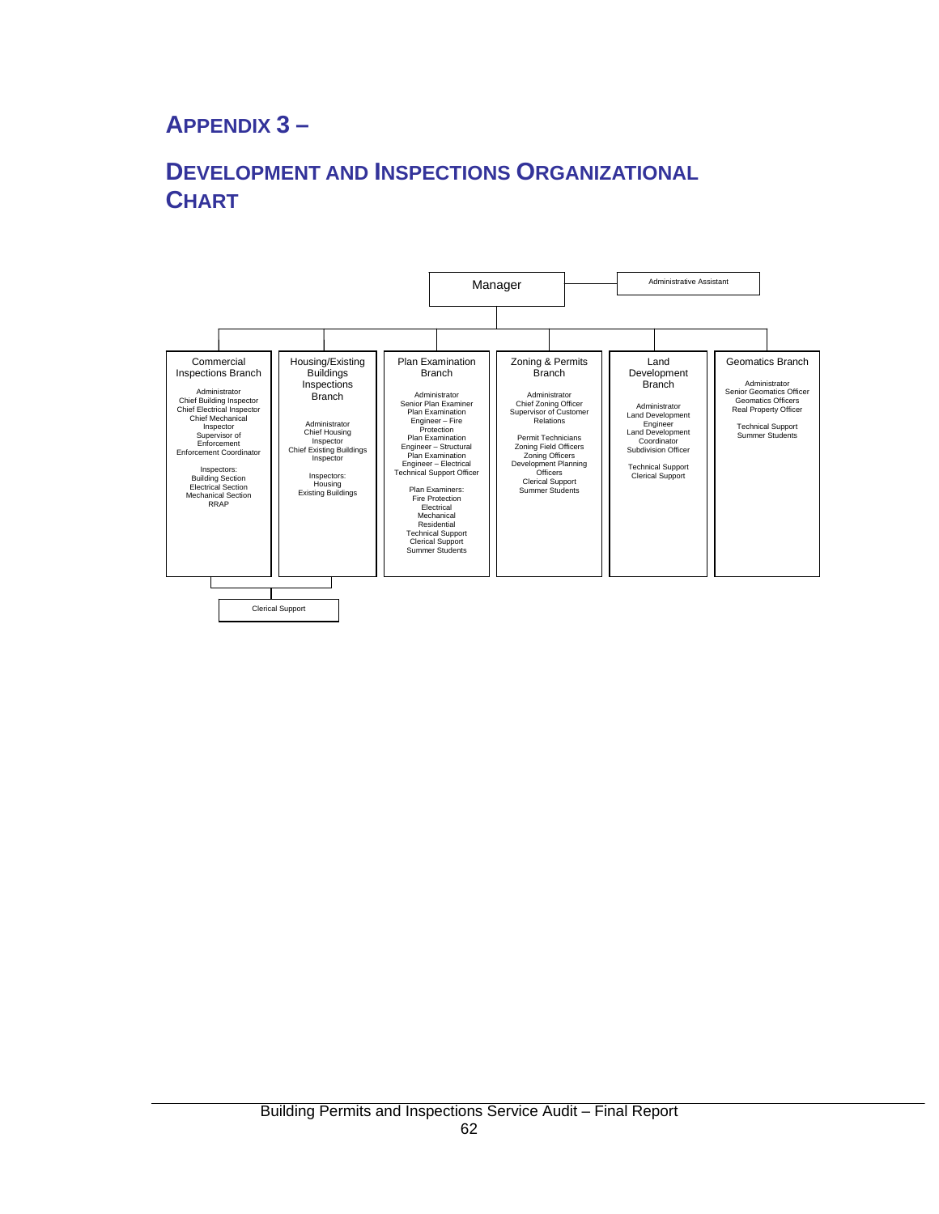# APPENDIX 3 –

# DEVELOPMENT AND INSPECTIONS ORGANIZATIONAL CHART

- **Manager**
  - Administrative Assistant
  - **Commercial Inspections Branch**
    - Administrator
    - Chief Building Inspector
    - Chief Electrical Inspector
    - Chief Mechanical Inspector
    - Supervisor of Enforcement
    - Enforcement Coordinator
    - Inspectors:
      - Building Section
      - Electrical Section
      - Mechanical Section
      - RRAP
  - **Housing/Existing Buildings Inspections Branch**
    - Administrator
    - Chief Housing Inspector
    - Chief Existing Buildings Inspector
    - Inspectors:
      - Housing
      - Existing Buildings
  - Clerical Support (shared by Commercial Inspections Branch and Housing/Existing Buildings Inspections Branch)
  - **Plan Examination Branch**
    - Administrator
    - Senior Plan Examiner
    - Plan Examination Engineer – Fire Protection
    - Plan Examination Engineer – Structural
    - Plan Examination Engineer – Electrical
    - Technical Support Officer
    - Plan Examiners:
      - Fire Protection
      - Electrical
      - Mechanical
      - Residential
    - Technical Support
    - Clerical Support
    - Summer Students
  - **Zoning & Permits Branch**
    - Administrator
    - Chief Zoning Officer
    - Supervisor of Customer Relations
    - Permit Technicians
    - Zoning Field Officers
    - Zoning Officers
    - Development Planning Officers
    - Clerical Support
    - Summer Students
  - **Land Development Branch**
    - Administrator
    - Land Development Engineer
    - Land Development Coordinator
    - Subdivision Officer
    - Technical Support
    - Clerical Support
  - **Geomatics Branch**
    - Administrator
    - Senior Geomatics Officer
    - Geomatics Officers
    - Real Property Officer
    - Technical Support
    - Summer Students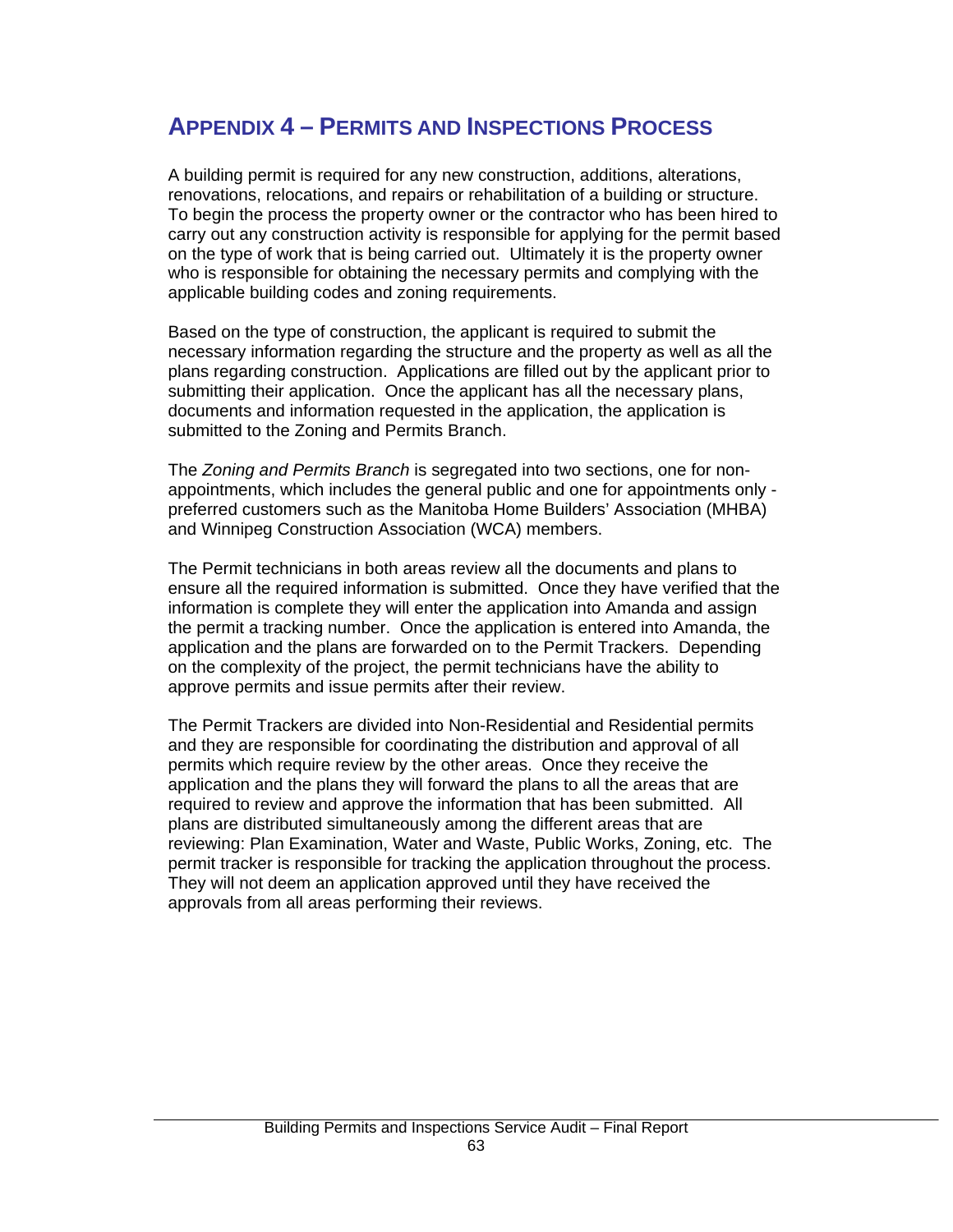# APPENDIX 4 – PERMITS AND INSPECTIONS PROCESS

A building permit is required for any new construction, additions, alterations, renovations, relocations, and repairs or rehabilitation of a building or structure. To begin the process the property owner or the contractor who has been hired to carry out any construction activity is responsible for applying for the permit based on the type of work that is being carried out. Ultimately it is the property owner who is responsible for obtaining the necessary permits and complying with the applicable building codes and zoning requirements.

Based on the type of construction, the applicant is required to submit the necessary information regarding the structure and the property as well as all the plans regarding construction. Applications are filled out by the applicant prior to submitting their application. Once the applicant has all the necessary plans, documents and information requested in the application, the application is submitted to the Zoning and Permits Branch.

The *Zoning and Permits Branch* is segregated into two sections, one for non-appointments, which includes the general public and one for appointments only - preferred customers such as the Manitoba Home Builders' Association (MHBA) and Winnipeg Construction Association (WCA) members.

The Permit technicians in both areas review all the documents and plans to ensure all the required information is submitted. Once they have verified that the information is complete they will enter the application into Amanda and assign the permit a tracking number. Once the application is entered into Amanda, the application and the plans are forwarded on to the Permit Trackers. Depending on the complexity of the project, the permit technicians have the ability to approve permits and issue permits after their review.

The Permit Trackers are divided into Non-Residential and Residential permits and they are responsible for coordinating the distribution and approval of all permits which require review by the other areas. Once they receive the application and the plans they will forward the plans to all the areas that are required to review and approve the information that has been submitted. All plans are distributed simultaneously among the different areas that are reviewing: Plan Examination, Water and Waste, Public Works, Zoning, etc. The permit tracker is responsible for tracking the application throughout the process. They will not deem an application approved until they have received the approvals from all areas performing their reviews.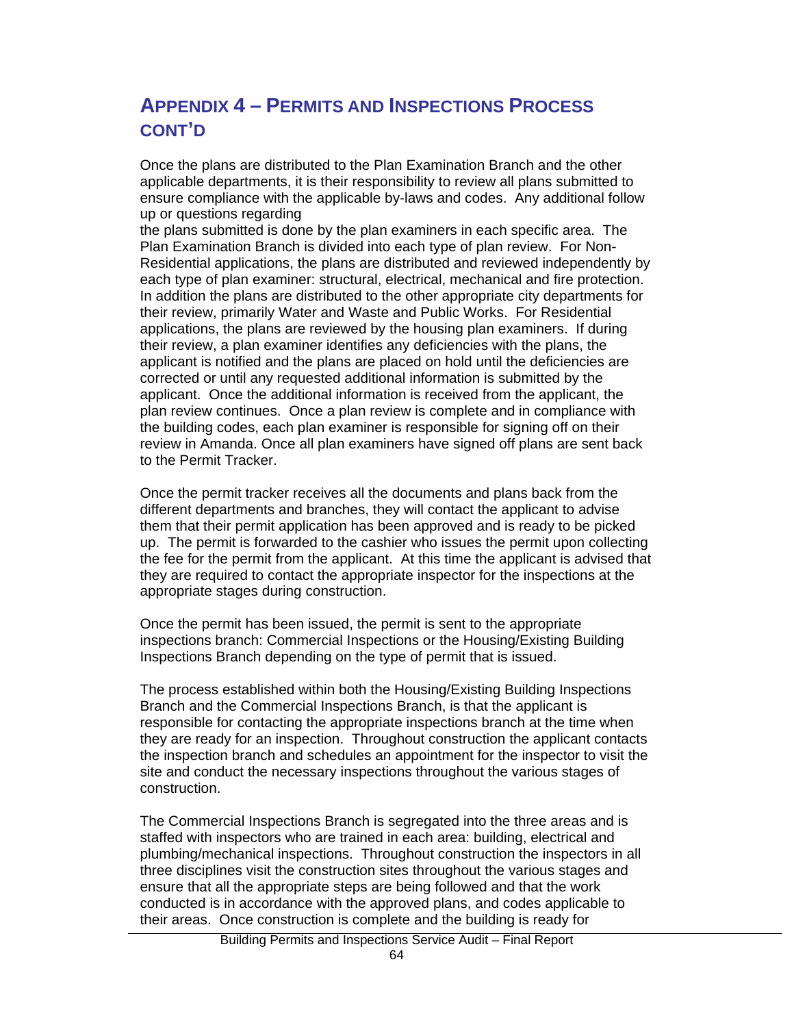## APPENDIX 4 – PERMITS AND INSPECTIONS PROCESS CONT'D

Once the plans are distributed to the Plan Examination Branch and the other applicable departments, it is their responsibility to review all plans submitted to ensure compliance with the applicable by-laws and codes. Any additional follow up or questions regarding the plans submitted is done by the plan examiners in each specific area. The Plan Examination Branch is divided into each type of plan review. For Non-Residential applications, the plans are distributed and reviewed independently by each type of plan examiner: structural, electrical, mechanical and fire protection. In addition the plans are distributed to the other appropriate city departments for their review, primarily Water and Waste and Public Works. For Residential applications, the plans are reviewed by the housing plan examiners. If during their review, a plan examiner identifies any deficiencies with the plans, the applicant is notified and the plans are placed on hold until the deficiencies are corrected or until any requested additional information is submitted by the applicant. Once the additional information is received from the applicant, the plan review continues. Once a plan review is complete and in compliance with the building codes, each plan examiner is responsible for signing off on their review in Amanda. Once all plan examiners have signed off plans are sent back to the Permit Tracker.

Once the permit tracker receives all the documents and plans back from the different departments and branches, they will contact the applicant to advise them that their permit application has been approved and is ready to be picked up. The permit is forwarded to the cashier who issues the permit upon collecting the fee for the permit from the applicant. At this time the applicant is advised that they are required to contact the appropriate inspector for the inspections at the appropriate stages during construction.

Once the permit has been issued, the permit is sent to the appropriate inspections branch: Commercial Inspections or the Housing/Existing Building Inspections Branch depending on the type of permit that is issued.

The process established within both the Housing/Existing Building Inspections Branch and the Commercial Inspections Branch, is that the applicant is responsible for contacting the appropriate inspections branch at the time when they are ready for an inspection. Throughout construction the applicant contacts the inspection branch and schedules an appointment for the inspector to visit the site and conduct the necessary inspections throughout the various stages of construction.

The Commercial Inspections Branch is segregated into the three areas and is staffed with inspectors who are trained in each area: building, electrical and plumbing/mechanical inspections. Throughout construction the inspectors in all three disciplines visit the construction sites throughout the various stages and ensure that all the appropriate steps are being followed and that the work conducted is in accordance with the approved plans, and codes applicable to their areas. Once construction is complete and the building is ready for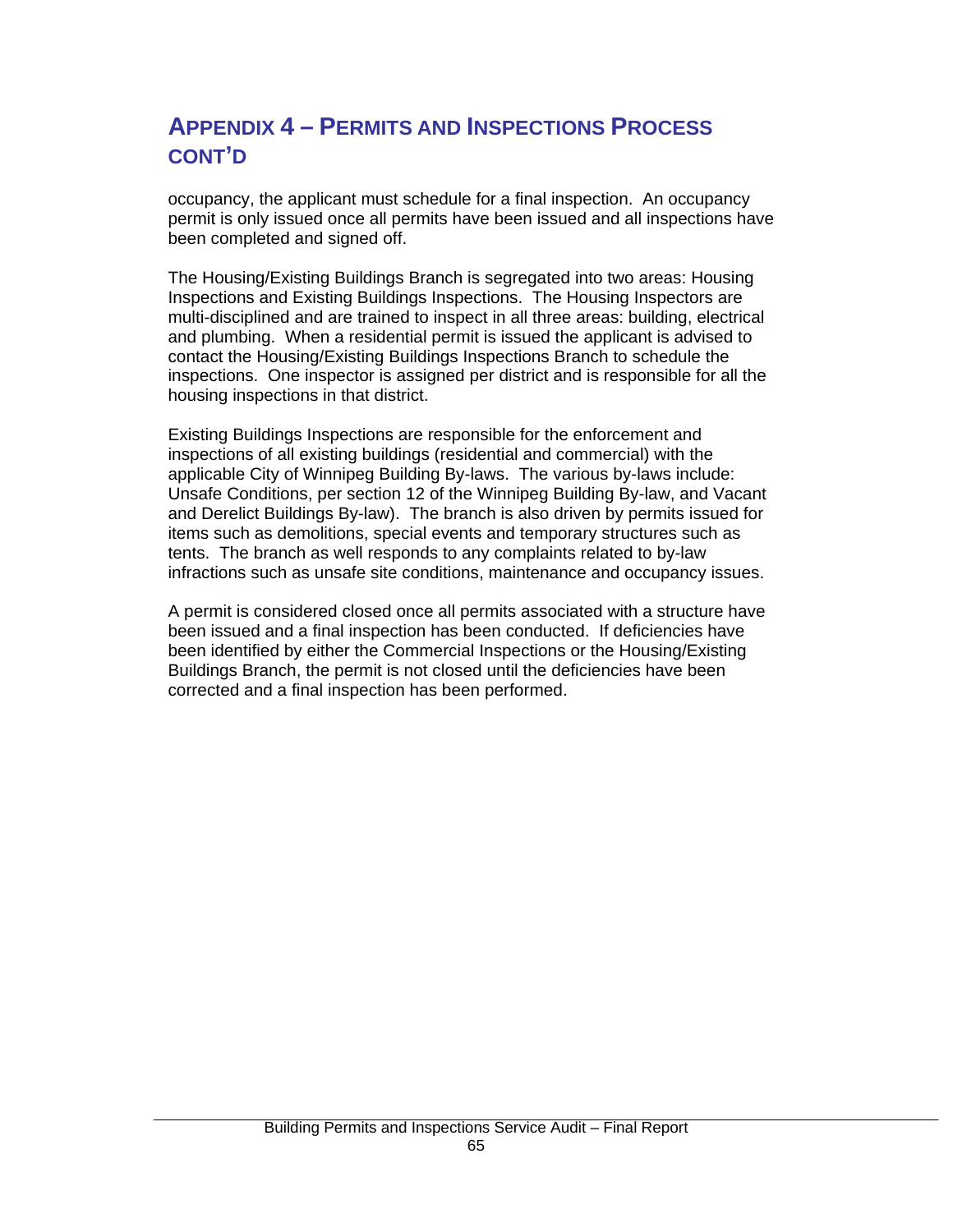## APPENDIX 4 – PERMITS AND INSPECTIONS PROCESS CONT'D

occupancy, the applicant must schedule for a final inspection. An occupancy permit is only issued once all permits have been issued and all inspections have been completed and signed off.

The Housing/Existing Buildings Branch is segregated into two areas: Housing Inspections and Existing Buildings Inspections. The Housing Inspectors are multi-disciplined and are trained to inspect in all three areas: building, electrical and plumbing. When a residential permit is issued the applicant is advised to contact the Housing/Existing Buildings Inspections Branch to schedule the inspections. One inspector is assigned per district and is responsible for all the housing inspections in that district.

Existing Buildings Inspections are responsible for the enforcement and inspections of all existing buildings (residential and commercial) with the applicable City of Winnipeg Building By-laws. The various by-laws include: Unsafe Conditions, per section 12 of the Winnipeg Building By-law, and Vacant and Derelict Buildings By-law). The branch is also driven by permits issued for items such as demolitions, special events and temporary structures such as tents. The branch as well responds to any complaints related to by-law infractions such as unsafe site conditions, maintenance and occupancy issues.

A permit is considered closed once all permits associated with a structure have been issued and a final inspection has been conducted. If deficiencies have been identified by either the Commercial Inspections or the Housing/Existing Buildings Branch, the permit is not closed until the deficiencies have been corrected and a final inspection has been performed.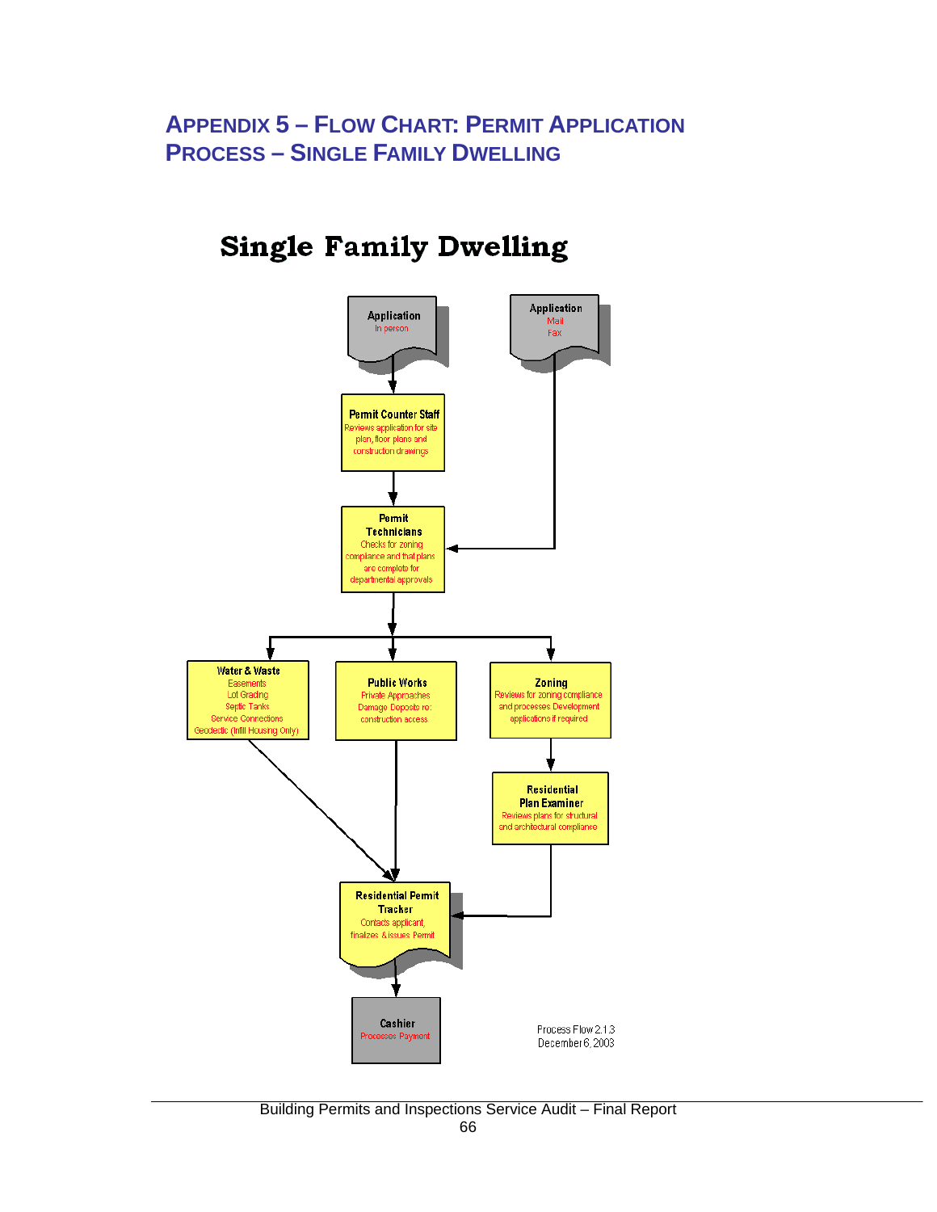# APPENDIX 5 – FLOW CHART: PERMIT APPLICATION PROCESS – SINGLE FAMILY DWELLING

## Single Family Dwelling

**Application**
In person

**Application**
Mail
Fax

**Permit Counter Staff**
Reviews application for site plan, floor plans and construction drawings

**Permit Technicians**
Checks for zoning compliance and that plans are complete for departmental approvals

**Water & Waste**
Easements
Lot Grading
Septic Tanks
Service Connections
Geodetic (Infill Housing Only)

**Public Works**
Private Approaches
Damage Deposits re: construction access

**Zoning**
Reviews for zoning compliance and processes Development applications if required

**Residential Plan Examiner**
Reviews plans for structural and architectural compliance

**Residential Permit Tracker**
Contacts applicant, finalizes & issues Permit

**Cashier**
Processes Payment

Process Flow 2.1.3
December 6, 2003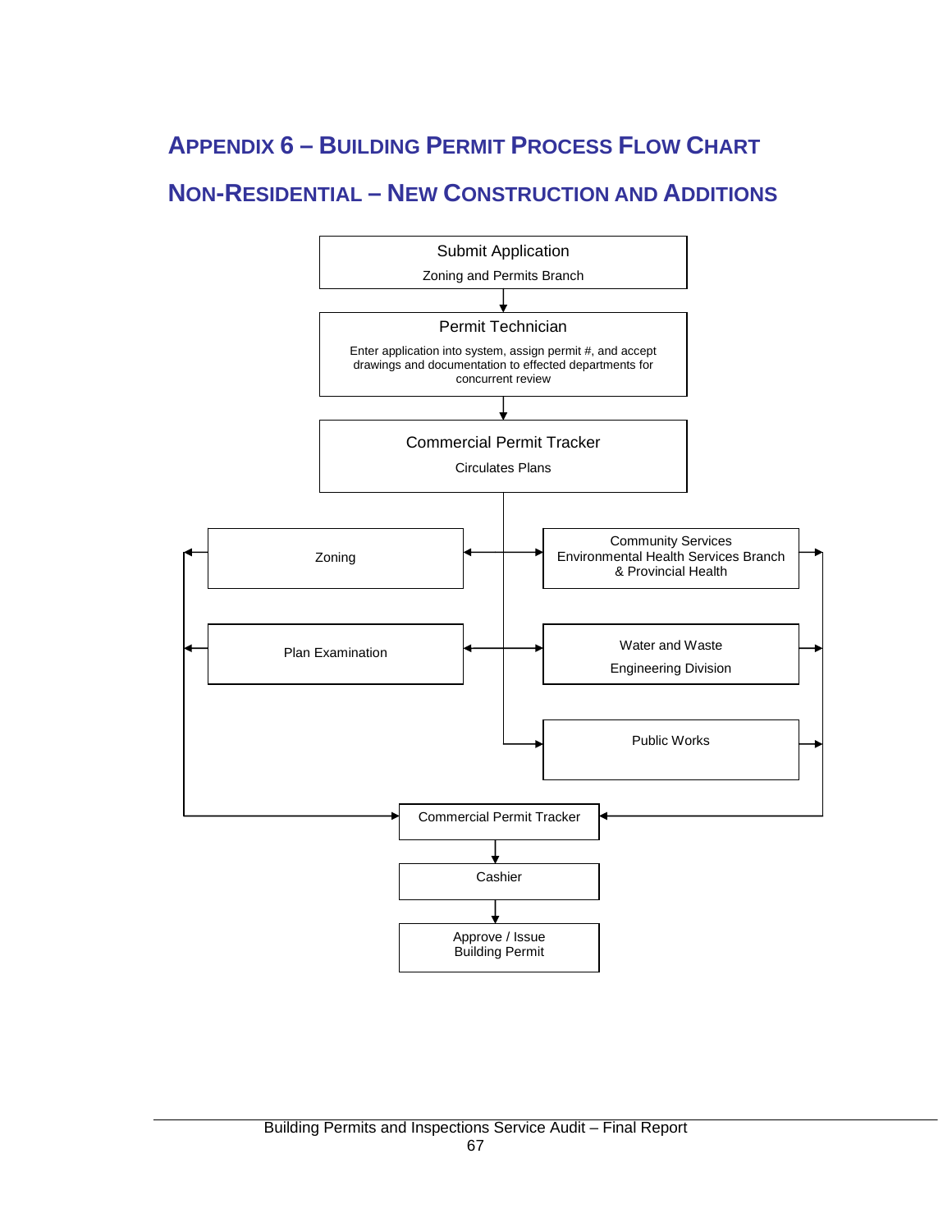## Appendix 6 – Building Permit Process Flow Chart

## Non-Residential – New Construction and Additions

Submit Application

Zoning and Permits Branch

Permit Technician

Enter application into system, assign permit #, and accept drawings and documentation to effected departments for concurrent review

Commercial Permit Tracker

Circulates Plans

Zoning

Community Services Environmental Health Services Branch & Provincial Health

Plan Examination

Water and Waste

Engineering Division

Public Works

Commercial Permit Tracker

Cashier

Approve / Issue Building Permit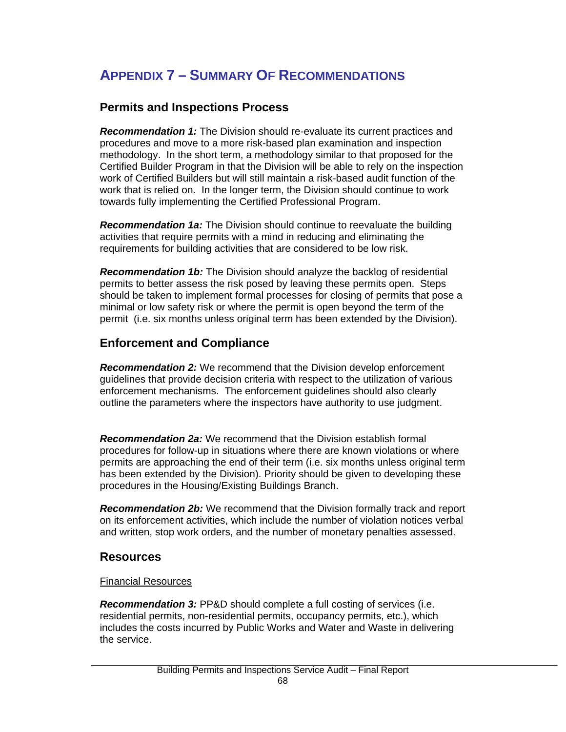# APPENDIX 7 – SUMMARY OF RECOMMENDATIONS

## Permits and Inspections Process

***Recommendation 1:*** The Division should re-evaluate its current practices and procedures and move to a more risk-based plan examination and inspection methodology. In the short term, a methodology similar to that proposed for the Certified Builder Program in that the Division will be able to rely on the inspection work of Certified Builders but will still maintain a risk-based audit function of the work that is relied on. In the longer term, the Division should continue to work towards fully implementing the Certified Professional Program.

***Recommendation 1a:*** The Division should continue to reevaluate the building activities that require permits with a mind in reducing and eliminating the requirements for building activities that are considered to be low risk.

***Recommendation 1b:*** The Division should analyze the backlog of residential permits to better assess the risk posed by leaving these permits open. Steps should be taken to implement formal processes for closing of permits that pose a minimal or low safety risk or where the permit is open beyond the term of the permit (i.e. six months unless original term has been extended by the Division).

## Enforcement and Compliance

***Recommendation 2:*** We recommend that the Division develop enforcement guidelines that provide decision criteria with respect to the utilization of various enforcement mechanisms. The enforcement guidelines should also clearly outline the parameters where the inspectors have authority to use judgment.

***Recommendation 2a:*** We recommend that the Division establish formal procedures for follow-up in situations where there are known violations or where permits are approaching the end of their term (i.e. six months unless original term has been extended by the Division). Priority should be given to developing these procedures in the Housing/Existing Buildings Branch.

***Recommendation 2b:*** We recommend that the Division formally track and report on its enforcement activities, which include the number of violation notices verbal and written, stop work orders, and the number of monetary penalties assessed.

## Resources

<u>Financial Resources</u>

***Recommendation 3:*** PP&D should complete a full costing of services (i.e. residential permits, non-residential permits, occupancy permits, etc.), which includes the costs incurred by Public Works and Water and Waste in delivering the service.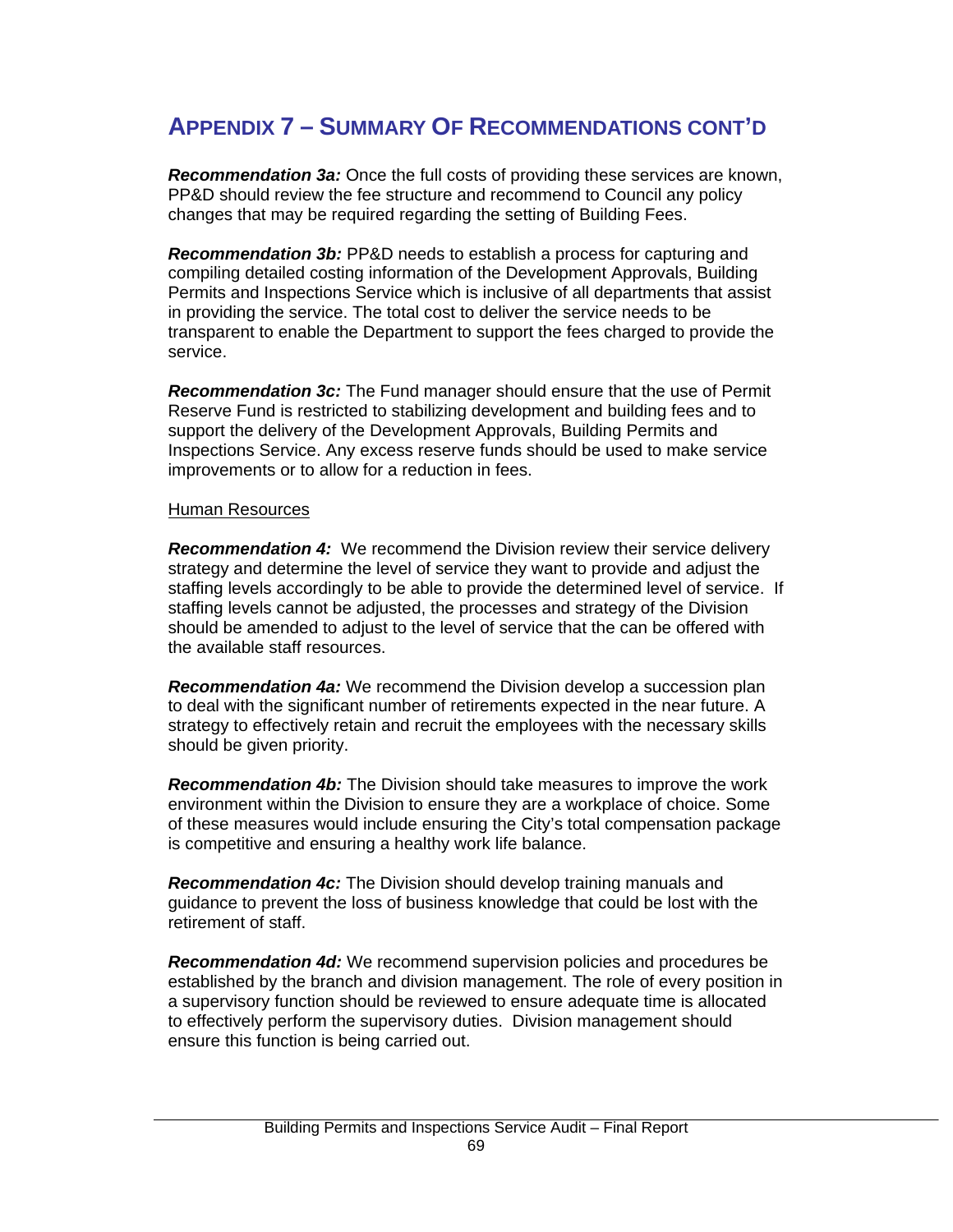## Appendix 7 – Summary Of Recommendations cont'd

***Recommendation 3a:*** Once the full costs of providing these services are known, PP&D should review the fee structure and recommend to Council any policy changes that may be required regarding the setting of Building Fees.

***Recommendation 3b:*** PP&D needs to establish a process for capturing and compiling detailed costing information of the Development Approvals, Building Permits and Inspections Service which is inclusive of all departments that assist in providing the service. The total cost to deliver the service needs to be transparent to enable the Department to support the fees charged to provide the service.

***Recommendation 3c:*** The Fund manager should ensure that the use of Permit Reserve Fund is restricted to stabilizing development and building fees and to support the delivery of the Development Approvals, Building Permits and Inspections Service. Any excess reserve funds should be used to make service improvements or to allow for a reduction in fees.

<u>Human Resources</u>

***Recommendation 4:*** We recommend the Division review their service delivery strategy and determine the level of service they want to provide and adjust the staffing levels accordingly to be able to provide the determined level of service. If staffing levels cannot be adjusted, the processes and strategy of the Division should be amended to adjust to the level of service that the can be offered with the available staff resources.

***Recommendation 4a:*** We recommend the Division develop a succession plan to deal with the significant number of retirements expected in the near future. A strategy to effectively retain and recruit the employees with the necessary skills should be given priority.

***Recommendation 4b:*** The Division should take measures to improve the work environment within the Division to ensure they are a workplace of choice. Some of these measures would include ensuring the City's total compensation package is competitive and ensuring a healthy work life balance.

***Recommendation 4c:*** The Division should develop training manuals and guidance to prevent the loss of business knowledge that could be lost with the retirement of staff.

***Recommendation 4d:*** We recommend supervision policies and procedures be established by the branch and division management. The role of every position in a supervisory function should be reviewed to ensure adequate time is allocated to effectively perform the supervisory duties. Division management should ensure this function is being carried out.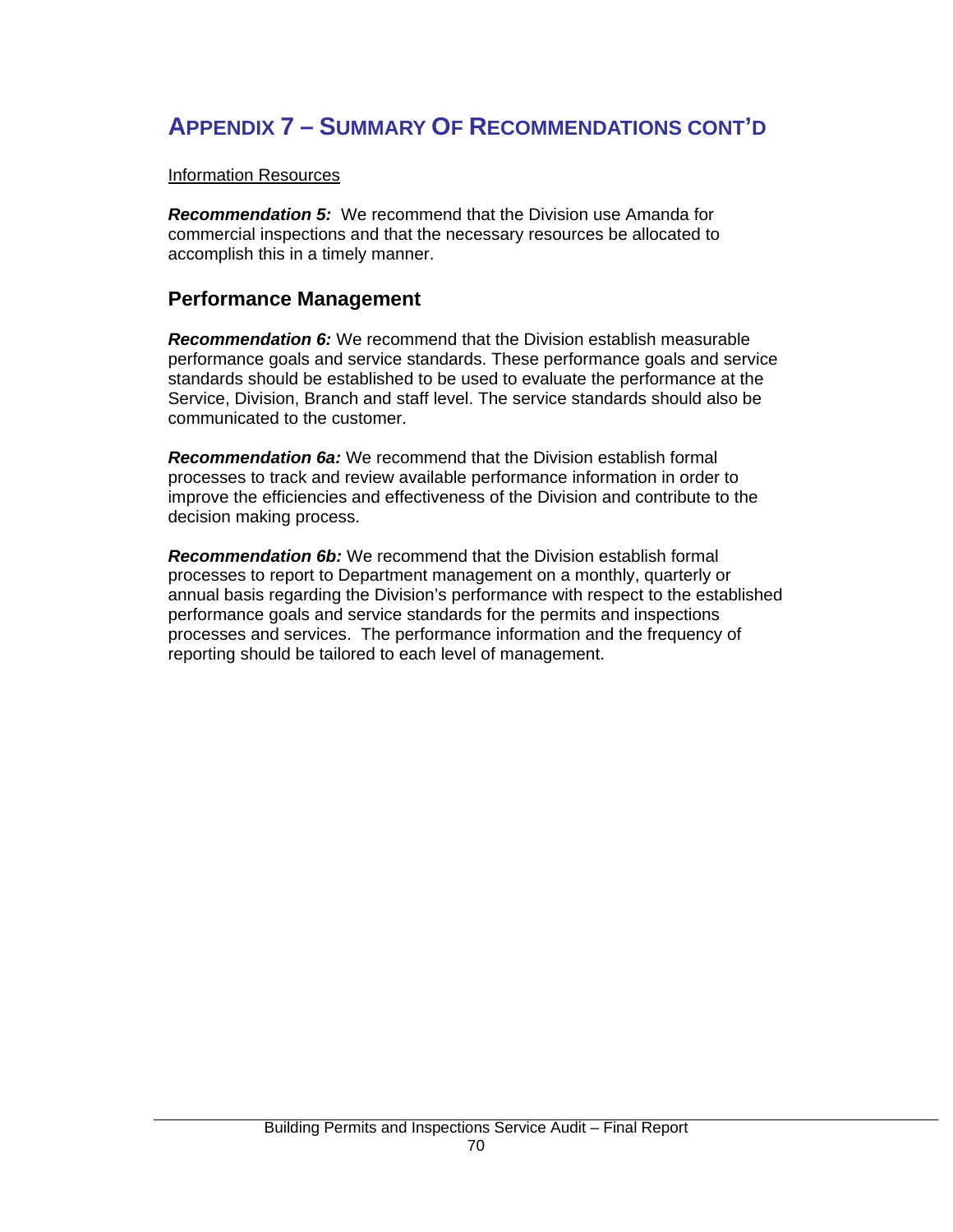# APPENDIX 7 – SUMMARY OF RECOMMENDATIONS CONT'D

Information Resources

***Recommendation 5:*** We recommend that the Division use Amanda for commercial inspections and that the necessary resources be allocated to accomplish this in a timely manner.

## Performance Management

***Recommendation 6:*** We recommend that the Division establish measurable performance goals and service standards. These performance goals and service standards should be established to be used to evaluate the performance at the Service, Division, Branch and staff level. The service standards should also be communicated to the customer.

***Recommendation 6a:*** We recommend that the Division establish formal processes to track and review available performance information in order to improve the efficiencies and effectiveness of the Division and contribute to the decision making process.

***Recommendation 6b:*** We recommend that the Division establish formal processes to report to Department management on a monthly, quarterly or annual basis regarding the Division's performance with respect to the established performance goals and service standards for the permits and inspections processes and services. The performance information and the frequency of reporting should be tailored to each level of management.